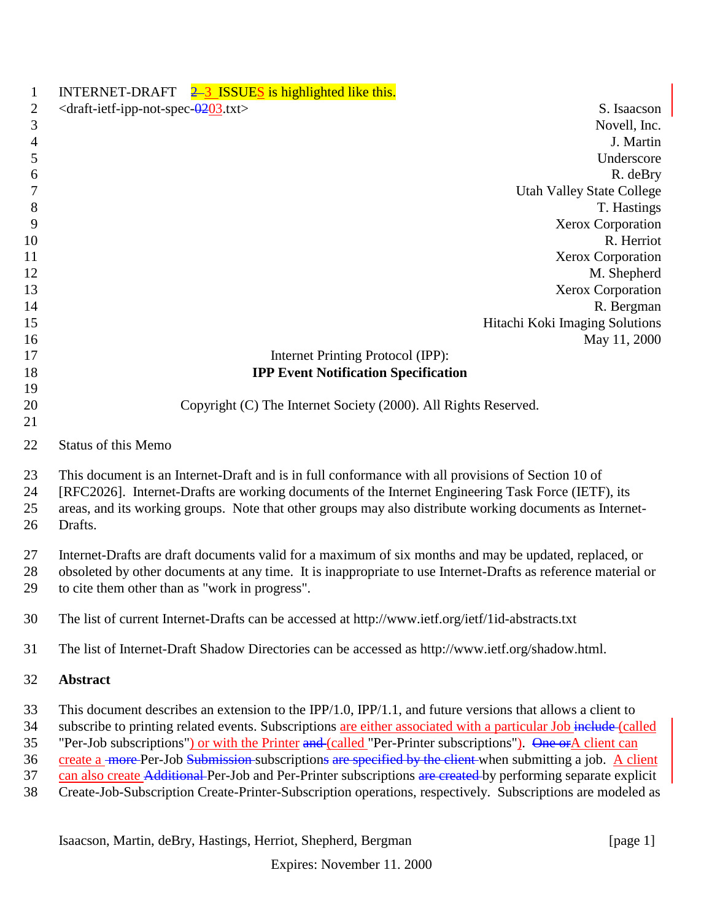INTERNET-DRAFT 2 3 ISSUES is highlighted like this.
<draft-ietf-ipp-not-spec-0203.txt>

S. Isaacson
Novell, Inc.
J. Martin
Underscore
R. deBry
Utah Valley State College
T. Hastings
Xerox Corporation
R. Herriot
Xerox Corporation
M. Shepherd
Xerox Corporation
R. Bergman
Hitachi Koki Imaging Solutions
May 11, 2000

Internet Printing Protocol (IPP):
**IPP Event Notification Specification**

Copyright (C) The Internet Society (2000). All Rights Reserved.

Status of this Memo

This document is an Internet-Draft and is in full conformance with all provisions of Section 10 of [RFC2026]. Internet-Drafts are working documents of the Internet Engineering Task Force (IETF), its areas, and its working groups. Note that other groups may also distribute working documents as Internet-Drafts.

Internet-Drafts are draft documents valid for a maximum of six months and may be updated, replaced, or obsoleted by other documents at any time. It is inappropriate to use Internet-Drafts as reference material or to cite them other than as "work in progress".

The list of current Internet-Drafts can be accessed at http://www.ietf.org/ietf/1id-abstracts.txt

The list of Internet-Draft Shadow Directories can be accessed as http://www.ietf.org/shadow.html.

**Abstract**

This document describes an extension to the IPP/1.0, IPP/1.1, and future versions that allows a client to subscribe to printing related events. Subscriptions are either associated with a particular Job include (called "Per-Job subscriptions") or with the Printer and (called "Per-Printer subscriptions"). One orA client can create a more Per-Job Submission subscriptions are specified by the client when submitting a job. A client can also create Additional Per-Job and Per-Printer subscriptions are created by performing separate explicit Create-Job-Subscription Create-Printer-Subscription operations, respectively. Subscriptions are modeled as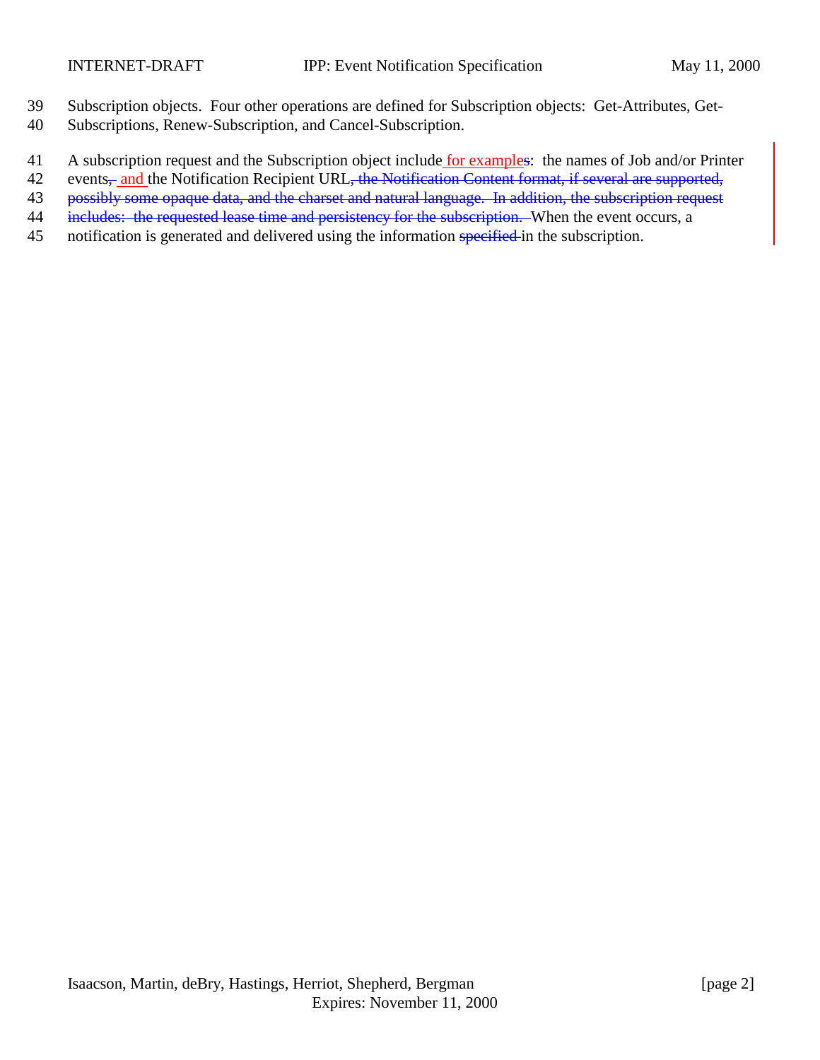Subscription objects. Four other operations are defined for Subscription objects: Get-Attributes, Get-Subscriptions, Renew-Subscription, and Cancel-Subscription.

A subscription request and the Subscription object include for examples: the names of Job and/or Printer events, and the Notification Recipient URL, the Notification Content format, if several are supported, possibly some opaque data, and the charset and natural language. In addition, the subscription request includes: the requested lease time and persistency for the subscription. When the event occurs, a notification is generated and delivered using the information specified in the subscription.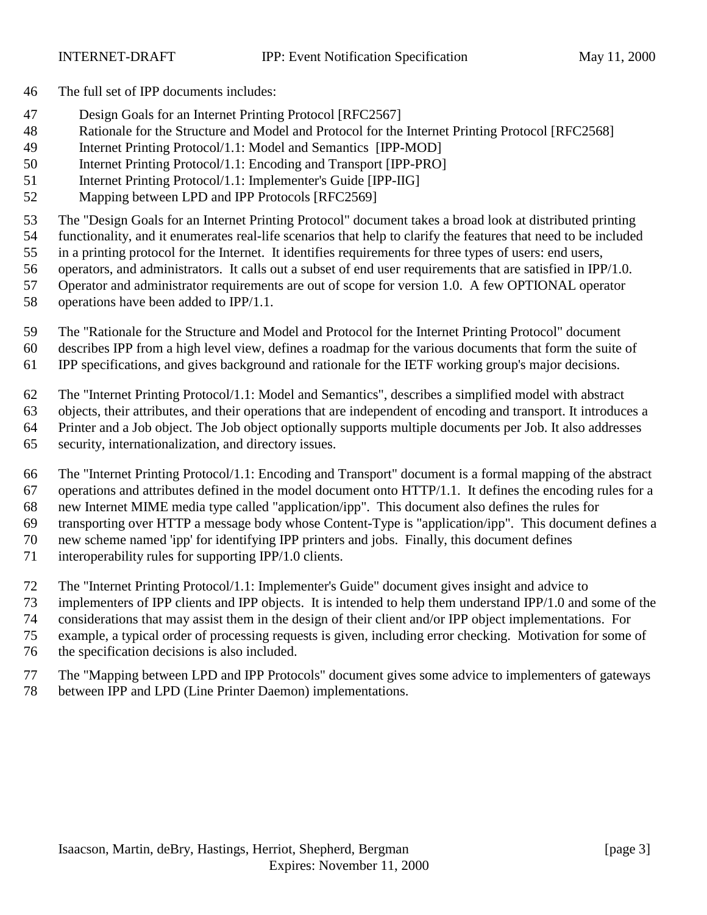The full set of IPP documents includes:

- Design Goals for an Internet Printing Protocol [RFC2567]
- Rationale for the Structure and Model and Protocol for the Internet Printing Protocol [RFC2568]
- Internet Printing Protocol/1.1: Model and Semantics [IPP-MOD]
- Internet Printing Protocol/1.1: Encoding and Transport [IPP-PRO]
- Internet Printing Protocol/1.1: Implementer's Guide [IPP-IIG]
- Mapping between LPD and IPP Protocols [RFC2569]

The "Design Goals for an Internet Printing Protocol" document takes a broad look at distributed printing functionality, and it enumerates real-life scenarios that help to clarify the features that need to be included in a printing protocol for the Internet. It identifies requirements for three types of users: end users, operators, and administrators. It calls out a subset of end user requirements that are satisfied in IPP/1.0. Operator and administrator requirements are out of scope for version 1.0. A few OPTIONAL operator operations have been added to IPP/1.1.

The "Rationale for the Structure and Model and Protocol for the Internet Printing Protocol" document describes IPP from a high level view, defines a roadmap for the various documents that form the suite of IPP specifications, and gives background and rationale for the IETF working group's major decisions.

The "Internet Printing Protocol/1.1: Model and Semantics", describes a simplified model with abstract objects, their attributes, and their operations that are independent of encoding and transport. It introduces a Printer and a Job object. The Job object optionally supports multiple documents per Job. It also addresses security, internationalization, and directory issues.

The "Internet Printing Protocol/1.1: Encoding and Transport" document is a formal mapping of the abstract operations and attributes defined in the model document onto HTTP/1.1. It defines the encoding rules for a new Internet MIME media type called "application/ipp". This document also defines the rules for transporting over HTTP a message body whose Content-Type is "application/ipp". This document defines a new scheme named 'ipp' for identifying IPP printers and jobs. Finally, this document defines interoperability rules for supporting IPP/1.0 clients.

The "Internet Printing Protocol/1.1: Implementer's Guide" document gives insight and advice to implementers of IPP clients and IPP objects. It is intended to help them understand IPP/1.0 and some of the considerations that may assist them in the design of their client and/or IPP object implementations. For example, a typical order of processing requests is given, including error checking. Motivation for some of the specification decisions is also included.

The "Mapping between LPD and IPP Protocols" document gives some advice to implementers of gateways between IPP and LPD (Line Printer Daemon) implementations.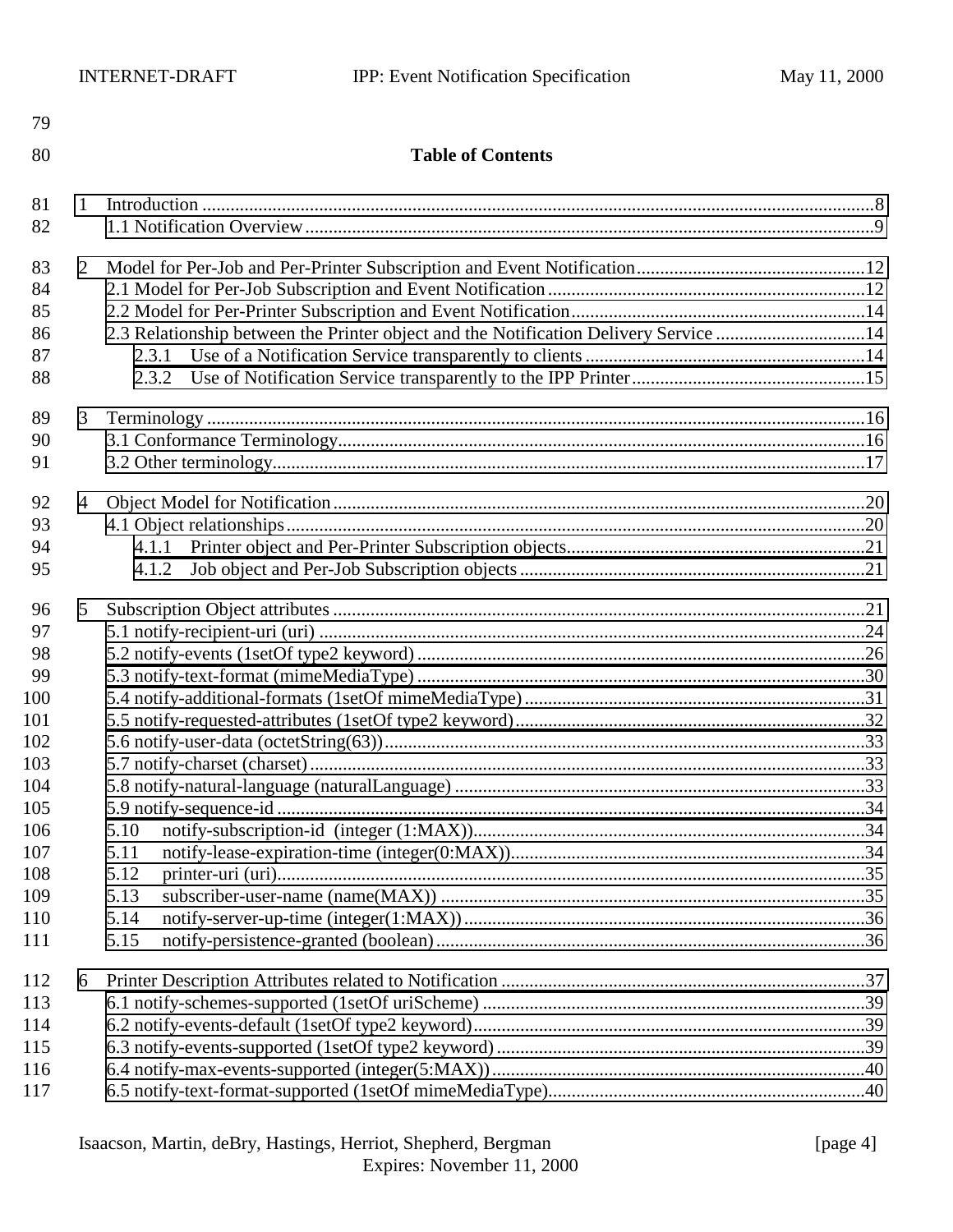**Table of Contents**

1 Introduction ....................................................................................................................................8
  1.1 Notification Overview..........................................................................................................9

2 Model for Per-Job and Per-Printer Subscription and Event Notification.................................................12
  2.1 Model for Per-Job Subscription and Event Notification....................................................................12
  2.2 Model for Per-Printer Subscription and Event Notification...............................................................14
  2.3 Relationship between the Printer object and the Notification Delivery Service ................................14
    2.3.1 Use of a Notification Service transparently to clients ............................................................14
    2.3.2 Use of Notification Service transparently to the IPP Printer..................................................15

3 Terminology ...................................................................................................................................16
  3.1 Conformance Terminology.................................................................................................16
  3.2 Other terminology..............................................................................................................17

4 Object Model for Notification.........................................................................................................20
  4.1 Object relationships...........................................................................................................20
    4.1.1 Printer object and Per-Printer Subscription objects................................................................21
    4.1.2 Job object and Per-Job Subscription objects..........................................................................21

5 Subscription Object attributes .......................................................................................................21
  5.1 notify-recipient-uri (uri) .....................................................................................................24
  5.2 notify-events (1setOf type2 keyword) ................................................................................26
  5.3 notify-text-format (mimeMediaType) ................................................................................30
  5.4 notify-additional-formats (1setOf mimeMediaType)..........................................................31
  5.5 notify-requested-attributes (1setOf type2 keyword)...........................................................32
  5.6 notify-user-data (octetString(63))........................................................................................33
  5.7 notify-charset (charset)........................................................................................................33
  5.8 notify-natural-language (naturalLanguage) .........................................................................33
  5.9 notify-sequence-id ...............................................................................................................34
  5.10 notify-subscription-id (integer (1:MAX))...................................................................34
  5.11 notify-lease-expiration-time (integer(0:MAX))............................................................34
  5.12 printer-uri (uri)..............................................................................................................35
  5.13 subscriber-user-name (name(MAX)) ............................................................................35
  5.14 notify-server-up-time (integer(1:MAX))........................................................................36
  5.15 notify-persistence-granted (boolean).............................................................................36

6 Printer Description Attributes related to Notification ...............................................................37
  6.1 notify-schemes-supported (1setOf uriScheme) ..................................................................39
  6.2 notify-events-default (1setOf type2 keyword)....................................................................39
  6.3 notify-events-supported (1setOf type2 keyword) ...............................................................39
  6.4 notify-max-events-supported (integer(5:MAX))................................................................40
  6.5 notify-text-format-supported (1setOf mimeMediaType)....................................................40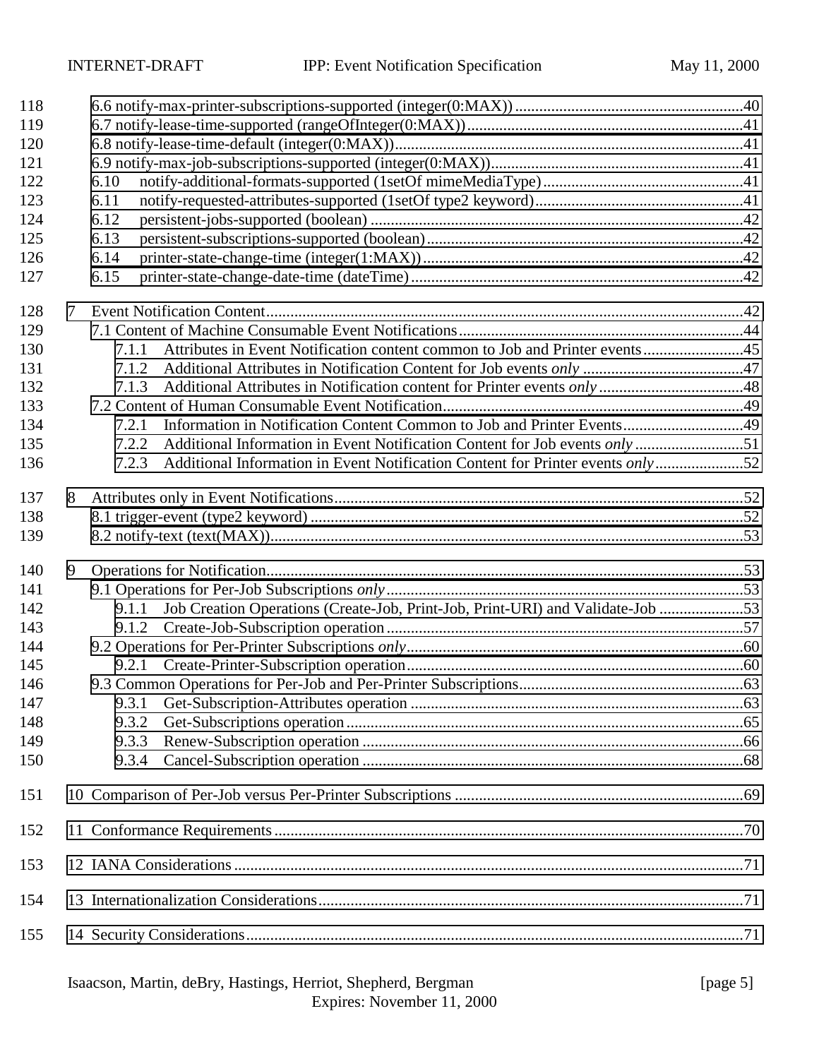6.6 notify-max-printer-subscriptions-supported (integer(0:MAX)) ........................................................40
6.7 notify-lease-time-supported (rangeOfInteger(0:MAX)) ....................................................................41
6.8 notify-lease-time-default (integer(0:MAX)) ......................................................................................41
6.9 notify-max-job-subscriptions-supported (integer(0:MAX)) ...............................................................41
6.10 notify-additional-formats-supported (1setOf mimeMediaType) ..................................................41
6.11 notify-requested-attributes-supported (1setOf type2 keyword) ....................................................41
6.12 persistent-jobs-supported (boolean) ............................................................................................42
6.13 persistent-subscriptions-supported (boolean) ...............................................................................42
6.14 printer-state-change-time (integer(1:MAX)) ................................................................................42
6.15 printer-state-change-date-time (dateTime) ..................................................................................42

7 Event Notification Content .....................................................................................................................42
7.1 Content of Machine Consumable Event Notifications .......................................................................44
7.1.1 Attributes in Event Notification content common to Job and Printer events .........................45
7.1.2 Additional Attributes in Notification Content for Job events *only* ........................................47
7.1.3 Additional Attributes in Notification content for Printer events *only* ....................................48
7.2 Content of Human Consumable Event Notification ...........................................................................49
7.2.1 Information in Notification Content Common to Job and Printer Events ..............................49
7.2.2 Additional Information in Event Notification Content for Job events *only* ...........................51
7.2.3 Additional Information in Event Notification Content for Printer events *only* ......................52

8 Attributes only in Event Notifications ......................................................................................................52
8.1 trigger-event (type2 keyword) ............................................................................................................52
8.2 notify-text (text(MAX)) ......................................................................................................................53

9 Operations for Notification .......................................................................................................................53
9.1 Operations for Per-Job Subscriptions *only* .........................................................................................53
9.1.1 Job Creation Operations (Create-Job, Print-Job, Print-URI) and Validate-Job .....................53
9.1.2 Create-Job-Subscription operation .........................................................................................57
9.2 Operations for Per-Printer Subscriptions *only* ....................................................................................60
9.2.1 Create-Printer-Subscription operation ....................................................................................60
9.3 Common Operations for Per-Job and Per-Printer Subscriptions ........................................................63
9.3.1 Get-Subscription-Attributes operation ..................................................................................63
9.3.2 Get-Subscriptions operation ...................................................................................................65
9.3.3 Renew-Subscription operation ...............................................................................................66
9.3.4 Cancel-Subscription operation ...............................................................................................68

10 Comparison of Per-Job versus Per-Printer Subscriptions ........................................................................69

11 Conformance Requirements .....................................................................................................................70

12 IANA Considerations ...............................................................................................................................71

13 Internationalization Considerations ..........................................................................................................71

14 Security Considerations ............................................................................................................................71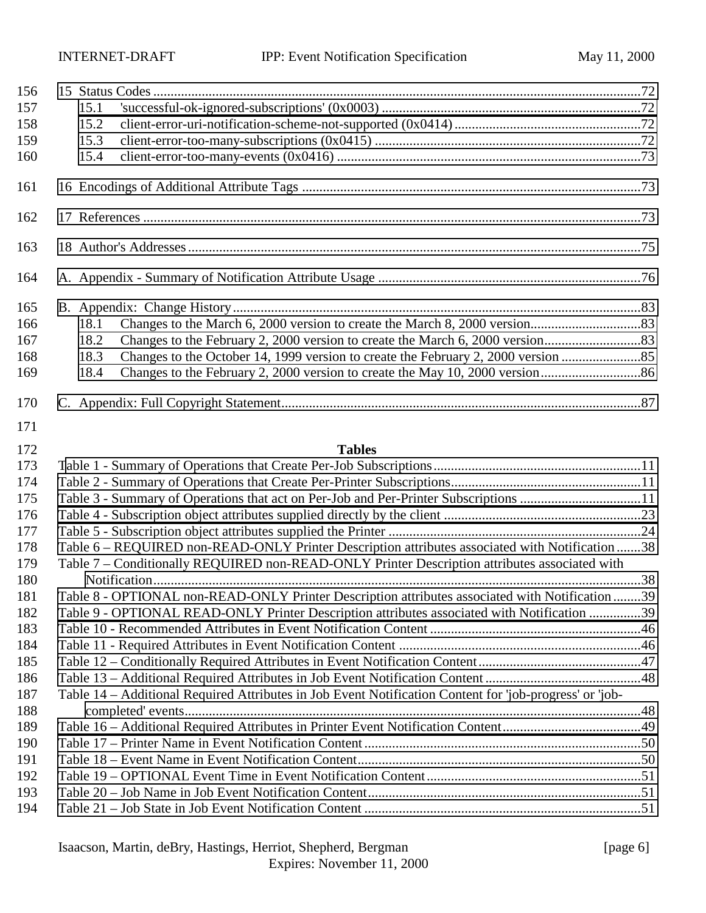15 Status Codes ....................................................................................................................................72
  15.1 'successful-ok-ignored-subscriptions' (0x0003) ...........................................................................72
  15.2 client-error-uri-notification-scheme-not-supported (0x0414) ......................................................72
  15.3 client-error-too-many-subscriptions (0x0415) ..............................................................................72
  15.4 client-error-too-many-events (0x0416) .........................................................................................73

16 Encodings of Additional Attribute Tags ..................................................................................................73

17 References ..................................................................................................................................................73

18 Author's Addresses....................................................................................................................................75

A. Appendix - Summary of Notification Attribute Usage .............................................................................76

B. Appendix: Change History.......................................................................................................................83
  18.1 Changes to the March 6, 2000 version to create the March 8, 2000 version.................................83
  18.2 Changes to the February 2, 2000 version to create the March 6, 2000 version............................83
  18.3 Changes to the October 14, 1999 version to create the February 2, 2000 version .......................85
  18.4 Changes to the February 2, 2000 version to create the May 10, 2000 version.............................86

C. Appendix: Full Copyright Statement........................................................................................................87

**Tables**

Table 1 - Summary of Operations that Create Per-Job Subscriptions............................................................11
Table 2 - Summary of Operations that Create Per-Printer Subscriptions.......................................................11
Table 3 - Summary of Operations that act on Per-Job and Per-Printer Subscriptions ...................................11
Table 4 - Subscription object attributes supplied directly by the client .........................................................23
Table 5 - Subscription object attributes supplied the Printer .........................................................................24
Table 6 – REQUIRED non-READ-ONLY Printer Description attributes associated with Notification .......38
Table 7 – Conditionally REQUIRED non-READ-ONLY Printer Description attributes associated with Notification...................................................................................................................................................38
Table 8 - OPTIONAL non-READ-ONLY Printer Description attributes associated with Notification ........39
Table 9 - OPTIONAL READ-ONLY Printer Description attributes associated with Notification ..............39
Table 10 - Recommended Attributes in Event Notification Content .............................................................46
Table 11 - Required Attributes in Event Notification Content ......................................................................46
Table 12 – Conditionally Required Attributes in Event Notification Content...............................................47
Table 13 – Additional Required Attributes in Job Event Notification Content .............................................48
Table 14 – Additional Required Attributes in Job Event Notification Content for 'job-progress' or 'job-completed' events.........................................................................................................................................48
Table 16 – Additional Required Attributes in Printer Event Notification Content........................................49
Table 17 – Printer Name in Event Notification Content ................................................................................50
Table 18 – Event Name in Event Notification Content.................................................................................50
Table 19 – OPTIONAL Event Time in Event Notification Content..............................................................51
Table 20 – Job Name in Job Event Notification Content...............................................................................51
Table 21 – Job State in Job Event Notification Content ................................................................................51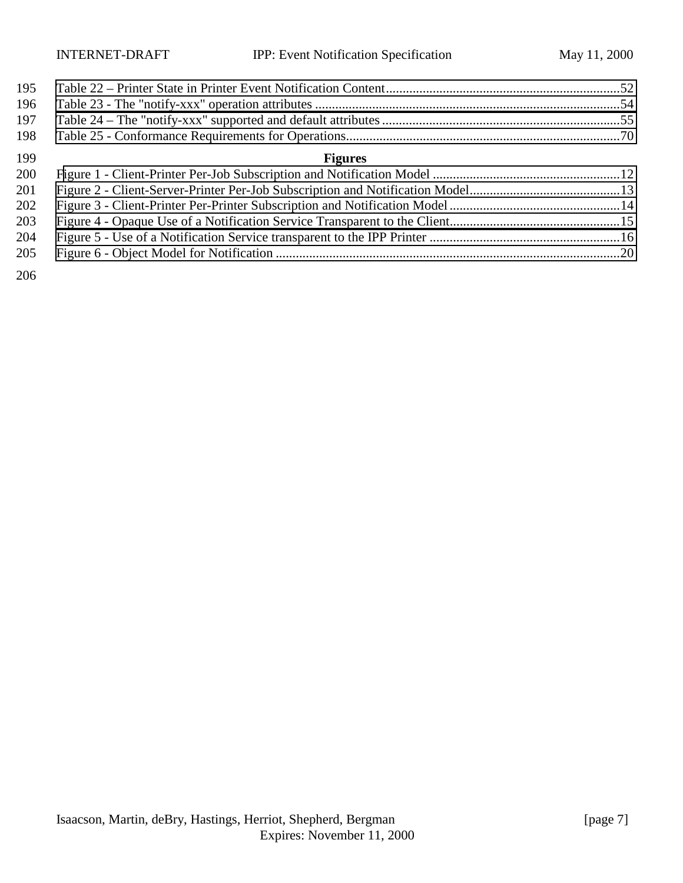Table 22 – Printer State in Printer Event Notification Content......................................................................52
Table 23 - The "notify-xxx" operation attributes ............................................................................................54
Table 24 – The "notify-xxx" supported and default attributes ........................................................................55
Table 25 - Conformance Requirements for Operations...................................................................................70

**Figures**

Figure 1 - Client-Printer Per-Job Subscription and Notification Model ........................................................12
Figure 2 - Client-Server-Printer Per-Job Subscription and Notification Model.............................................13
Figure 3 - Client-Printer Per-Printer Subscription and Notification Model ...................................................14
Figure 4 - Opaque Use of a Notification Service Transparent to the Client...................................................15
Figure 5 - Use of a Notification Service transparent to the IPP Printer ..........................................................16
Figure 6 - Object Model for Notification .......................................................................................................20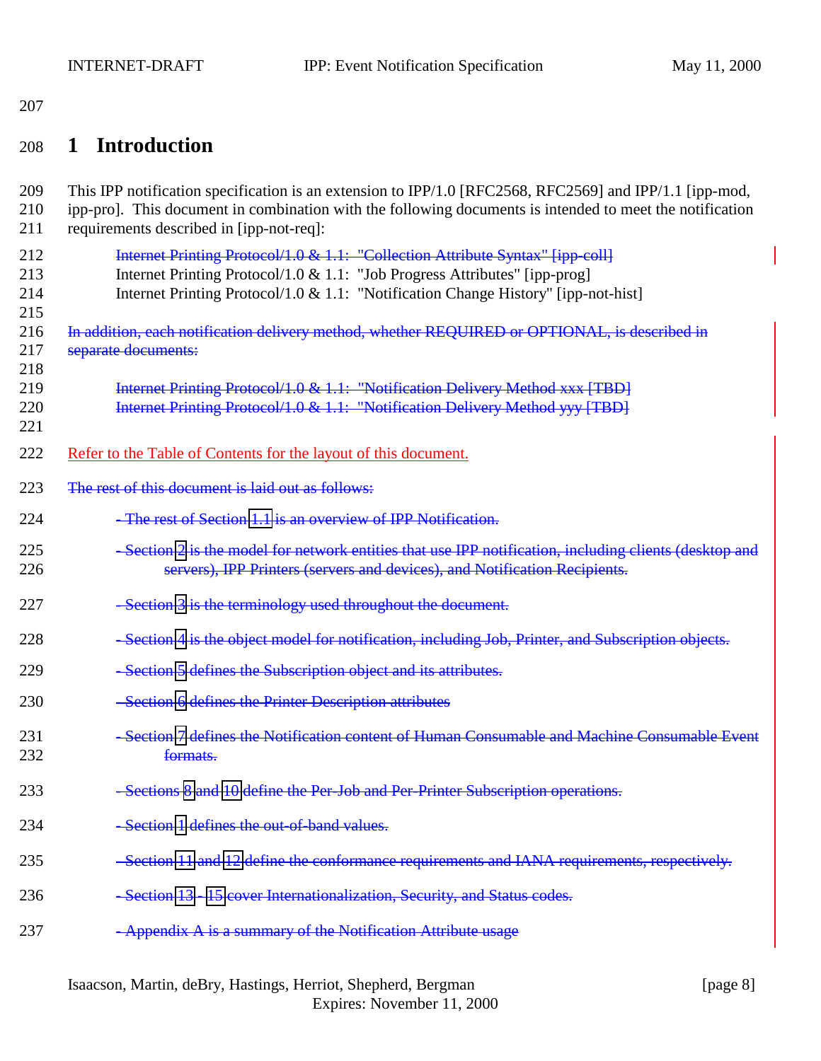# 1 Introduction

This IPP notification specification is an extension to IPP/1.0 [RFC2568, RFC2569] and IPP/1.1 [ipp-mod, ipp-pro]. This document in combination with the following documents is intended to meet the notification requirements described in [ipp-not-req]:

~~Internet Printing Protocol/1.0 & 1.1: "Collection Attribute Syntax" [ipp-coll]~~
Internet Printing Protocol/1.0 & 1.1: "Job Progress Attributes" [ipp-prog]
Internet Printing Protocol/1.0 & 1.1: "Notification Change History" [ipp-not-hist]

~~In addition, each notification delivery method, whether REQUIRED or OPTIONAL, is described in separate documents:~~

~~Internet Printing Protocol/1.0 & 1.1: "Notification Delivery Method xxx [TBD]~~
~~Internet Printing Protocol/1.0 & 1.1: "Notification Delivery Method yyy [TBD]~~

Refer to the Table of Contents for the layout of this document.

~~The rest of this document is laid out as follows:~~

- ~~The rest of Section 1.1 is an overview of IPP Notification.~~
- ~~Section 2 is the model for network entities that use IPP notification, including clients (desktop and servers), IPP Printers (servers and devices), and Notification Recipients.~~
- ~~Section 3 is the terminology used throughout the document.~~
- ~~Section 4 is the object model for notification, including Job, Printer, and Subscription objects.~~
- ~~Section 5 defines the Subscription object and its attributes.~~
- ~~Section 6 defines the Printer Description attributes~~
- ~~Section 7 defines the Notification content of Human Consumable and Machine Consumable Event formats.~~
- ~~Sections 8 and 10 define the Per-Job and Per-Printer Subscription operations.~~
- ~~Section 1 defines the out-of-band values.~~
- ~~Section 11 and 12 define the conformance requirements and IANA requirements, respectively.~~
- ~~Section 13 - 15 cover Internationalization, Security, and Status codes.~~
- ~~Appendix A is a summary of the Notification Attribute usage~~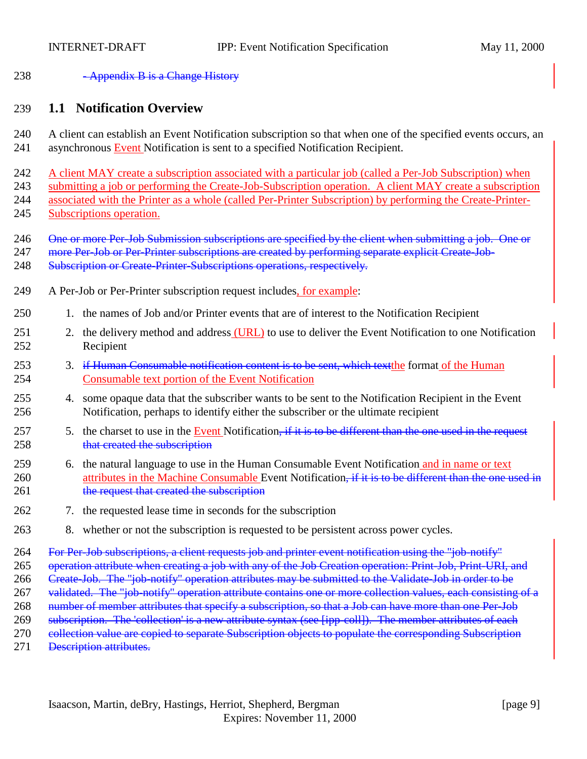- Appendix B is a Change History

## 1.1 Notification Overview

A client can establish an Event Notification subscription so that when one of the specified events occurs, an asynchronous Event Notification is sent to a specified Notification Recipient.

A client MAY create a subscription associated with a particular job (called a Per-Job Subscription) when submitting a job or performing the Create-Job-Subscription operation. A client MAY create a subscription associated with the Printer as a whole (called Per-Printer Subscription) by performing the Create-Printer-Subscriptions operation.

One or more Per-Job Submission subscriptions are specified by the client when submitting a job. One or more Per-Job or Per-Printer subscriptions are created by performing separate explicit Create-Job-Subscription or Create-Printer-Subscriptions operations, respectively.

A Per-Job or Per-Printer subscription request includes, for example:

1. the names of Job and/or Printer events that are of interest to the Notification Recipient
2. the delivery method and address (URL) to use to deliver the Event Notification to one Notification Recipient
3. if Human Consumable notification content is to be sent, which textthe format of the Human Consumable text portion of the Event Notification
4. some opaque data that the subscriber wants to be sent to the Notification Recipient in the Event Notification, perhaps to identify either the subscriber or the ultimate recipient
5. the charset to use in the Event Notification, if it is to be different than the one used in the request that created the subscription
6. the natural language to use in the Human Consumable Event Notification and in name or text attributes in the Machine Consumable Event Notification, if it is to be different than the one used in the request that created the subscription
7. the requested lease time in seconds for the subscription
8. whether or not the subscription is requested to be persistent across power cycles.

For Per-Job subscriptions, a client requests job and printer event notification using the "job-notify" operation attribute when creating a job with any of the Job Creation operation: Print-Job, Print-URI, and Create-Job. The "job-notify" operation attributes may be submitted to the Validate-Job in order to be validated. The "job-notify" operation attribute contains one or more collection values, each consisting of a number of member attributes that specify a subscription, so that a Job can have more than one Per-Job subscription. The 'collection' is a new attribute syntax (see [ipp-coll]). The member attributes of each collection value are copied to separate Subscription objects to populate the corresponding Subscription Description attributes.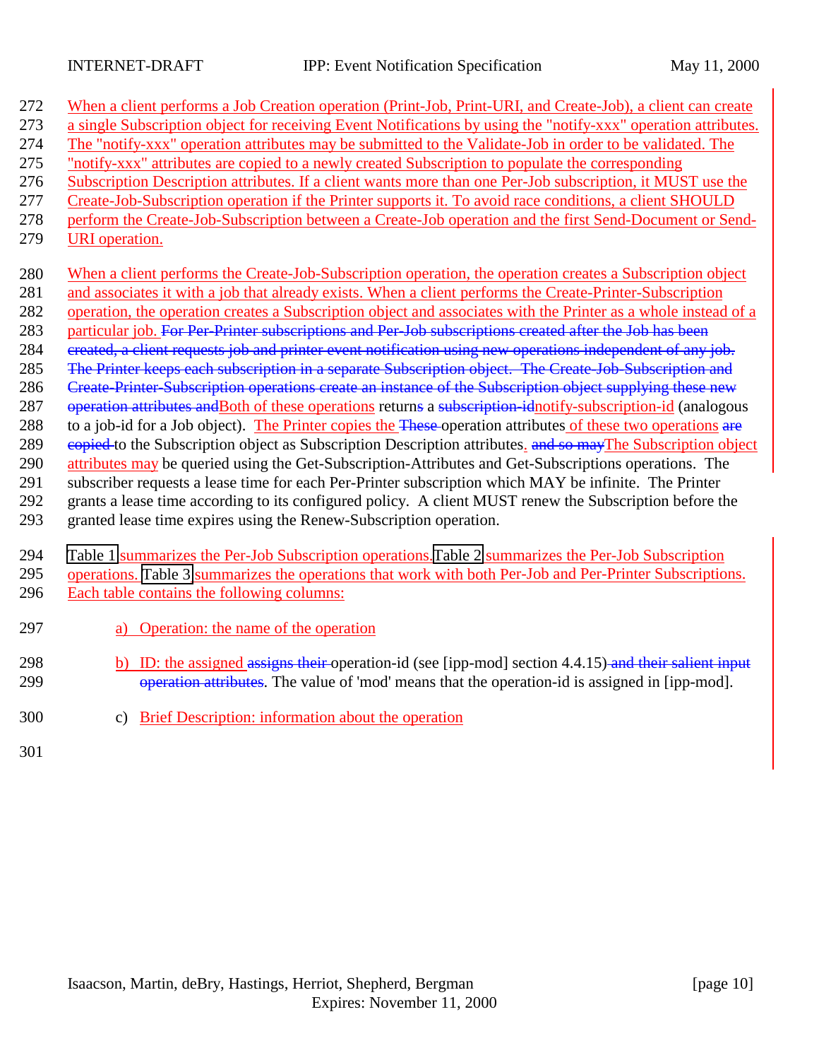When a client performs a Job Creation operation (Print-Job, Print-URI, and Create-Job), a client can create a single Subscription object for receiving Event Notifications by using the "notify-xxx" operation attributes. The "notify-xxx" operation attributes may be submitted to the Validate-Job in order to be validated. The "notify-xxx" attributes are copied to a newly created Subscription to populate the corresponding Subscription Description attributes. If a client wants more than one Per-Job subscription, it MUST use the Create-Job-Subscription operation if the Printer supports it. To avoid race conditions, a client SHOULD perform the Create-Job-Subscription between a Create-Job operation and the first Send-Document or Send-URI operation.

When a client performs the Create-Job-Subscription operation, the operation creates a Subscription object and associates it with a job that already exists. When a client performs the Create-Printer-Subscription operation, the operation creates a Subscription object and associates with the Printer as a whole instead of a particular job. ~~For Per-Printer subscriptions and Per-Job subscriptions created after the Job has been created, a client requests job and printer event notification using new operations independent of any job. The Printer keeps each subscription in a separate Subscription object. The Create-Job-Subscription and Create-Printer-Subscription operations create an instance of the Subscription object supplying these new operation attributes and~~Both of these operations return~~s~~ a ~~subscription-id~~notify-subscription-id (analogous to a job-id for a Job object). The Printer copies the ~~These~~ operation attributes of these two operations ~~are copied~~ to the Subscription object as Subscription Description attributes. ~~and so may~~The Subscription object attributes may be queried using the Get-Subscription-Attributes and Get-Subscriptions operations. The subscriber requests a lease time for each Per-Printer subscription which MAY be infinite. The Printer grants a lease time according to its configured policy. A client MUST renew the Subscription before the granted lease time expires using the Renew-Subscription operation.

Table 1 summarizes the Per-Job Subscription operations. Table 2 summarizes the Per-Job Subscription operations. Table 3 summarizes the operations that work with both Per-Job and Per-Printer Subscriptions. Each table contains the following columns:

a) Operation: the name of the operation

b) ID: the assigned ~~assigns their~~ operation-id (see [ipp-mod] section 4.4.15)~~and their salient input operation attributes~~. The value of 'mod' means that the operation-id is assigned in [ipp-mod].

c) Brief Description: information about the operation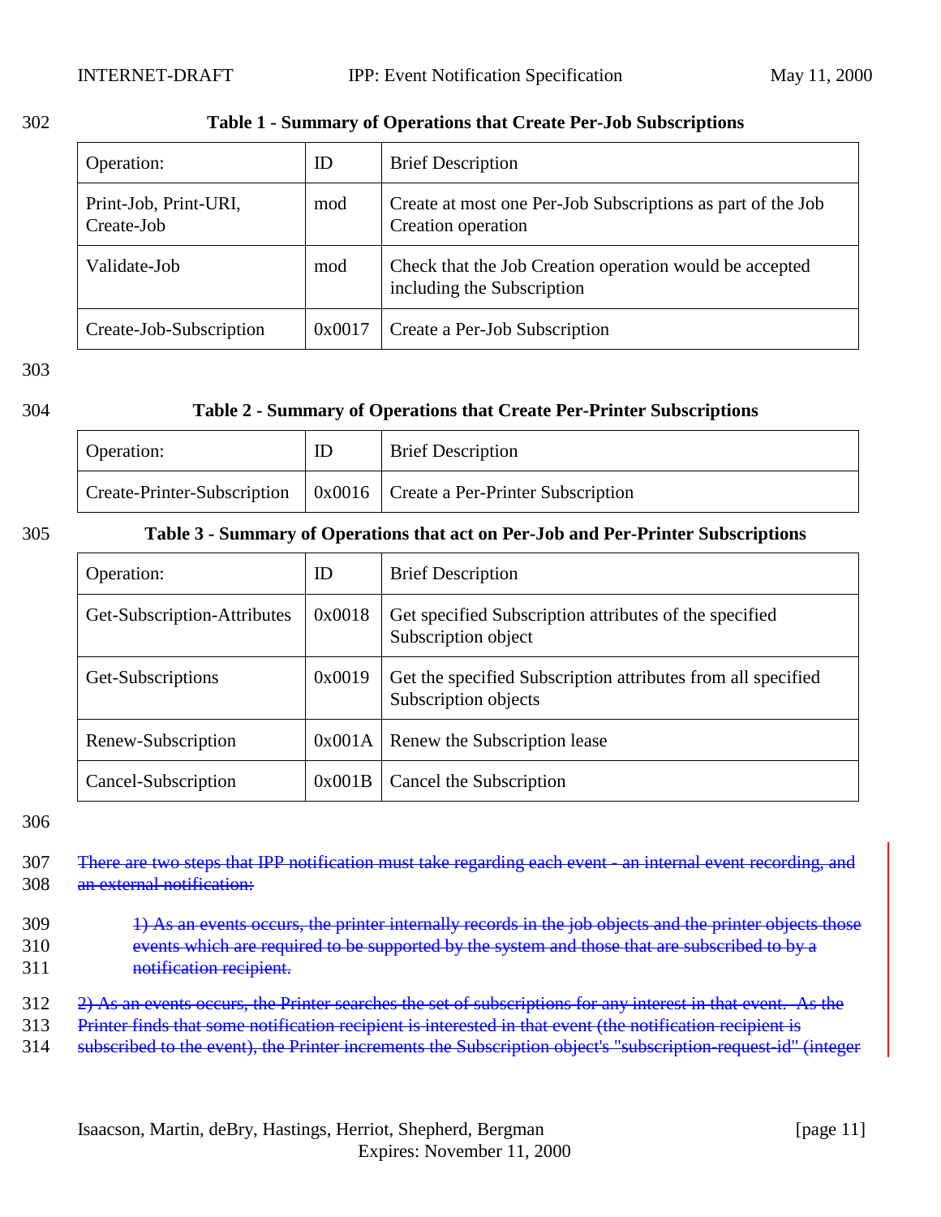**Table 1 - Summary of Operations that Create Per-Job Subscriptions**

| Operation: | ID | Brief Description |
|---|---|---|
| Print-Job, Print-URI, Create-Job | mod | Create at most one Per-Job Subscriptions as part of the Job Creation operation |
| Validate-Job | mod | Check that the Job Creation operation would be accepted including the Subscription |
| Create-Job-Subscription | 0x0017 | Create a Per-Job Subscription |

**Table 2 - Summary of Operations that Create Per-Printer Subscriptions**

| Operation: | ID | Brief Description |
|---|---|---|
| Create-Printer-Subscription | 0x0016 | Create a Per-Printer Subscription |

**Table 3 - Summary of Operations that act on Per-Job and Per-Printer Subscriptions**

| Operation: | ID | Brief Description |
|---|---|---|
| Get-Subscription-Attributes | 0x0018 | Get specified Subscription attributes of the specified Subscription object |
| Get-Subscriptions | 0x0019 | Get the specified Subscription attributes from all specified Subscription objects |
| Renew-Subscription | 0x001A | Renew the Subscription lease |
| Cancel-Subscription | 0x001B | Cancel the Subscription |

~~There are two steps that IPP notification must take regarding each event - an internal event recording, and an external notification:~~

~~1) As an events occurs, the printer internally records in the job objects and the printer objects those events which are required to be supported by the system and those that are subscribed to by a notification recipient.~~

~~2) As an events occurs, the Printer searches the set of subscriptions for any interest in that event. As the Printer finds that some notification recipient is interested in that event (the notification recipient is subscribed to the event), the Printer increments the Subscription object's "subscription-request-id" (integer~~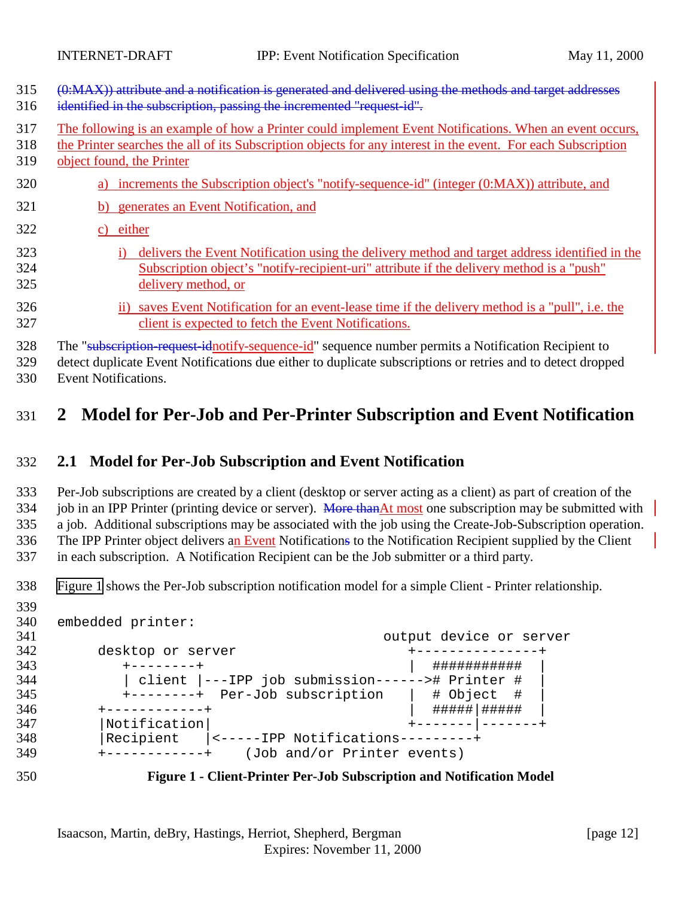(0:MAX)) attribute and a notification is generated and delivered using the methods and target addresses identified in the subscription, passing the incremented "request-id".

The following is an example of how a Printer could implement Event Notifications. When an event occurs, the Printer searches the all of its Subscription objects for any interest in the event. For each Subscription object found, the Printer

a) increments the Subscription object's "notify-sequence-id" (integer (0:MAX)) attribute, and

b) generates an Event Notification, and

c) either

i) delivers the Event Notification using the delivery method and target address identified in the Subscription object's "notify-recipient-uri" attribute if the delivery method is a "push" delivery method, or

ii) saves Event Notification for an event-lease time if the delivery method is a "pull", i.e. the client is expected to fetch the Event Notifications.

The "subscription-request-idnotify-sequence-id" sequence number permits a Notification Recipient to detect duplicate Event Notifications due either to duplicate subscriptions or retries and to detect dropped Event Notifications.

# 2 Model for Per-Job and Per-Printer Subscription and Event Notification

## 2.1 Model for Per-Job Subscription and Event Notification

Per-Job subscriptions are created by a client (desktop or server acting as a client) as part of creation of the job in an IPP Printer (printing device or server). More thanAt most one subscription may be submitted with a job. Additional subscriptions may be associated with the job using the Create-Job-Subscription operation. The IPP Printer object delivers an Event Notifications to the Notification Recipient supplied by the Client in each subscription. A Notification Recipient can be the Job submitter or a third party.

Figure 1 shows the Per-Job subscription notification model for a simple Client - Printer relationship.

```
embedded printer:
                                               output device or server
     desktop or server                            +---------------+
        +--------+                                |  ###########  |
        | client |---IPP job submission------># Printer #  |
        +--------+  Per-Job subscription      |  # Object  #  |
     +------------+                               |  #####|#####  |
     |Notification|                               +-------|-------+
     |Recipient   |<-----IPP Notifications---------+
     +------------+    (Job and/or Printer events)
```

**Figure 1 - Client-Printer Per-Job Subscription and Notification Model**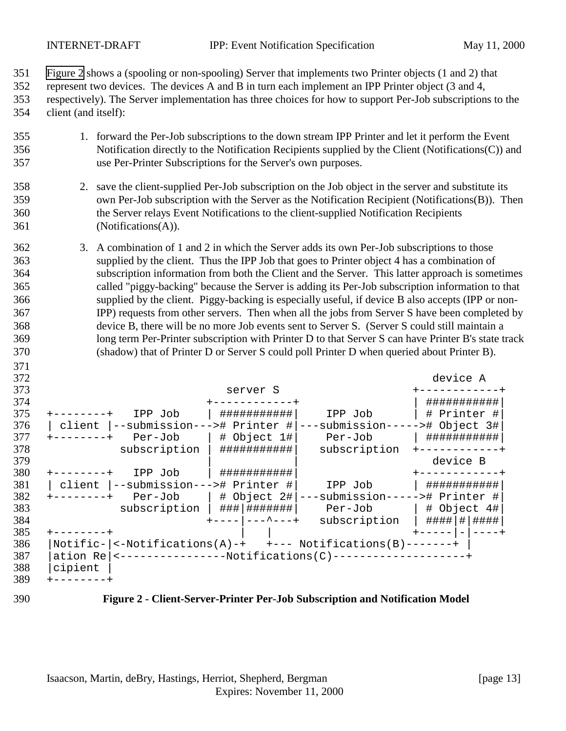Figure 2 shows a (spooling or non-spooling) Server that implements two Printer objects (1 and 2) that represent two devices. The devices A and B in turn each implement an IPP Printer object (3 and 4, respectively). The Server implementation has three choices for how to support Per-Job subscriptions to the client (and itself):

1. forward the Per-Job subscriptions to the down stream IPP Printer and let it perform the Event Notification directly to the Notification Recipients supplied by the Client (Notifications(C)) and use Per-Printer Subscriptions for the Server's own purposes.

2. save the client-supplied Per-Job subscription on the Job object in the server and substitute its own Per-Job subscription with the Server as the Notification Recipient (Notifications(B)). Then the Server relays Event Notifications to the client-supplied Notification Recipients (Notifications(A)).

3. A combination of 1 and 2 in which the Server adds its own Per-Job subscriptions to those supplied by the client. Thus the IPP Job that goes to Printer object 4 has a combination of subscription information from both the Client and the Server. This latter approach is sometimes called "piggy-backing" because the Server is adding its Per-Job subscription information to that supplied by the client. Piggy-backing is especially useful, if device B also accepts (IPP or non-IPP) requests from other servers. Then when all the jobs from Server S have been completed by device B, there will be no more Job events sent to Server S. (Server S could still maintain a long term Per-Printer subscription with Printer D to that Server S can have Printer B's state track (shadow) that of Printer D or Server S could poll Printer D when queried about Printer B).

```
                                                                device A
                                server S                    +------------+
                             +------------+                 | ###########|
+--------+   IPP Job         | ###########|    IPP Job      | # Printer #|
| client |--submission--->   # Printer #|---submission----->  # Object 3#|
+--------+   Per-Job         | # Object 1#|    Per-Job      | ###########|
           subscription      | ###########|   subscription  +------------+
                             |            |                    device B
+--------+   IPP Job         | ###########|                 +------------+
| client |--submission--->   # Printer #|    IPP Job      | ###########|
+--------+   Per-Job         | # Object 2#|---submission----->  # Printer #|
           subscription      | ###|#######|    Per-Job      | # Object 4#|
                             +----|---^---+   subscription  | ####|#|####|
+--------+                        |   |                     +-----|-|----+
|Notific-|<-Notifications(A)-+   +--- Notifications(B)-------+ |
|ation Re|<----------------Notifications(C)--------------------+
|cipient |
+--------+
```

**Figure 2 - Client-Server-Printer Per-Job Subscription and Notification Model**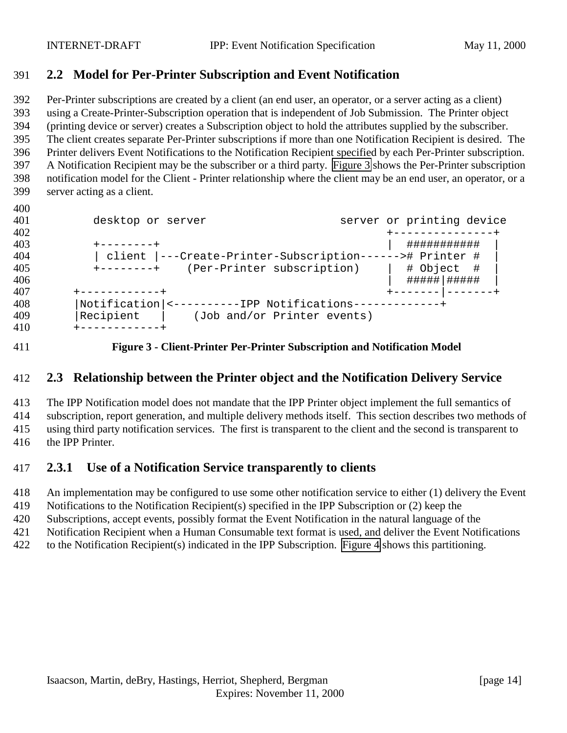## 2.2 Model for Per-Printer Subscription and Event Notification

Per-Printer subscriptions are created by a client (an end user, an operator, or a server acting as a client) using a Create-Printer-Subscription operation that is independent of Job Submission. The Printer object (printing device or server) creates a Subscription object to hold the attributes supplied by the subscriber. The client creates separate Per-Printer subscriptions if more than one Notification Recipient is desired. The Printer delivers Event Notifications to the Notification Recipient specified by each Per-Printer subscription. A Notification Recipient may be the subscriber or a third party. Figure 3 shows the Per-Printer subscription notification model for the Client - Printer relationship where the client may be an end user, an operator, or a server acting as a client.

```
     desktop or server                    server or printing device
                                                 +---------------+
     +--------+                                  |  ###########  |
     | client |---Create-Printer-Subscription------># Printer #  |
     +--------+    (Per-Printer subscription)    |  # Object  #  |
                                                 |  #####|#####  |
  +------------+                                 +-------|-------+
  |Notification|<----------IPP Notifications-------------+
  |Recipient   |    (Job and/or Printer events)
  +------------+
```

**Figure 3 - Client-Printer Per-Printer Subscription and Notification Model**

## 2.3 Relationship between the Printer object and the Notification Delivery Service

The IPP Notification model does not mandate that the IPP Printer object implement the full semantics of subscription, report generation, and multiple delivery methods itself. This section describes two methods of using third party notification services. The first is transparent to the client and the second is transparent to the IPP Printer.

### 2.3.1 Use of a Notification Service transparently to clients

An implementation may be configured to use some other notification service to either (1) delivery the Event Notifications to the Notification Recipient(s) specified in the IPP Subscription or (2) keep the Subscriptions, accept events, possibly format the Event Notification in the natural language of the Notification Recipient when a Human Consumable text format is used, and deliver the Event Notifications to the Notification Recipient(s) indicated in the IPP Subscription. Figure 4 shows this partitioning.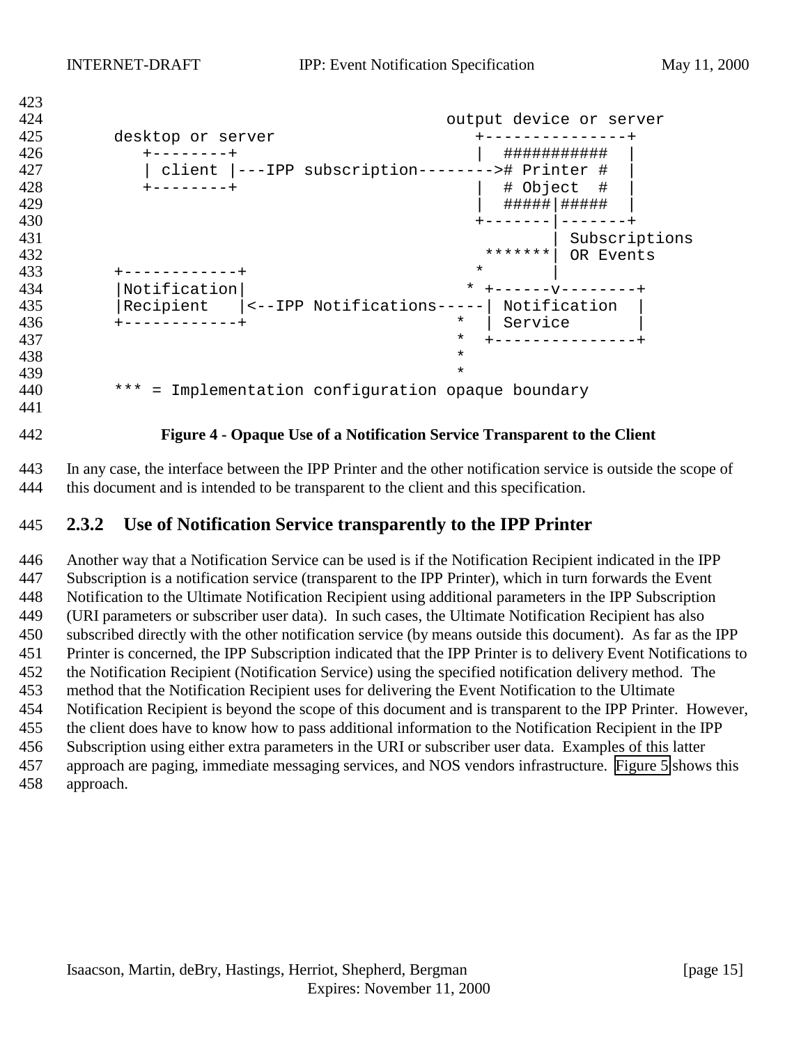```
                                               output device or server
      desktop or server                           +---------------+
         +--------+                               |  ###########  |
         | client |---IPP subscription-------->#  Printer #  |
         +--------+                               |  # Object  #  |
                                                  |  #####|#####  |
                                                  +-------|-------+
                                                          | Subscriptions
                                                   *******| OR Events
      +------------+                              *       |
      |Notification|                             * +------v--------+
      |Recipient   |<--IPP Notifications-----| Notification  |
      +------------+                           *  | Service       |
                                               *  +---------------+
                                               *
                                               *
      *** = Implementation configuration opaque boundary
```

**Figure 4 - Opaque Use of a Notification Service Transparent to the Client**

In any case, the interface between the IPP Printer and the other notification service is outside the scope of this document and is intended to be transparent to the client and this specification.

### 2.3.2 Use of Notification Service transparently to the IPP Printer

Another way that a Notification Service can be used is if the Notification Recipient indicated in the IPP Subscription is a notification service (transparent to the IPP Printer), which in turn forwards the Event Notification to the Ultimate Notification Recipient using additional parameters in the IPP Subscription (URI parameters or subscriber user data). In such cases, the Ultimate Notification Recipient has also subscribed directly with the other notification service (by means outside this document). As far as the IPP Printer is concerned, the IPP Subscription indicated that the IPP Printer is to delivery Event Notifications to the Notification Recipient (Notification Service) using the specified notification delivery method. The method that the Notification Recipient uses for delivering the Event Notification to the Ultimate Notification Recipient is beyond the scope of this document and is transparent to the IPP Printer. However, the client does have to know how to pass additional information to the Notification Recipient in the IPP Subscription using either extra parameters in the URI or subscriber user data. Examples of this latter approach are paging, immediate messaging services, and NOS vendors infrastructure. Figure 5 shows this approach.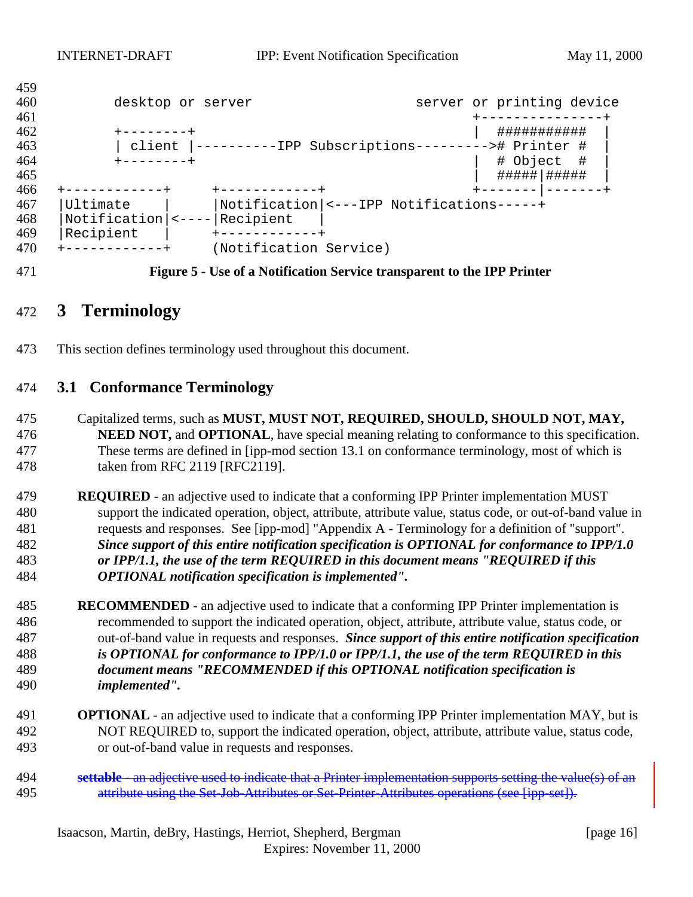```
       desktop or server                           server or printing device
                                                          +---------------+
       +--------+                                         |  ###########  |
       | client |----------IPP Subscriptions--------->  # Printer #  |
       +--------+                                         |  # Object  #  |
                                                          |  #####|#####  |
+------------+     +------------+                         +-------|-------+
|Ultimate    |     |Notification|<---IPP Notifications-----+
|Notification|<----|Recipient   |
|Recipient   |     +------------+
+------------+     (Notification Service)
```

**Figure 5 - Use of a Notification Service transparent to the IPP Printer**

# 3 Terminology

This section defines terminology used throughout this document.

## 3.1 Conformance Terminology

Capitalized terms, such as **MUST, MUST NOT, REQUIRED, SHOULD, SHOULD NOT, MAY, NEED NOT,** and **OPTIONAL**, have special meaning relating to conformance to this specification. These terms are defined in [ipp-mod section 13.1 on conformance terminology, most of which is taken from RFC 2119 [RFC2119].

**REQUIRED** - an adjective used to indicate that a conforming IPP Printer implementation MUST support the indicated operation, object, attribute, attribute value, status code, or out-of-band value in requests and responses. See [ipp-mod] "Appendix A - Terminology for a definition of "support". ***Since support of this entire notification specification is OPTIONAL for conformance to IPP/1.0 or IPP/1.1, the use of the term REQUIRED in this document means "REQUIRED if this OPTIONAL notification specification is implemented".***

**RECOMMENDED** - an adjective used to indicate that a conforming IPP Printer implementation is recommended to support the indicated operation, object, attribute, attribute value, status code, or out-of-band value in requests and responses. ***Since support of this entire notification specification is OPTIONAL for conformance to IPP/1.0 or IPP/1.1, the use of the term REQUIRED in this document means "RECOMMENDED if this OPTIONAL notification specification is implemented".***

**OPTIONAL** - an adjective used to indicate that a conforming IPP Printer implementation MAY, but is NOT REQUIRED to, support the indicated operation, object, attribute, attribute value, status code, or out-of-band value in requests and responses.

~~**settable** - an adjective used to indicate that a Printer implementation supports setting the value(s) of an attribute using the Set-Job-Attributes or Set-Printer-Attributes operations (see [ipp-set]).~~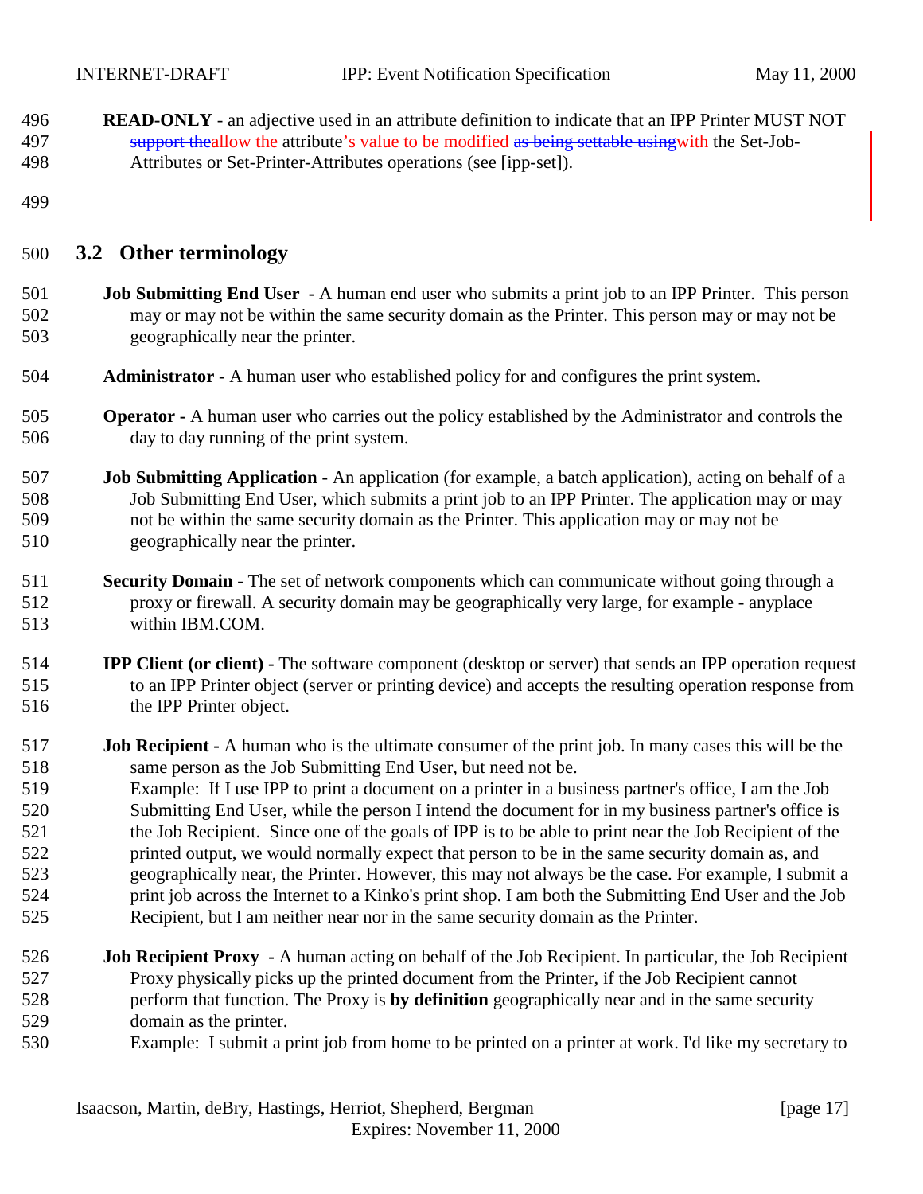**READ-ONLY** - an adjective used in an attribute definition to indicate that an IPP Printer MUST NOT ~~support the~~allow the attribute's value to be modified ~~as being settable using~~with the Set-Job-Attributes or Set-Printer-Attributes operations (see [ipp-set]).

## 3.2 Other terminology

**Job Submitting End User** - A human end user who submits a print job to an IPP Printer. This person may or may not be within the same security domain as the Printer. This person may or may not be geographically near the printer.

**Administrator** - A human user who established policy for and configures the print system.

**Operator -** A human user who carries out the policy established by the Administrator and controls the day to day running of the print system.

**Job Submitting Application** - An application (for example, a batch application), acting on behalf of a Job Submitting End User, which submits a print job to an IPP Printer. The application may or may not be within the same security domain as the Printer. This application may or may not be geographically near the printer.

**Security Domain** - The set of network components which can communicate without going through a proxy or firewall. A security domain may be geographically very large, for example - anyplace within IBM.COM.

**IPP Client (or client) -** The software component (desktop or server) that sends an IPP operation request to an IPP Printer object (server or printing device) and accepts the resulting operation response from the IPP Printer object.

**Job Recipient -** A human who is the ultimate consumer of the print job. In many cases this will be the same person as the Job Submitting End User, but need not be.
Example: If I use IPP to print a document on a printer in a business partner's office, I am the Job Submitting End User, while the person I intend the document for in my business partner's office is the Job Recipient. Since one of the goals of IPP is to be able to print near the Job Recipient of the printed output, we would normally expect that person to be in the same security domain as, and geographically near, the Printer. However, this may not always be the case. For example, I submit a print job across the Internet to a Kinko's print shop. I am both the Submitting End User and the Job Recipient, but I am neither near nor in the same security domain as the Printer.

**Job Recipient Proxy** - A human acting on behalf of the Job Recipient. In particular, the Job Recipient Proxy physically picks up the printed document from the Printer, if the Job Recipient cannot perform that function. The Proxy is **by definition** geographically near and in the same security domain as the printer.
Example: I submit a print job from home to be printed on a printer at work. I'd like my secretary to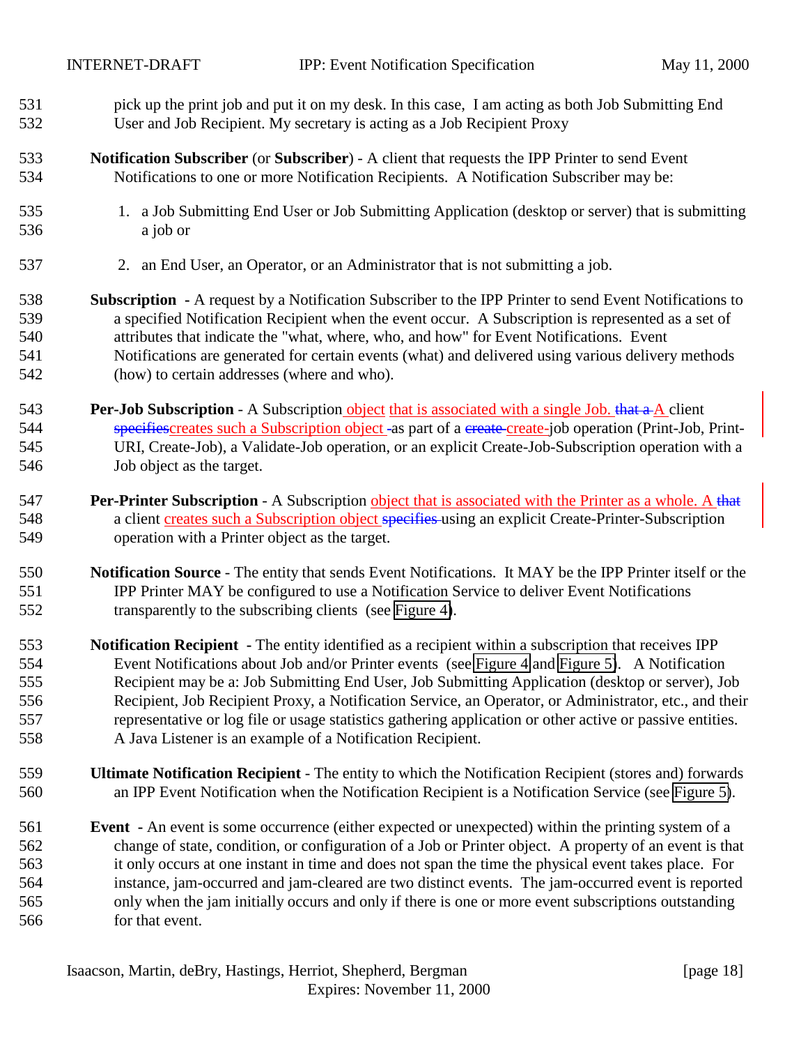pick up the print job and put it on my desk. In this case, I am acting as both Job Submitting End User and Job Recipient. My secretary is acting as a Job Recipient Proxy

**Notification Subscriber** (or **Subscriber**) - A client that requests the IPP Printer to send Event Notifications to one or more Notification Recipients. A Notification Subscriber may be:

1. a Job Submitting End User or Job Submitting Application (desktop or server) that is submitting a job or
2. an End User, an Operator, or an Administrator that is not submitting a job.

**Subscription** - A request by a Notification Subscriber to the IPP Printer to send Event Notifications to a specified Notification Recipient when the event occur. A Subscription is represented as a set of attributes that indicate the "what, where, who, and how" for Event Notifications. Event Notifications are generated for certain events (what) and delivered using various delivery methods (how) to certain addresses (where and who).

**Per-Job Subscription** - A Subscription object that is associated with a single Job. ~~that a~~ A client ~~specifies~~creates such a Subscription object ~~-~~as part of a ~~create-~~create-job operation (Print-Job, Print-URI, Create-Job), a Validate-Job operation, or an explicit Create-Job-Subscription operation with a Job object as the target.

**Per-Printer Subscription** - A Subscription object that is associated with the Printer as a whole. A ~~that~~ a client creates such a Subscription object ~~specifies~~ using an explicit Create-Printer-Subscription operation with a Printer object as the target.

**Notification Source** - The entity that sends Event Notifications. It MAY be the IPP Printer itself or the IPP Printer MAY be configured to use a Notification Service to deliver Event Notifications transparently to the subscribing clients (see Figure 4).

**Notification Recipient** - The entity identified as a recipient within a subscription that receives IPP Event Notifications about Job and/or Printer events (see Figure 4 and Figure 5). A Notification Recipient may be a: Job Submitting End User, Job Submitting Application (desktop or server), Job Recipient, Job Recipient Proxy, a Notification Service, an Operator, or Administrator, etc., and their representative or log file or usage statistics gathering application or other active or passive entities. A Java Listener is an example of a Notification Recipient.

**Ultimate Notification Recipient** - The entity to which the Notification Recipient (stores and) forwards an IPP Event Notification when the Notification Recipient is a Notification Service (see Figure 5).

**Event** - An event is some occurrence (either expected or unexpected) within the printing system of a change of state, condition, or configuration of a Job or Printer object. A property of an event is that it only occurs at one instant in time and does not span the time the physical event takes place. For instance, jam-occurred and jam-cleared are two distinct events. The jam-occurred event is reported only when the jam initially occurs and only if there is one or more event subscriptions outstanding for that event.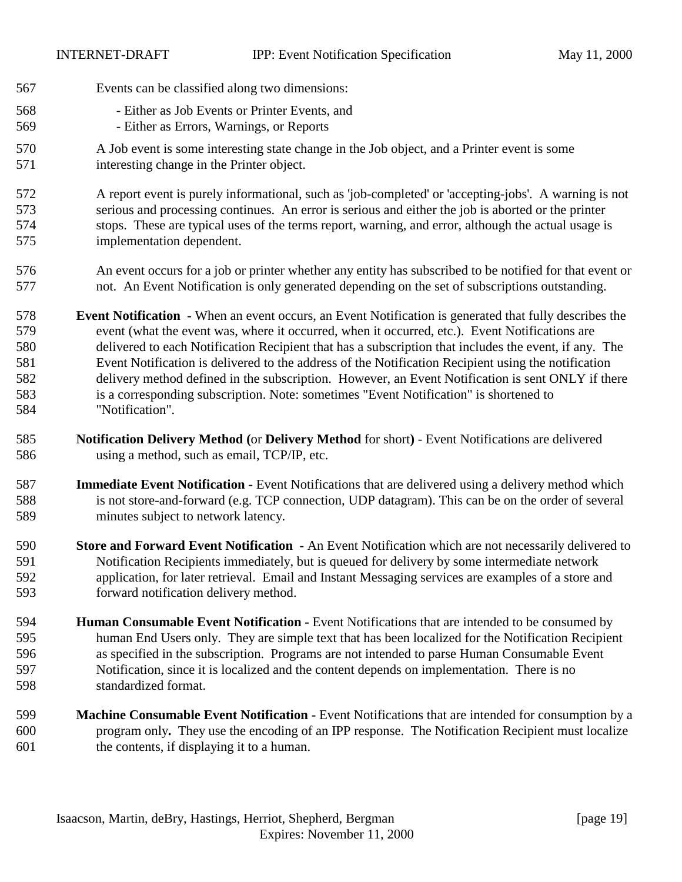Events can be classified along two dimensions:

- Either as Job Events or Printer Events, and
- Either as Errors, Warnings, or Reports

A Job event is some interesting state change in the Job object, and a Printer event is some interesting change in the Printer object.

A report event is purely informational, such as 'job-completed' or 'accepting-jobs'. A warning is not serious and processing continues. An error is serious and either the job is aborted or the printer stops. These are typical uses of the terms report, warning, and error, although the actual usage is implementation dependent.

An event occurs for a job or printer whether any entity has subscribed to be notified for that event or not. An Event Notification is only generated depending on the set of subscriptions outstanding.

**Event Notification** - When an event occurs, an Event Notification is generated that fully describes the event (what the event was, where it occurred, when it occurred, etc.). Event Notifications are delivered to each Notification Recipient that has a subscription that includes the event, if any. The Event Notification is delivered to the address of the Notification Recipient using the notification delivery method defined in the subscription. However, an Event Notification is sent ONLY if there is a corresponding subscription. Note: sometimes "Event Notification" is shortened to "Notification".

**Notification Delivery Method (**or **Delivery Method** for short**)** - Event Notifications are delivered using a method, such as email, TCP/IP, etc.

**Immediate Event Notification -** Event Notifications that are delivered using a delivery method which is not store-and-forward (e.g. TCP connection, UDP datagram). This can be on the order of several minutes subject to network latency.

**Store and Forward Event Notification** - An Event Notification which are not necessarily delivered to Notification Recipients immediately, but is queued for delivery by some intermediate network application, for later retrieval. Email and Instant Messaging services are examples of a store and forward notification delivery method.

**Human Consumable Event Notification -** Event Notifications that are intended to be consumed by human End Users only. They are simple text that has been localized for the Notification Recipient as specified in the subscription. Programs are not intended to parse Human Consumable Event Notification, since it is localized and the content depends on implementation. There is no standardized format.

**Machine Consumable Event Notification -** Event Notifications that are intended for consumption by a program only**.** They use the encoding of an IPP response. The Notification Recipient must localize the contents, if displaying it to a human.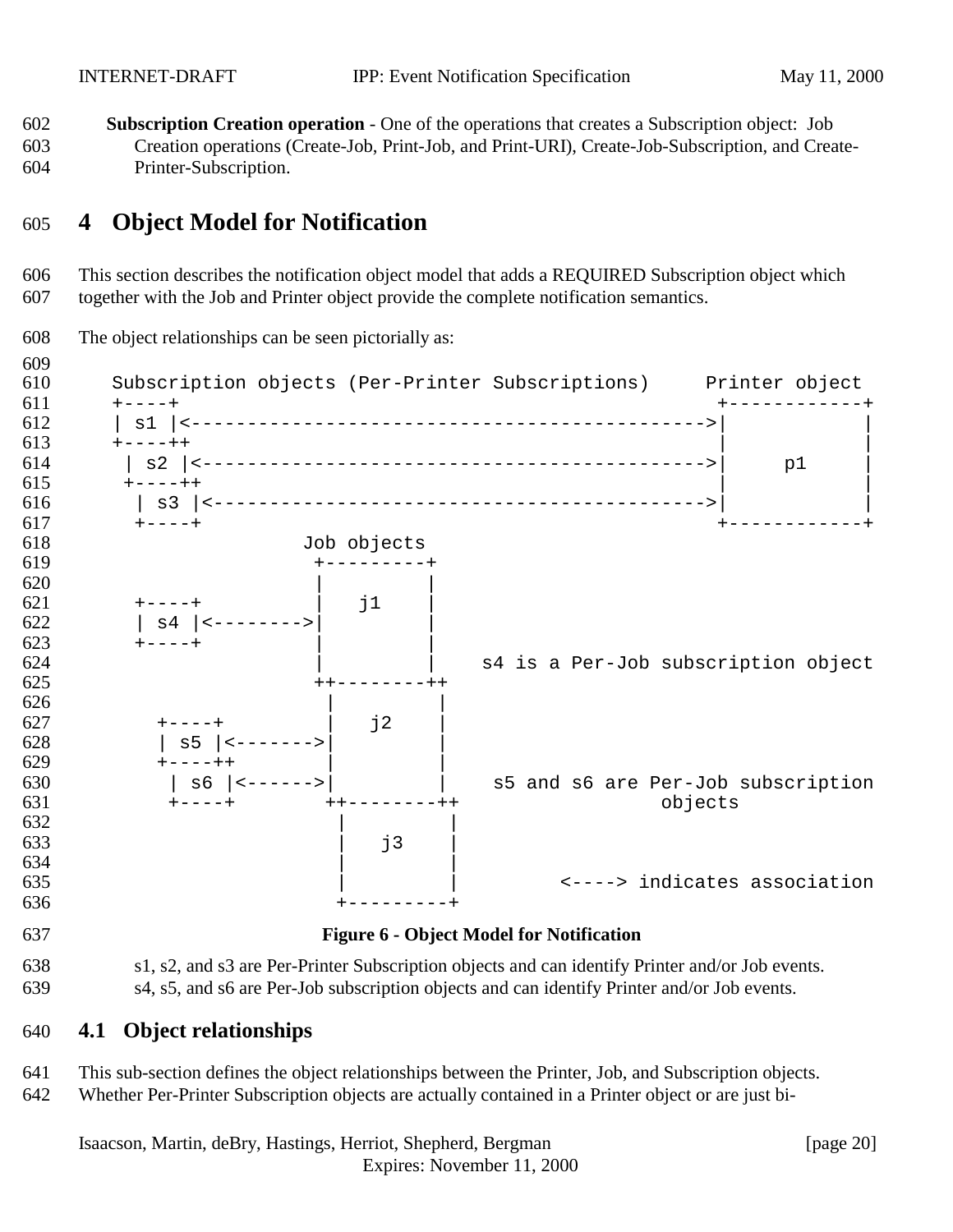**Subscription Creation operation** - One of the operations that creates a Subscription object: Job Creation operations (Create-Job, Print-Job, and Print-URI), Create-Job-Subscription, and Create-Printer-Subscription.

# 4 Object Model for Notification

This section describes the notification object model that adds a REQUIRED Subscription object which together with the Job and Printer object provide the complete notification semantics.

The object relationships can be seen pictorially as:

```
   Subscription objects (Per-Printer Subscriptions)     Printer object
   +----+                                                +------------+
   | s1 |<---------------------------------------------->|            |
   +----++                                               |            |
    | s2 |<--------------------------------------------->|     p1     |
    +----++                                              |            |
     | s3 |<-------------------------------------------->|            |
     +----+                                              +------------+
                  Job objects
                   +---------+
                   |         |
     +----+        |   j1    |
     | s4 |<------>|         |
     +----+        |         |
                   |         |    s4 is a Per-Job subscription object
                   ++--------++
                    |         |
       +----+       |   j2    |
       | s5 |<----->|         |
       +----++      |         |
        | s6 |<---->|         |    s5 and s6 are Per-Job subscription
        +----+     ++--------++                  objects
                    |         |
                    |   j3    |
                    |         |
                    |         |         <----> indicates association
                    +---------+
```

**Figure 6 - Object Model for Notification**

s1, s2, and s3 are Per-Printer Subscription objects and can identify Printer and/or Job events.
s4, s5, and s6 are Per-Job subscription objects and can identify Printer and/or Job events.

## 4.1 Object relationships

This sub-section defines the object relationships between the Printer, Job, and Subscription objects. Whether Per-Printer Subscription objects are actually contained in a Printer object or are just bi-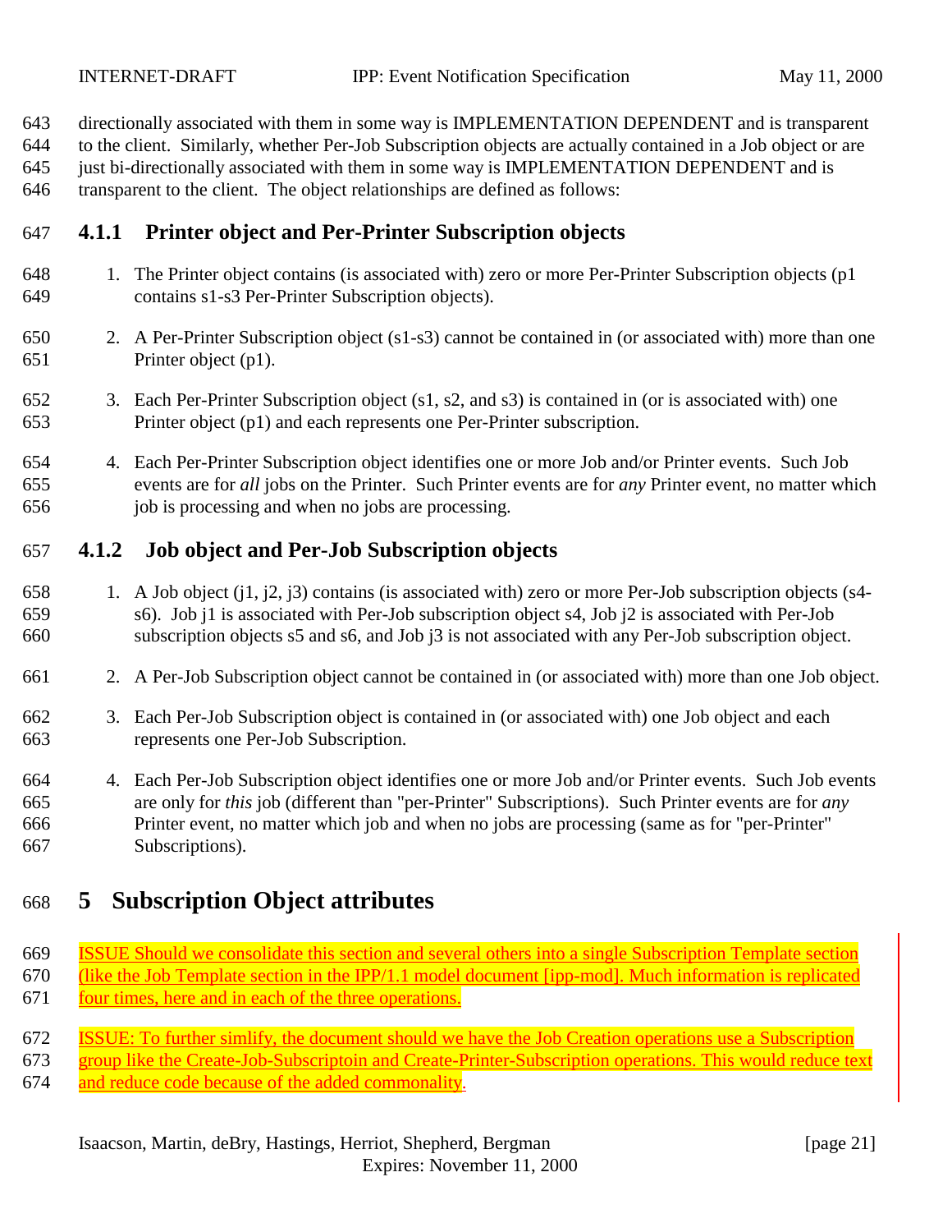directionally associated with them in some way is IMPLEMENTATION DEPENDENT and is transparent to the client. Similarly, whether Per-Job Subscription objects are actually contained in a Job object or are just bi-directionally associated with them in some way is IMPLEMENTATION DEPENDENT and is transparent to the client. The object relationships are defined as follows:

### 4.1.1 Printer object and Per-Printer Subscription objects

1. The Printer object contains (is associated with) zero or more Per-Printer Subscription objects (p1 contains s1-s3 Per-Printer Subscription objects).

2. A Per-Printer Subscription object (s1-s3) cannot be contained in (or associated with) more than one Printer object (p1).

3. Each Per-Printer Subscription object (s1, s2, and s3) is contained in (or is associated with) one Printer object (p1) and each represents one Per-Printer subscription.

4. Each Per-Printer Subscription object identifies one or more Job and/or Printer events. Such Job events are for *all* jobs on the Printer. Such Printer events are for *any* Printer event, no matter which job is processing and when no jobs are processing.

### 4.1.2 Job object and Per-Job Subscription objects

1. A Job object (j1, j2, j3) contains (is associated with) zero or more Per-Job subscription objects (s4-s6). Job j1 is associated with Per-Job subscription object s4, Job j2 is associated with Per-Job subscription objects s5 and s6, and Job j3 is not associated with any Per-Job subscription object.

2. A Per-Job Subscription object cannot be contained in (or associated with) more than one Job object.

3. Each Per-Job Subscription object is contained in (or associated with) one Job object and each represents one Per-Job Subscription.

4. Each Per-Job Subscription object identifies one or more Job and/or Printer events. Such Job events are only for *this* job (different than "per-Printer" Subscriptions). Such Printer events are for *any* Printer event, no matter which job and when no jobs are processing (same as for "per-Printer" Subscriptions).

# 5 Subscription Object attributes

ISSUE Should we consolidate this section and several others into a single Subscription Template section (like the Job Template section in the IPP/1.1 model document [ipp-mod]. Much information is replicated four times, here and in each of the three operations.

ISSUE: To further simlify, the document should we have the Job Creation operations use a Subscription group like the Create-Job-Subscriptoin and Create-Printer-Subscription operations. This would reduce text and reduce code because of the added commonality.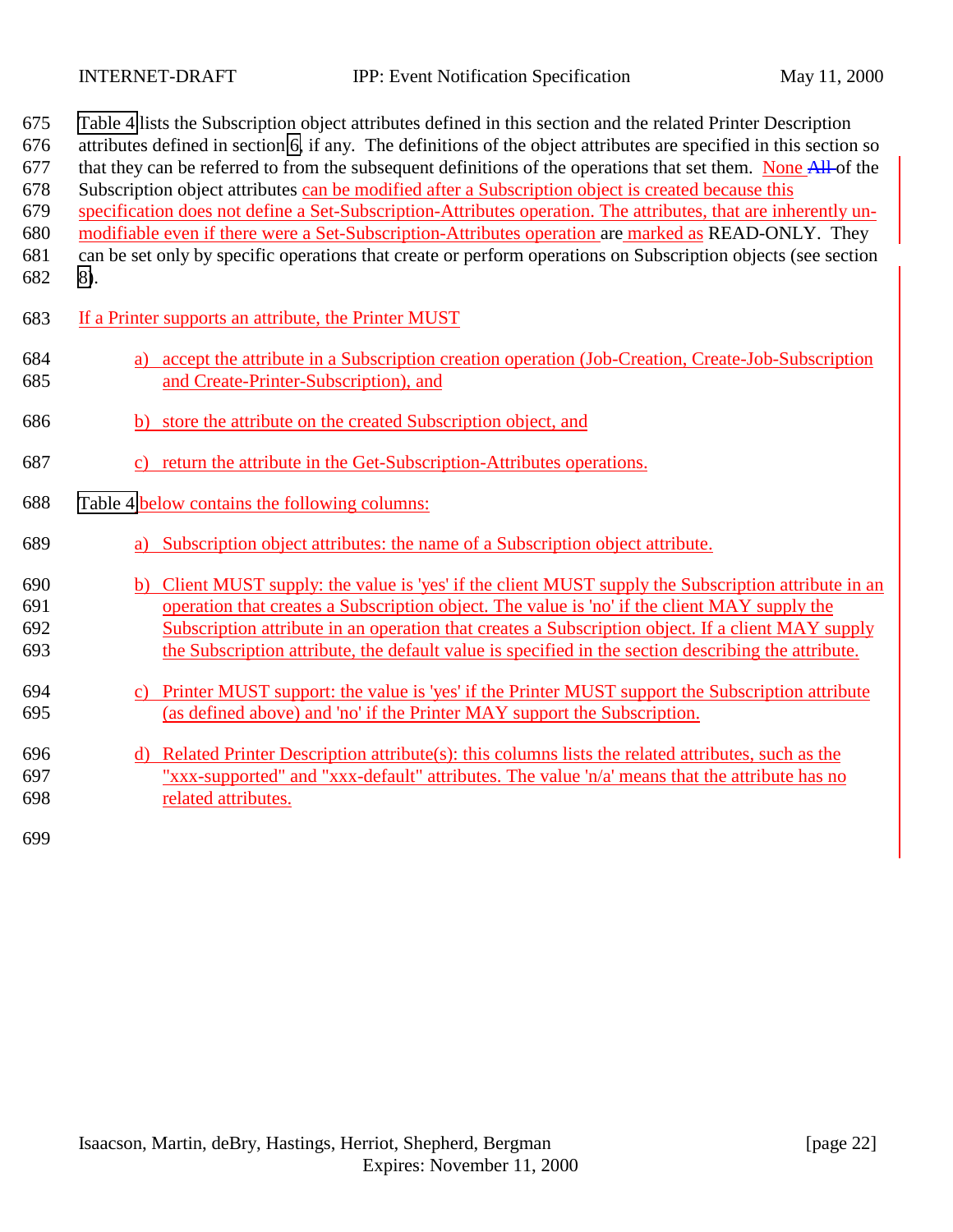Table 4 lists the Subscription object attributes defined in this section and the related Printer Description attributes defined in section 6, if any. The definitions of the object attributes are specified in this section so that they can be referred to from the subsequent definitions of the operations that set them. None of the Subscription object attributes can be modified after a Subscription object is created because this specification does not define a Set-Subscription-Attributes operation. The attributes, that are inherently un-modifiable even if there were a Set-Subscription-Attributes operation are marked as READ-ONLY. They can be set only by specific operations that create or perform operations on Subscription objects (see section 8).

If a Printer supports an attribute, the Printer MUST

a) accept the attribute in a Subscription creation operation (Job-Creation, Create-Job-Subscription and Create-Printer-Subscription), and

b) store the attribute on the created Subscription object, and

c) return the attribute in the Get-Subscription-Attributes operations.

Table 4 below contains the following columns:

a) Subscription object attributes: the name of a Subscription object attribute.

b) Client MUST supply: the value is 'yes' if the client MUST supply the Subscription attribute in an operation that creates a Subscription object. The value is 'no' if the client MAY supply the Subscription attribute in an operation that creates a Subscription object. If a client MAY supply the Subscription attribute, the default value is specified in the section describing the attribute.

c) Printer MUST support: the value is 'yes' if the Printer MUST support the Subscription attribute (as defined above) and 'no' if the Printer MAY support the Subscription.

d) Related Printer Description attribute(s): this columns lists the related attributes, such as the "xxx-supported" and "xxx-default" attributes. The value 'n/a' means that the attribute has no related attributes.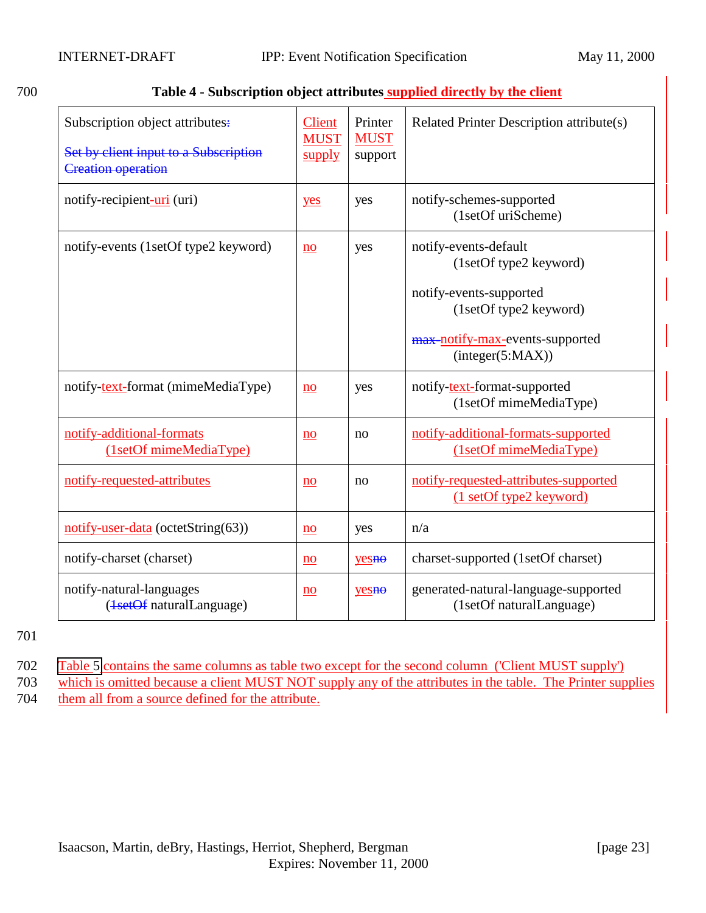**Table 4 - Subscription object attributes supplied directly by the client**

| Subscription object attributes: Set by client input to a Subscription Creation operation | Client MUST supply | Printer MUST support | Related Printer Description attribute(s) |
|---|---|---|---|
| notify-recipient-uri (uri) | yes | yes | notify-schemes-supported (1setOf uriScheme) |
| notify-events (1setOf type2 keyword) | no | yes | notify-events-default (1setOf type2 keyword)<br><br>notify-events-supported (1setOf type2 keyword)<br><br>max-notify-max-events-supported (integer(5:MAX)) |
| notify-text-format (mimeMediaType) | no | yes | notify-text-format-supported (1setOf mimeMediaType) |
| notify-additional-formats (1setOf mimeMediaType) | no | no | notify-additional-formats-supported (1setOf mimeMediaType) |
| notify-requested-attributes | no | no | notify-requested-attributes-supported (1 setOf type2 keyword) |
| notify-user-data (octetString(63)) | no | yes | n/a |
| notify-charset (charset) | no | yesno | charset-supported (1setOf charset) |
| notify-natural-languages (1setOf naturalLanguage) | no | yesno | generated-natural-language-supported (1setOf naturalLanguage) |

Table 5 contains the same columns as table two except for the second column ('Client MUST supply') which is omitted because a client MUST NOT supply any of the attributes in the table. The Printer supplies them all from a source defined for the attribute.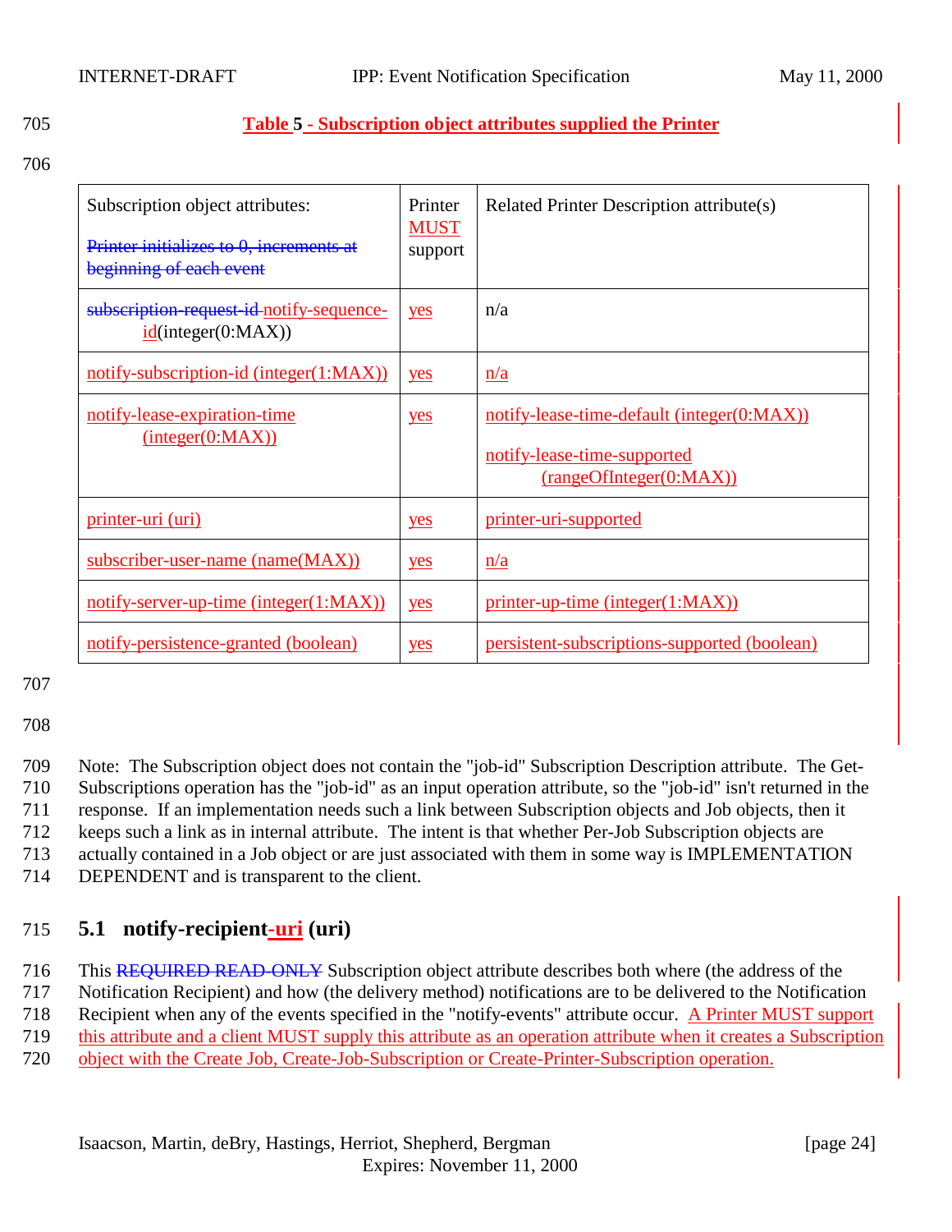**Table 5 - Subscription object attributes supplied the Printer**

| Subscription object attributes: ~~Printer initializes to 0, increments at beginning of each event~~ | Printer MUST support | Related Printer Description attribute(s) |
|---|---|---|
| ~~subscription-request-id~~ notify-sequence-id(integer(0:MAX)) | yes | n/a |
| notify-subscription-id (integer(1:MAX)) | yes | n/a |
| notify-lease-expiration-time (integer(0:MAX)) | yes | notify-lease-time-default (integer(0:MAX)) notify-lease-time-supported (rangeOfInteger(0:MAX)) |
| printer-uri (uri) | yes | printer-uri-supported |
| subscriber-user-name (name(MAX)) | yes | n/a |
| notify-server-up-time (integer(1:MAX)) | yes | printer-up-time (integer(1:MAX)) |
| notify-persistence-granted (boolean) | yes | persistent-subscriptions-supported (boolean) |

Note: The Subscription object does not contain the "job-id" Subscription Description attribute. The Get-Subscriptions operation has the "job-id" as an input operation attribute, so the "job-id" isn't returned in the response. If an implementation needs such a link between Subscription objects and Job objects, then it keeps such a link as in internal attribute. The intent is that whether Per-Job Subscription objects are actually contained in a Job object or are just associated with them in some way is IMPLEMENTATION DEPENDENT and is transparent to the client.

## 5.1 notify-recipient-uri (uri)

This ~~REQUIRED READ-ONLY~~ Subscription object attribute describes both where (the address of the Notification Recipient) and how (the delivery method) notifications are to be delivered to the Notification Recipient when any of the events specified in the "notify-events" attribute occur. A Printer MUST support this attribute and a client MUST supply this attribute as an operation attribute when it creates a Subscription object with the Create Job, Create-Job-Subscription or Create-Printer-Subscription operation.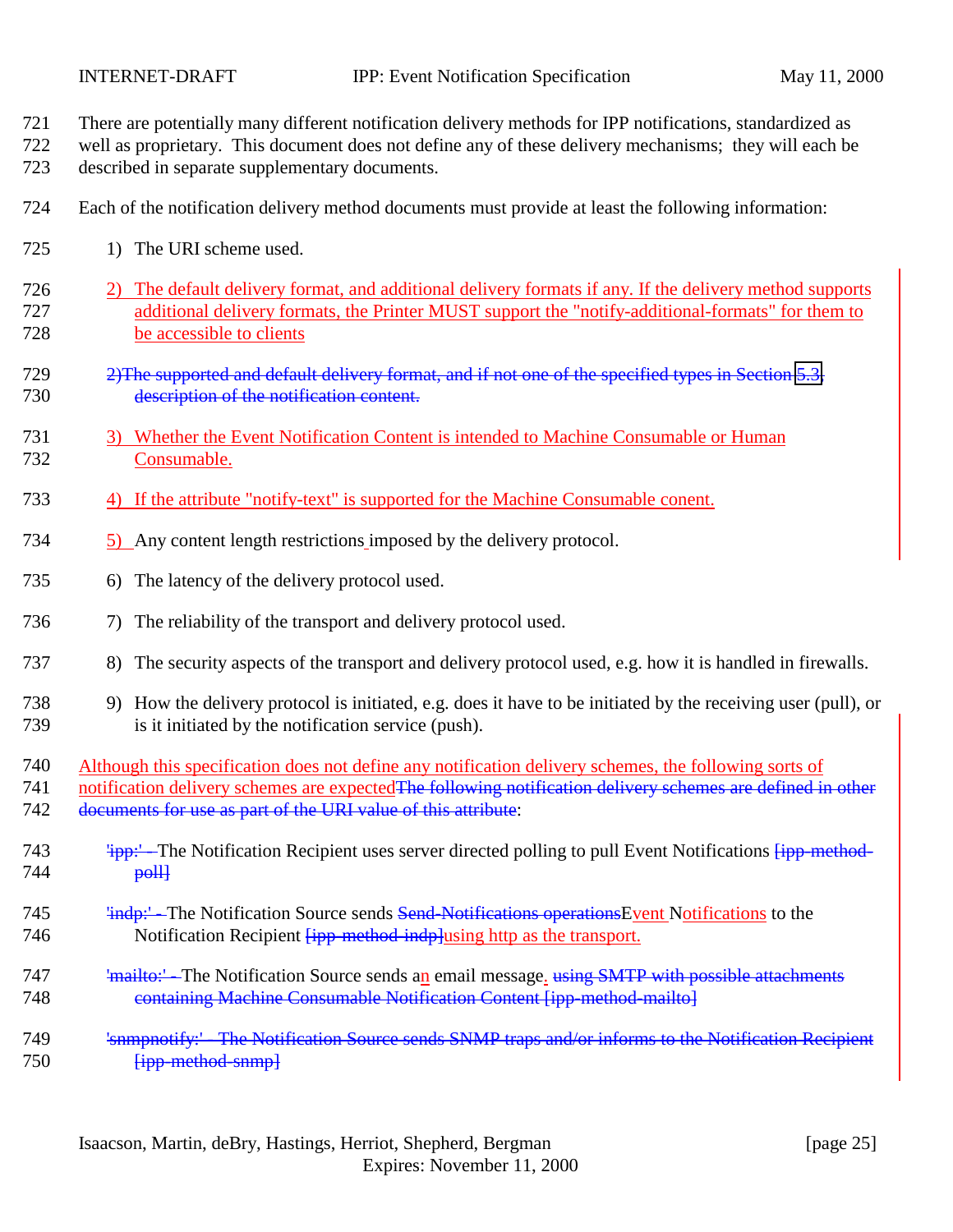There are potentially many different notification delivery methods for IPP notifications, standardized as well as proprietary. This document does not define any of these delivery mechanisms; they will each be described in separate supplementary documents.

Each of the notification delivery method documents must provide at least the following information:

1) The URI scheme used.

2) The default delivery format, and additional delivery formats if any. If the delivery method supports additional delivery formats, the Printer MUST support the "notify-additional-formats" for them to be accessible to clients

~~2)The supported and default delivery format, and if not one of the specified types in Section 5.3, description of the notification content.~~

3) Whether the Event Notification Content is intended to Machine Consumable or Human Consumable.

4) If the attribute "notify-text" is supported for the Machine Consumable conent.

5) Any content length restrictions imposed by the delivery protocol.

6) The latency of the delivery protocol used.

7) The reliability of the transport and delivery protocol used.

8) The security aspects of the transport and delivery protocol used, e.g. how it is handled in firewalls.

9) How the delivery protocol is initiated, e.g. does it have to be initiated by the receiving user (pull), or is it initiated by the notification service (push).

Although this specification does not define any notification delivery schemes, the following sorts of notification delivery schemes are expected~~The following notification delivery schemes are defined in other documents for use as part of the URI value of this attribute~~:

~~'ipp:' -~~ The Notification Recipient uses server directed polling to pull Event Notifications ~~[ipp-method-poll]~~

~~'indp:' -~~ The Notification Source sends ~~Send-Notifications operations~~Event Notifications to the Notification Recipient ~~[ipp-method-indp]~~using http as the transport.

~~'mailto:' -~~ The Notification Source sends an email message. ~~using SMTP with possible attachments containing Machine Consumable Notification Content [ipp-method-mailto]~~

~~'snmpnotify:' - The Notification Source sends SNMP traps and/or informs to the Notification Recipient [ipp-method-snmp]~~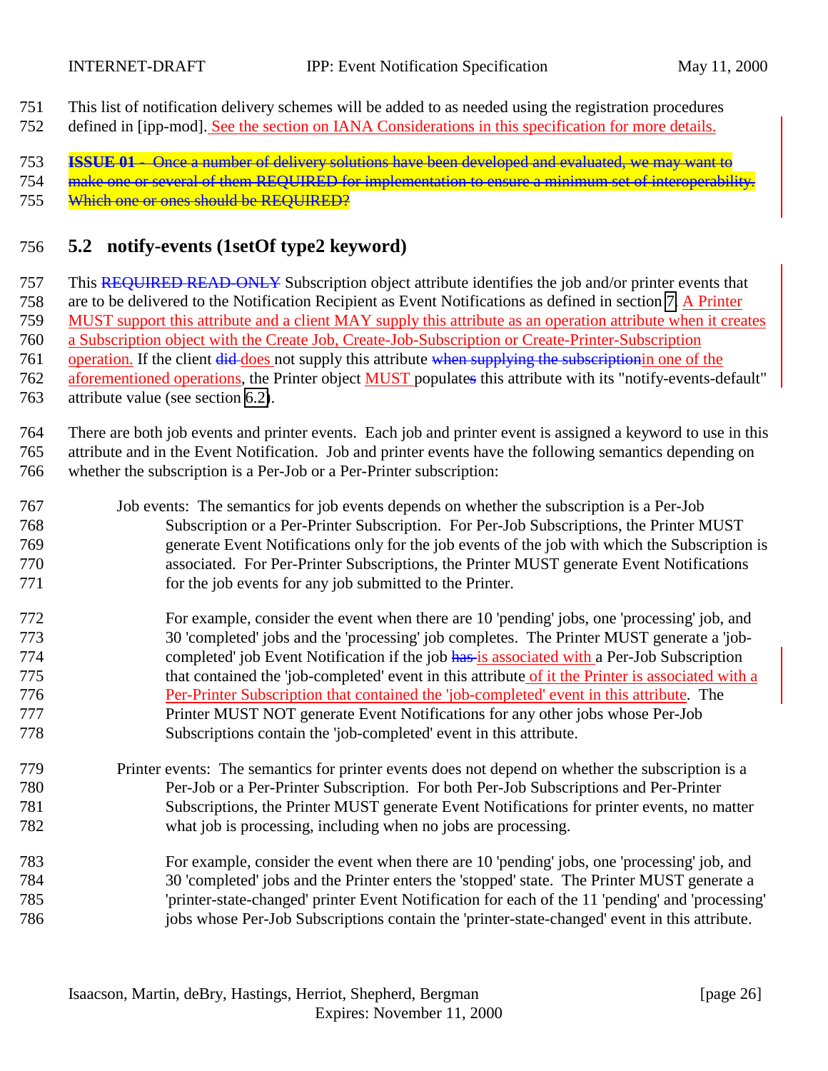This list of notification delivery schemes will be added to as needed using the registration procedures defined in [ipp-mod]. See the section on IANA Considerations in this specification for more details.

~~**ISSUE 01** - Once a number of delivery solutions have been developed and evaluated, we may want to make one or several of them REQUIRED for implementation to ensure a minimum set of interoperability. Which one or ones should be REQUIRED?~~

## 5.2 notify-events (1setOf type2 keyword)

This ~~REQUIRED READ-ONLY~~ Subscription object attribute identifies the job and/or printer events that are to be delivered to the Notification Recipient as Event Notifications as defined in section 7. A Printer MUST support this attribute and a client MAY supply this attribute as an operation attribute when it creates a Subscription object with the Create Job, Create-Job-Subscription or Create-Printer-Subscription operation. If the client ~~did~~ does not supply this attribute ~~when supplying the subscription~~in one of the aforementioned operations, the Printer object MUST populate~~s~~ this attribute with its "notify-events-default" attribute value (see section 6.2).

There are both job events and printer events. Each job and printer event is assigned a keyword to use in this attribute and in the Event Notification. Job and printer events have the following semantics depending on whether the subscription is a Per-Job or a Per-Printer subscription:

Job events: The semantics for job events depends on whether the subscription is a Per-Job Subscription or a Per-Printer Subscription. For Per-Job Subscriptions, the Printer MUST generate Event Notifications only for the job events of the job with which the Subscription is associated. For Per-Printer Subscriptions, the Printer MUST generate Event Notifications for the job events for any job submitted to the Printer.

For example, consider the event when there are 10 'pending' jobs, one 'processing' job, and 30 'completed' jobs and the 'processing' job completes. The Printer MUST generate a 'job-completed' job Event Notification if the job ~~has~~ is associated with a Per-Job Subscription that contained the 'job-completed' event in this attribute of it the Printer is associated with a Per-Printer Subscription that contained the 'job-completed' event in this attribute. The Printer MUST NOT generate Event Notifications for any other jobs whose Per-Job Subscriptions contain the 'job-completed' event in this attribute.

Printer events: The semantics for printer events does not depend on whether the subscription is a Per-Job or a Per-Printer Subscription. For both Per-Job Subscriptions and Per-Printer Subscriptions, the Printer MUST generate Event Notifications for printer events, no matter what job is processing, including when no jobs are processing.

For example, consider the event when there are 10 'pending' jobs, one 'processing' job, and 30 'completed' jobs and the Printer enters the 'stopped' state. The Printer MUST generate a 'printer-state-changed' printer Event Notification for each of the 11 'pending' and 'processing' jobs whose Per-Job Subscriptions contain the 'printer-state-changed' event in this attribute.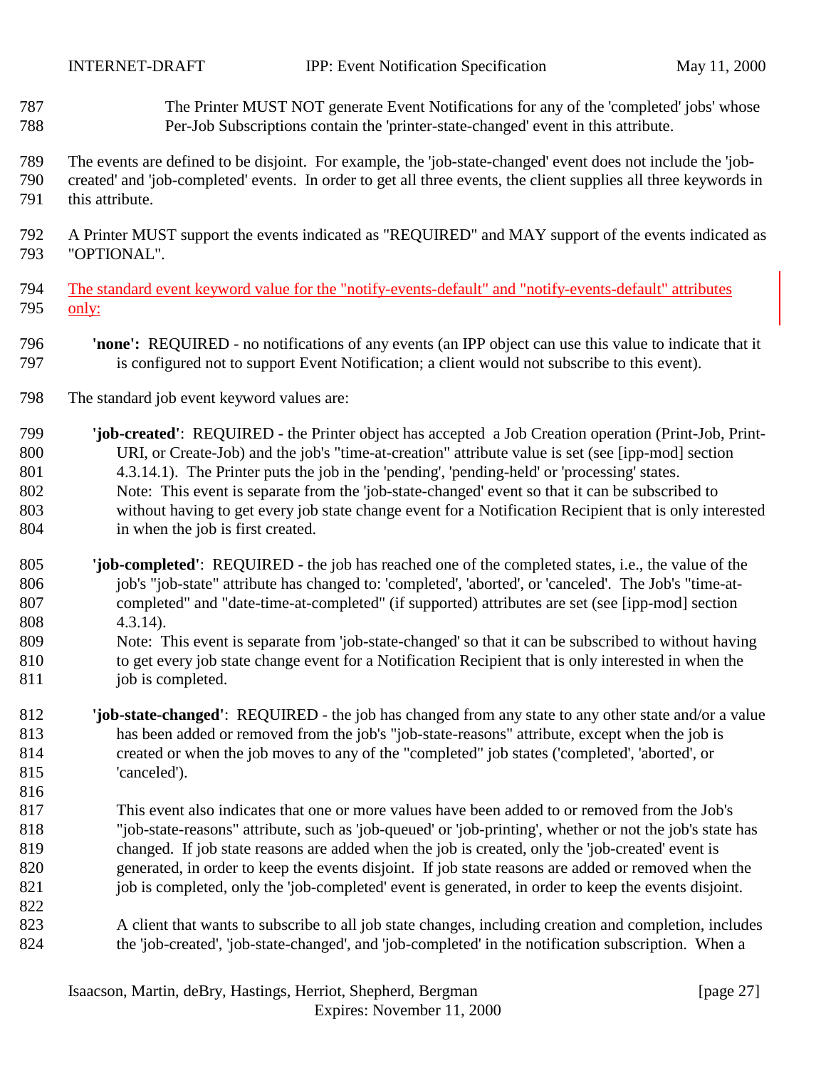The Printer MUST NOT generate Event Notifications for any of the 'completed' jobs' whose Per-Job Subscriptions contain the 'printer-state-changed' event in this attribute.

The events are defined to be disjoint. For example, the 'job-state-changed' event does not include the 'job-created' and 'job-completed' events. In order to get all three events, the client supplies all three keywords in this attribute.

A Printer MUST support the events indicated as "REQUIRED" and MAY support of the events indicated as "OPTIONAL".

The standard event keyword value for the "notify-events-default" and "notify-events-default" attributes only:

**'none':** REQUIRED - no notifications of any events (an IPP object can use this value to indicate that it is configured not to support Event Notification; a client would not subscribe to this event).

The standard job event keyword values are:

**'job-created'**: REQUIRED - the Printer object has accepted a Job Creation operation (Print-Job, Print-URI, or Create-Job) and the job's "time-at-creation" attribute value is set (see [ipp-mod] section 4.3.14.1). The Printer puts the job in the 'pending', 'pending-held' or 'processing' states.
Note: This event is separate from the 'job-state-changed' event so that it can be subscribed to without having to get every job state change event for a Notification Recipient that is only interested in when the job is first created.

**'job-completed'**: REQUIRED - the job has reached one of the completed states, i.e., the value of the job's "job-state" attribute has changed to: 'completed', 'aborted', or 'canceled'. The Job's "time-at-completed" and "date-time-at-completed" (if supported) attributes are set (see [ipp-mod] section 4.3.14).
Note: This event is separate from 'job-state-changed' so that it can be subscribed to without having to get every job state change event for a Notification Recipient that is only interested in when the job is completed.

**'job-state-changed'**: REQUIRED - the job has changed from any state to any other state and/or a value has been added or removed from the job's "job-state-reasons" attribute, except when the job is created or when the job moves to any of the "completed" job states ('completed', 'aborted', or 'canceled').

This event also indicates that one or more values have been added to or removed from the Job's "job-state-reasons" attribute, such as 'job-queued' or 'job-printing', whether or not the job's state has changed. If job state reasons are added when the job is created, only the 'job-created' event is generated, in order to keep the events disjoint. If job state reasons are added or removed when the job is completed, only the 'job-completed' event is generated, in order to keep the events disjoint.

A client that wants to subscribe to all job state changes, including creation and completion, includes the 'job-created', 'job-state-changed', and 'job-completed' in the notification subscription. When a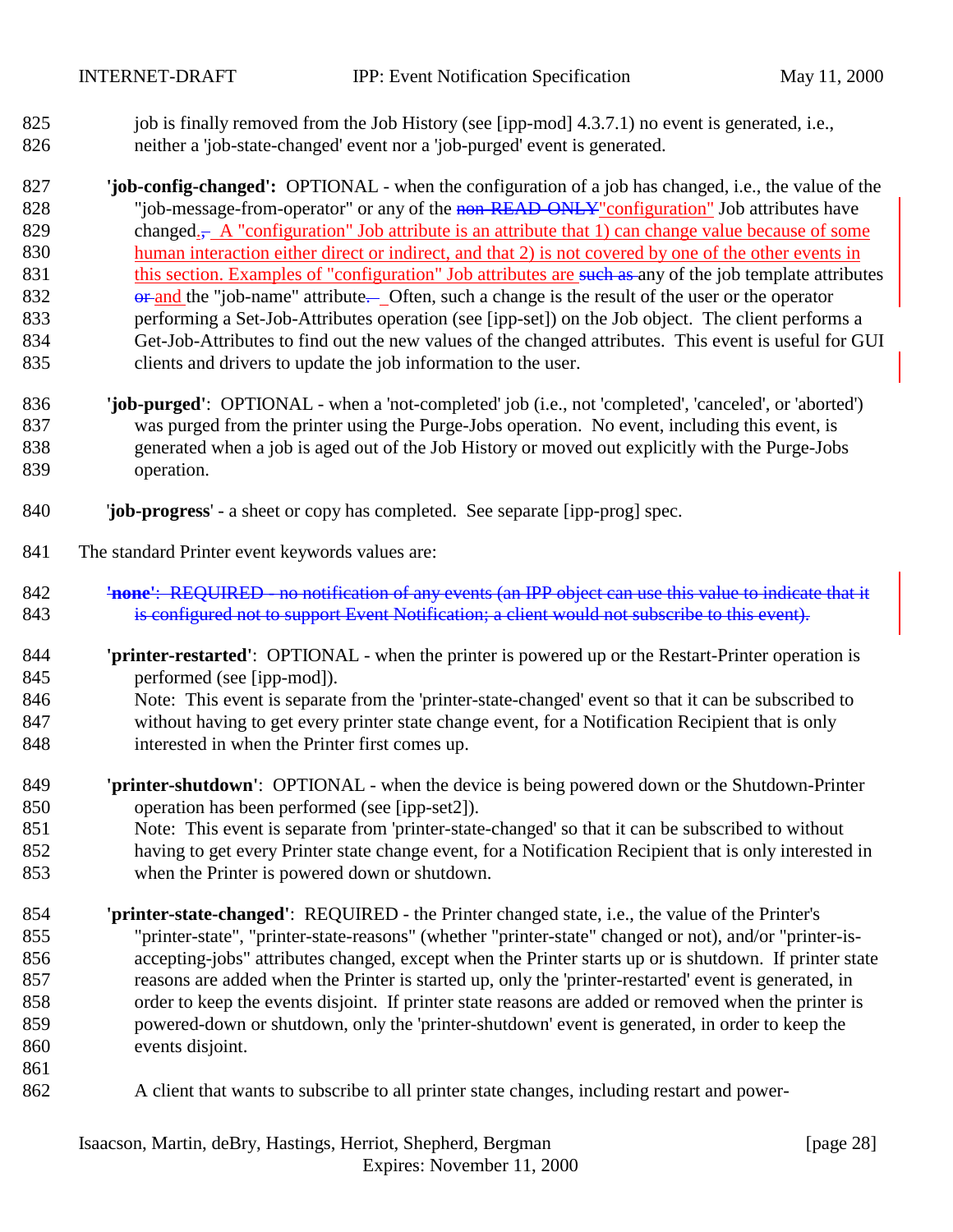job is finally removed from the Job History (see [ipp-mod] 4.3.7.1) no event is generated, i.e., neither a 'job-state-changed' event nor a 'job-purged' event is generated.

**'job-config-changed':** OPTIONAL - when the configuration of a job has changed, i.e., the value of the "job-message-from-operator" or any of the ~~non-READ-ONLY~~"configuration" Job attributes have changed.~~,~~ A "configuration" Job attribute is an attribute that 1) can change value because of some human interaction either direct or indirect, and that 2) is not covered by one of the other events in this section. Examples of "configuration" Job attributes are ~~such as~~ any of the job template attributes ~~or~~ and the "job-name" attribute.~~ ~~ Often, such a change is the result of the user or the operator performing a Set-Job-Attributes operation (see [ipp-set]) on the Job object. The client performs a Get-Job-Attributes to find out the new values of the changed attributes. This event is useful for GUI clients and drivers to update the job information to the user.

**'job-purged'**: OPTIONAL - when a 'not-completed' job (i.e., not 'completed', 'canceled', or 'aborted') was purged from the printer using the Purge-Jobs operation. No event, including this event, is generated when a job is aged out of the Job History or moved out explicitly with the Purge-Jobs operation.

'**job-progress**' - a sheet or copy has completed. See separate [ipp-prog] spec.

The standard Printer event keywords values are:

~~**'none'**: REQUIRED - no notification of any events (an IPP object can use this value to indicate that it is configured not to support Event Notification; a client would not subscribe to this event).~~

**'printer-restarted'**: OPTIONAL - when the printer is powered up or the Restart-Printer operation is performed (see [ipp-mod]).
Note: This event is separate from the 'printer-state-changed' event so that it can be subscribed to without having to get every printer state change event, for a Notification Recipient that is only interested in when the Printer first comes up.

**'printer-shutdown'**: OPTIONAL - when the device is being powered down or the Shutdown-Printer operation has been performed (see [ipp-set2]).
Note: This event is separate from 'printer-state-changed' so that it can be subscribed to without having to get every Printer state change event, for a Notification Recipient that is only interested in when the Printer is powered down or shutdown.

**'printer-state-changed'**: REQUIRED - the Printer changed state, i.e., the value of the Printer's "printer-state", "printer-state-reasons" (whether "printer-state" changed or not), and/or "printer-is-accepting-jobs" attributes changed, except when the Printer starts up or is shutdown. If printer state reasons are added when the Printer is started up, only the 'printer-restarted' event is generated, in order to keep the events disjoint. If printer state reasons are added or removed when the printer is powered-down or shutdown, only the 'printer-shutdown' event is generated, in order to keep the events disjoint.

A client that wants to subscribe to all printer state changes, including restart and power-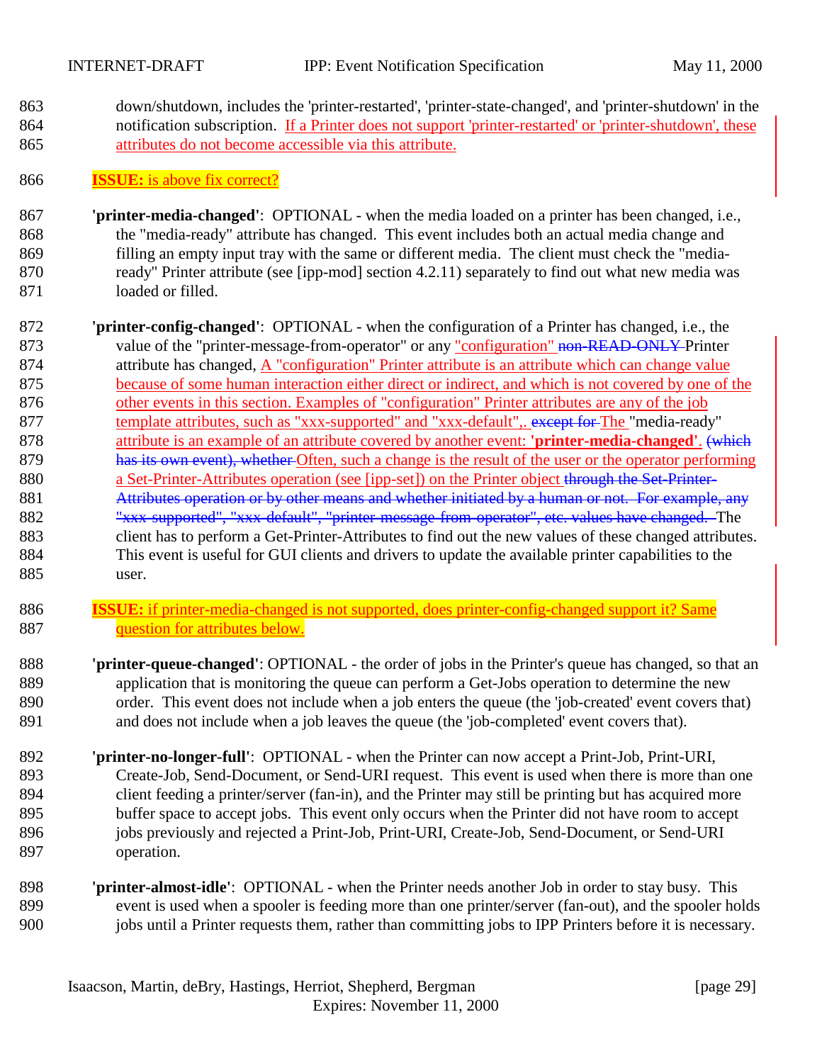down/shutdown, includes the 'printer-restarted', 'printer-state-changed', and 'printer-shutdown' in the notification subscription. If a Printer does not support 'printer-restarted' or 'printer-shutdown', these attributes do not become accessible via this attribute.

**ISSUE:** is above fix correct?

**'printer-media-changed'**: OPTIONAL - when the media loaded on a printer has been changed, i.e., the "media-ready" attribute has changed. This event includes both an actual media change and filling an empty input tray with the same or different media. The client must check the "media-ready" Printer attribute (see [ipp-mod] section 4.2.11) separately to find out what new media was loaded or filled.

**'printer-config-changed'**: OPTIONAL - when the configuration of a Printer has changed, i.e., the value of the "printer-message-from-operator" or any "configuration" ~~non-READ-ONLY~~ Printer attribute has changed, A "configuration" Printer attribute is an attribute which can change value because of some human interaction either direct or indirect, and which is not covered by one of the other events in this section. Examples of "configuration" Printer attributes are any of the job template attributes, such as "xxx-supported" and "xxx-default",. ~~except for~~ The "media-ready" attribute is an example of an attribute covered by another event: **'printer-media-changed'**. ~~(which has its own event), whether~~ Often, such a change is the result of the user or the operator performing a Set-Printer-Attributes operation (see [ipp-set]) on the Printer object ~~through the Set-Printer-Attributes operation or by other means and whether initiated by a human or not. For example, any "xxx-supported", "xxx-default", "printer-message-from-operator", etc. values have changed.~~ The client has to perform a Get-Printer-Attributes to find out the new values of these changed attributes. This event is useful for GUI clients and drivers to update the available printer capabilities to the user.

**ISSUE:** if printer-media-changed is not supported, does printer-config-changed support it? Same question for attributes below.

**'printer-queue-changed'**: OPTIONAL - the order of jobs in the Printer's queue has changed, so that an application that is monitoring the queue can perform a Get-Jobs operation to determine the new order. This event does not include when a job enters the queue (the 'job-created' event covers that) and does not include when a job leaves the queue (the 'job-completed' event covers that).

**'printer-no-longer-full'**: OPTIONAL - when the Printer can now accept a Print-Job, Print-URI, Create-Job, Send-Document, or Send-URI request. This event is used when there is more than one client feeding a printer/server (fan-in), and the Printer may still be printing but has acquired more buffer space to accept jobs. This event only occurs when the Printer did not have room to accept jobs previously and rejected a Print-Job, Print-URI, Create-Job, Send-Document, or Send-URI operation.

**'printer-almost-idle'**: OPTIONAL - when the Printer needs another Job in order to stay busy. This event is used when a spooler is feeding more than one printer/server (fan-out), and the spooler holds jobs until a Printer requests them, rather than committing jobs to IPP Printers before it is necessary.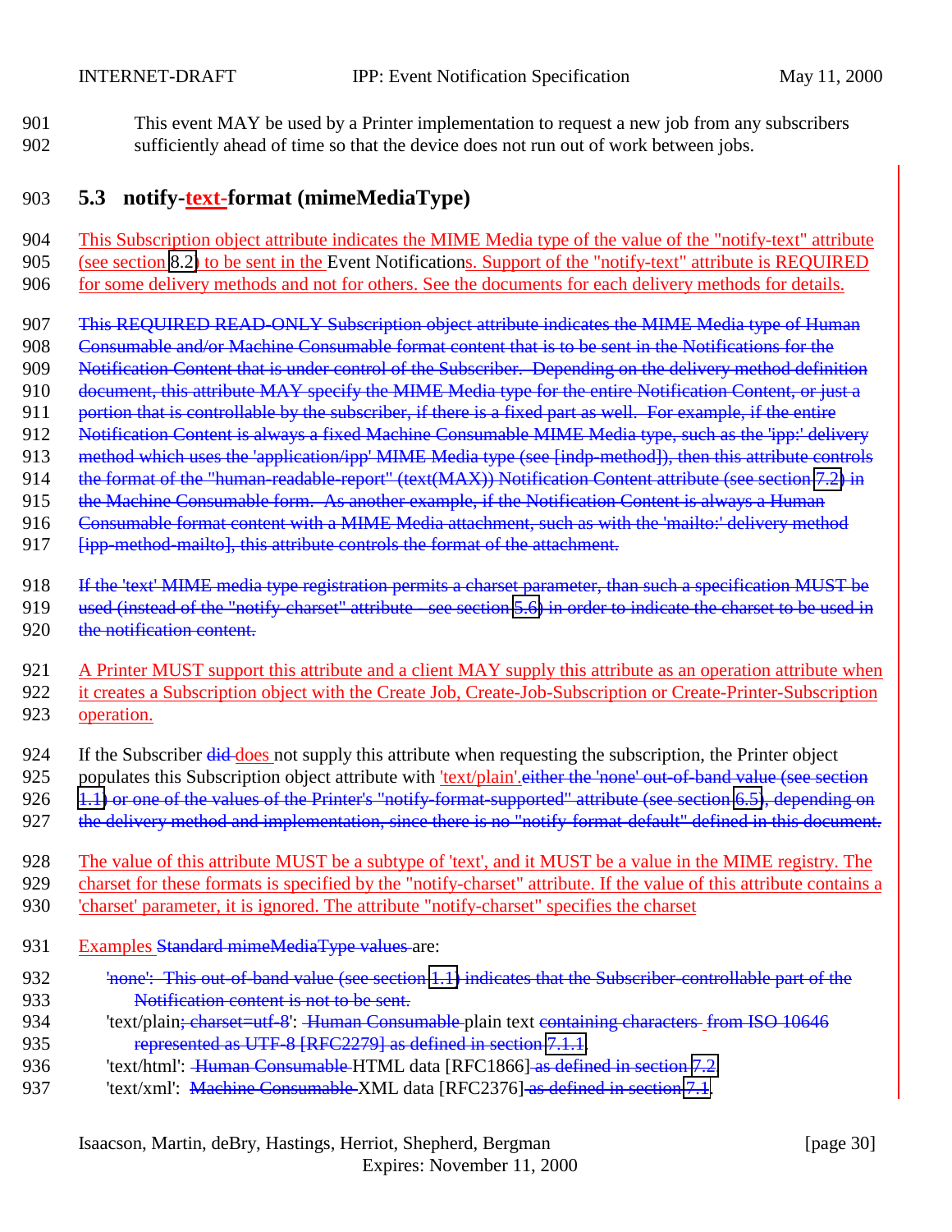901 This event MAY be used by a Printer implementation to request a new job from any subscribers
902 sufficiently ahead of time so that the device does not run out of work between jobs.

## 903 5.3 notify-text-format (mimeMediaType)

904 This Subscription object attribute indicates the MIME Media type of the value of the "notify-text" attribute
905 (see section 8.2) to be sent in the Event Notifications. Support of the "notify-text" attribute is REQUIRED
906 for some delivery methods and not for others. See the documents for each delivery methods for details.

907 This REQUIRED READ-ONLY Subscription object attribute indicates the MIME Media type of Human
908 Consumable and/or Machine Consumable format content that is to be sent in the Notifications for the
909 Notification Content that is under control of the Subscriber. Depending on the delivery method definition
910 document, this attribute MAY specify the MIME Media type for the entire Notification Content, or just a
911 portion that is controllable by the subscriber, if there is a fixed part as well. For example, if the entire
912 Notification Content is always a fixed Machine Consumable MIME Media type, such as the 'ipp:' delivery
913 method which uses the 'application/ipp' MIME Media type (see [indp-method]), then this attribute controls
914 the format of the "human-readable-report" (text(MAX)) Notification Content attribute (see section 7.2) in
915 the Machine Consumable form. As another example, if the Notification Content is always a Human
916 Consumable format content with a MIME Media attachment, such as with the 'mailto:' delivery method
917 [ipp-method-mailto], this attribute controls the format of the attachment.

918 If the 'text' MIME media type registration permits a charset parameter, than such a specification MUST be
919 used (instead of the "notify-charset" attribute - see section 5.6) in order to indicate the charset to be used in
920 the notification content.

921 A Printer MUST support this attribute and a client MAY supply this attribute as an operation attribute when
922 it creates a Subscription object with the Create Job, Create-Job-Subscription or Create-Printer-Subscription
923 operation.

924 If the Subscriber did does not supply this attribute when requesting the subscription, the Printer object
925 populates this Subscription object attribute with 'text/plain'.either the 'none' out-of-band value (see section
926 1.1) or one of the values of the Printer's "notify-format-supported" attribute (see section 6.5), depending on
927 the delivery method and implementation, since there is no "notify-format-default" defined in this document.

928 The value of this attribute MUST be a subtype of 'text', and it MUST be a value in the MIME registry. The
929 charset for these formats is specified by the "notify-charset" attribute. If the value of this attribute contains a
930 'charset' parameter, it is ignored. The attribute "notify-charset" specifies the charset

931 Examples Standard mimeMediaType values are:

932 'none': This out-of-band value (see section 1.1) indicates that the Subscriber-controllable part of the
933 Notification content is not to be sent.
934 'text/plain; charset=utf-8': Human Consumable plain text containing characters from ISO 10646
935 represented as UTF-8 [RFC2279] as defined in section 7.1.1.
936 'text/html': Human Consumable HTML data [RFC1866] as defined in section 7.2
937 'text/xml': Machine Consumable XML data [RFC2376] as defined in section 7.1.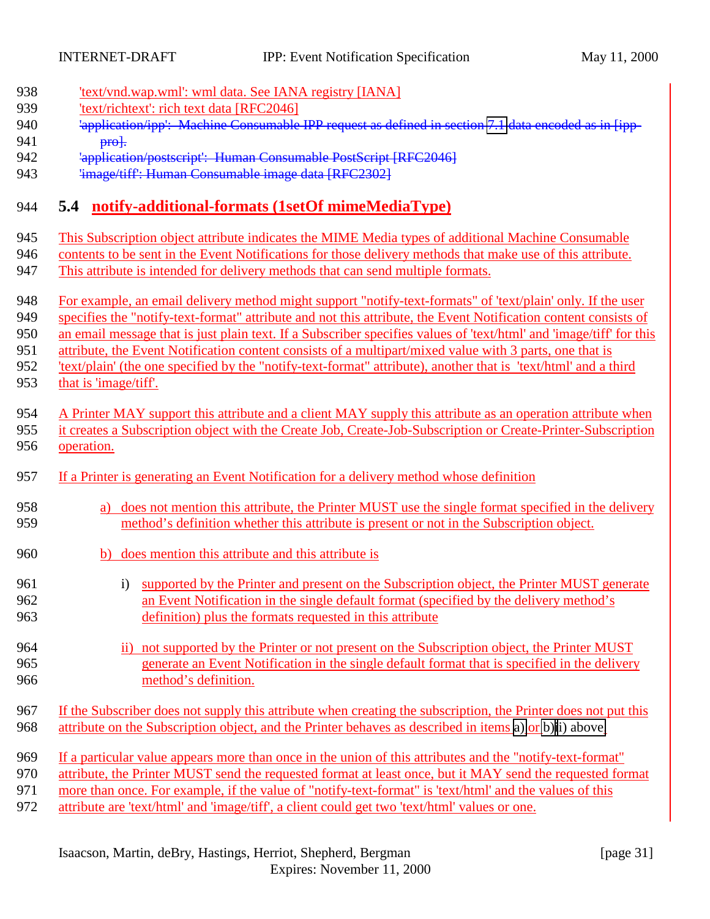'text/vnd.wap.wml': wml data. See IANA registry [IANA]
'text/richtext': rich text data [RFC2046]
~~'application/ipp': Machine Consumable IPP request as defined in section 7.1 data encoded as in [ipp-pro].~~
~~'application/postscript': Human Consumable PostScript [RFC2046]~~
~~'image/tiff': Human Consumable image data [RFC2302]~~

## 5.4 notify-additional-formats (1setOf mimeMediaType)

This Subscription object attribute indicates the MIME Media types of additional Machine Consumable contents to be sent in the Event Notifications for those delivery methods that make use of this attribute. This attribute is intended for delivery methods that can send multiple formats.

For example, an email delivery method might support "notify-text-formats" of 'text/plain' only. If the user specifies the "notify-text-format" attribute and not this attribute, the Event Notification content consists of an email message that is just plain text. If a Subscriber specifies values of 'text/html' and 'image/tiff' for this attribute, the Event Notification content consists of a multipart/mixed value with 3 parts, one that is 'text/plain' (the one specified by the "notify-text-format" attribute), another that is 'text/html' and a third that is 'image/tiff'.

A Printer MAY support this attribute and a client MAY supply this attribute as an operation attribute when it creates a Subscription object with the Create Job, Create-Job-Subscription or Create-Printer-Subscription operation.

If a Printer is generating an Event Notification for a delivery method whose definition

a) does not mention this attribute, the Printer MUST use the single format specified in the delivery method's definition whether this attribute is present or not in the Subscription object.

b) does mention this attribute and this attribute is

   i) supported by the Printer and present on the Subscription object, the Printer MUST generate an Event Notification in the single default format (specified by the delivery method's definition) plus the formats requested in this attribute

   ii) not supported by the Printer or not present on the Subscription object, the Printer MUST generate an Event Notification in the single default format that is specified in the delivery method's definition.

If the Subscriber does not supply this attribute when creating the subscription, the Printer does not put this attribute on the Subscription object, and the Printer behaves as described in items a) or b)ii) above.

If a particular value appears more than once in the union of this attributes and the "notify-text-format" attribute, the Printer MUST send the requested format at least once, but it MAY send the requested format more than once. For example, if the value of "notify-text-format" is 'text/html' and the values of this attribute are 'text/html' and 'image/tiff', a client could get two 'text/html' values or one.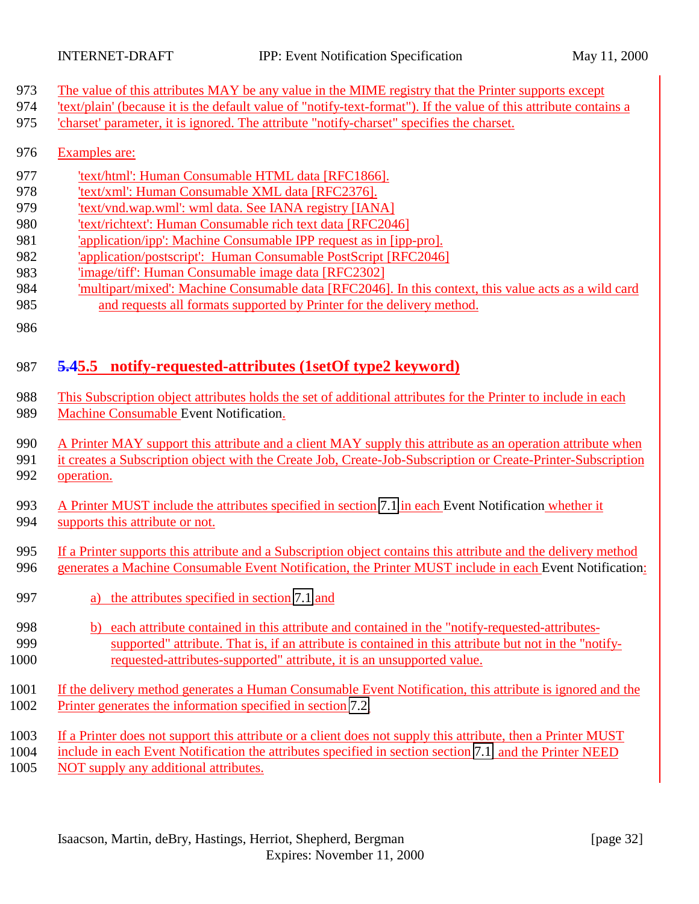The value of this attributes MAY be any value in the MIME registry that the Printer supports except 'text/plain' (because it is the default value of "notify-text-format"). If the value of this attribute contains a 'charset' parameter, it is ignored. The attribute "notify-charset" specifies the charset.

Examples are:

- 'text/html': Human Consumable HTML data [RFC1866].
- 'text/xml': Human Consumable XML data [RFC2376].
- 'text/vnd.wap.wml': wml data. See IANA registry [IANA]
- 'text/richtext': Human Consumable rich text data [RFC2046]
- 'application/ipp': Machine Consumable IPP request as in [ipp-pro].
- 'application/postscript': Human Consumable PostScript [RFC2046]
- 'image/tiff': Human Consumable image data [RFC2302]
- 'multipart/mixed': Machine Consumable data [RFC2046]. In this context, this value acts as a wild card and requests all formats supported by Printer for the delivery method.

### ~~5.4~~5.5 notify-requested-attributes (1setOf type2 keyword)

This Subscription object attributes holds the set of additional attributes for the Printer to include in each Machine Consumable Event Notification.

A Printer MAY support this attribute and a client MAY supply this attribute as an operation attribute when it creates a Subscription object with the Create Job, Create-Job-Subscription or Create-Printer-Subscription operation.

A Printer MUST include the attributes specified in section 7.1 in each Event Notification whether it supports this attribute or not.

If a Printer supports this attribute and a Subscription object contains this attribute and the delivery method generates a Machine Consumable Event Notification, the Printer MUST include in each Event Notification:

a) the attributes specified in section 7.1 and

b) each attribute contained in this attribute and contained in the "notify-requested-attributes-supported" attribute. That is, if an attribute is contained in this attribute but not in the "notify-requested-attributes-supported" attribute, it is an unsupported value.

If the delivery method generates a Human Consumable Event Notification, this attribute is ignored and the Printer generates the information specified in section 7.2.

If a Printer does not support this attribute or a client does not supply this attribute, then a Printer MUST include in each Event Notification the attributes specified in section section 7.1 and the Printer NEED NOT supply any additional attributes.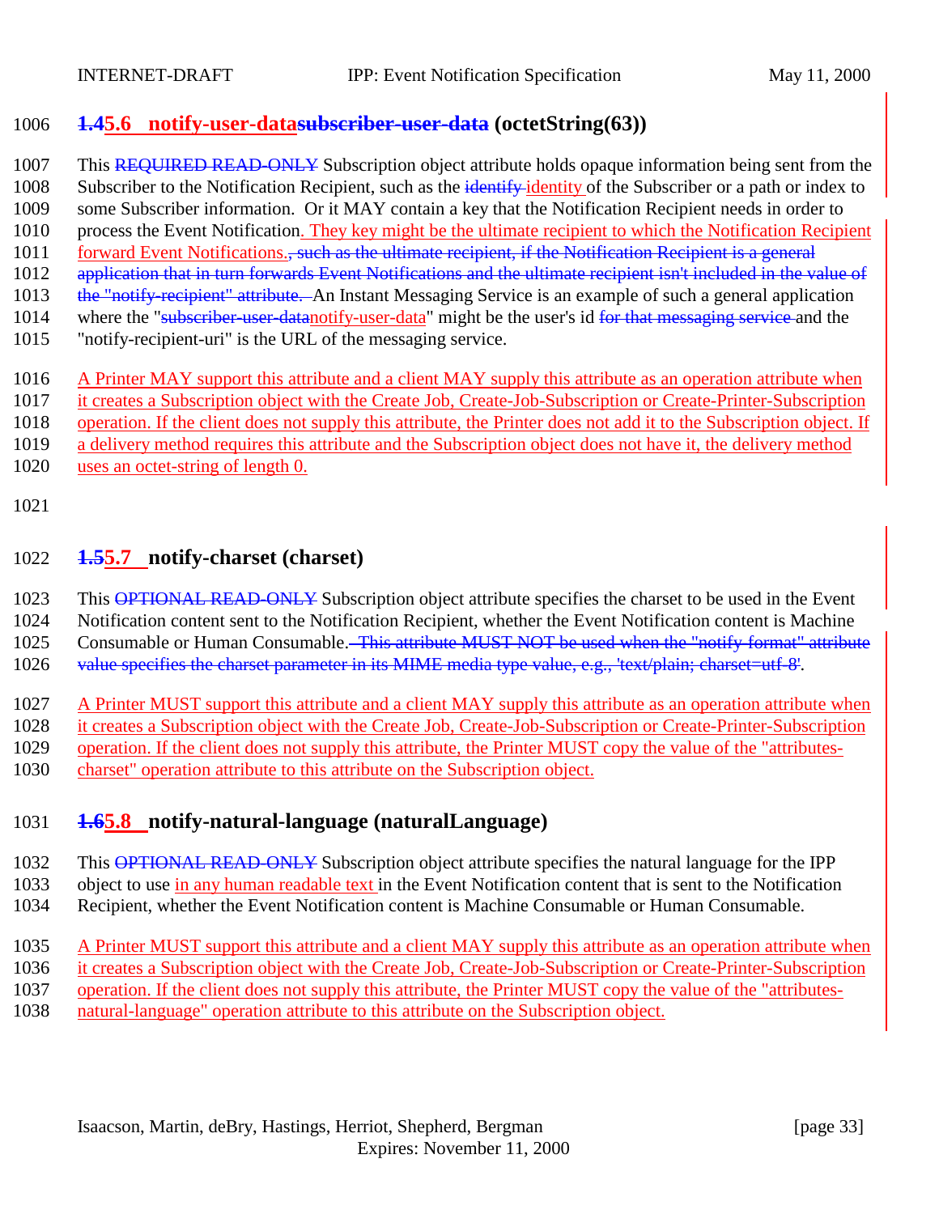### ~~1.4~~5.6 notify-user-data~~subscriber-user-data~~ (octetString(63))

This ~~REQUIRED READ-ONLY~~ Subscription object attribute holds opaque information being sent from the Subscriber to the Notification Recipient, such as the ~~identify~~ identity of the Subscriber or a path or index to some Subscriber information. Or it MAY contain a key that the Notification Recipient needs in order to process the Event Notification. They key might be the ultimate recipient to which the Notification Recipient forward Event Notifications.~~, such as the ultimate recipient, if the Notification Recipient is a general application that in turn forwards Event Notifications and the ultimate recipient isn't included in the value of the "notify-recipient" attribute.~~ An Instant Messaging Service is an example of such a general application where the "~~subscriber-user-data~~notify-user-data" might be the user's id ~~for that messaging service~~ and the "notify-recipient-uri" is the URL of the messaging service.

A Printer MAY support this attribute and a client MAY supply this attribute as an operation attribute when it creates a Subscription object with the Create Job, Create-Job-Subscription or Create-Printer-Subscription operation. If the client does not supply this attribute, the Printer does not add it to the Subscription object. If a delivery method requires this attribute and the Subscription object does not have it, the delivery method uses an octet-string of length 0.

### ~~1.5~~5.7 notify-charset (charset)

This ~~OPTIONAL READ-ONLY~~ Subscription object attribute specifies the charset to be used in the Event Notification content sent to the Notification Recipient, whether the Event Notification content is Machine Consumable or Human Consumable.~~ This attribute MUST NOT be used when the "notify-format" attribute value specifies the charset parameter in its MIME media type value, e.g., 'text/plain; charset=utf-8'~~.

A Printer MUST support this attribute and a client MAY supply this attribute as an operation attribute when it creates a Subscription object with the Create Job, Create-Job-Subscription or Create-Printer-Subscription operation. If the client does not supply this attribute, the Printer MUST copy the value of the "attributes-charset" operation attribute to this attribute on the Subscription object.

### ~~1.6~~5.8 notify-natural-language (naturalLanguage)

This ~~OPTIONAL READ-ONLY~~ Subscription object attribute specifies the natural language for the IPP object to use in any human readable text in the Event Notification content that is sent to the Notification Recipient, whether the Event Notification content is Machine Consumable or Human Consumable.

A Printer MUST support this attribute and a client MAY supply this attribute as an operation attribute when it creates a Subscription object with the Create Job, Create-Job-Subscription or Create-Printer-Subscription operation. If the client does not supply this attribute, the Printer MUST copy the value of the "attributes-natural-language" operation attribute to this attribute on the Subscription object.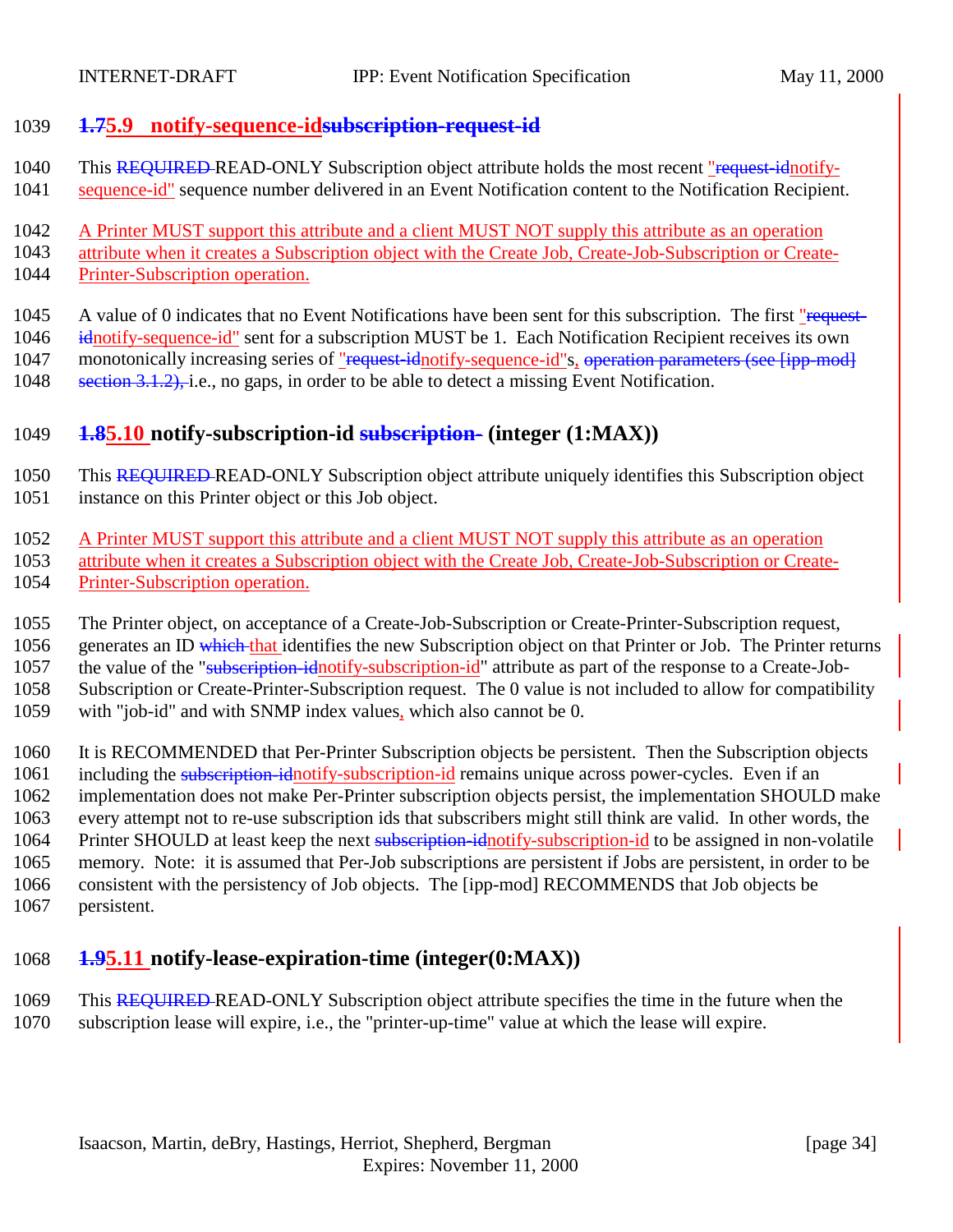### 1.75.9 notify-sequence-idsubscription-request-id

This REQUIRED READ-ONLY Subscription object attribute holds the most recent "request-idnotify-sequence-id" sequence number delivered in an Event Notification content to the Notification Recipient.

A Printer MUST support this attribute and a client MUST NOT supply this attribute as an operation attribute when it creates a Subscription object with the Create Job, Create-Job-Subscription or Create-Printer-Subscription operation.

A value of 0 indicates that no Event Notifications have been sent for this subscription. The first "request-idnotify-sequence-id" sent for a subscription MUST be 1. Each Notification Recipient receives its own monotonically increasing series of "request-idnotify-sequence-id"s, operation parameters (see [ipp-mod] section 3.1.2), i.e., no gaps, in order to be able to detect a missing Event Notification.

### 1.85.10 notify-subscription-id subscription- (integer (1:MAX))

This REQUIRED READ-ONLY Subscription object attribute uniquely identifies this Subscription object instance on this Printer object or this Job object.

A Printer MUST support this attribute and a client MUST NOT supply this attribute as an operation attribute when it creates a Subscription object with the Create Job, Create-Job-Subscription or Create-Printer-Subscription operation.

The Printer object, on acceptance of a Create-Job-Subscription or Create-Printer-Subscription request, generates an ID which that identifies the new Subscription object on that Printer or Job. The Printer returns the value of the "subscription-idnotify-subscription-id" attribute as part of the response to a Create-Job-Subscription or Create-Printer-Subscription request. The 0 value is not included to allow for compatibility with "job-id" and with SNMP index values, which also cannot be 0.

It is RECOMMENDED that Per-Printer Subscription objects be persistent. Then the Subscription objects including the subscription-idnotify-subscription-id remains unique across power-cycles. Even if an implementation does not make Per-Printer subscription objects persist, the implementation SHOULD make every attempt not to re-use subscription ids that subscribers might still think are valid. In other words, the Printer SHOULD at least keep the next subscription-idnotify-subscription-id to be assigned in non-volatile memory. Note: it is assumed that Per-Job subscriptions are persistent if Jobs are persistent, in order to be consistent with the persistency of Job objects. The [ipp-mod] RECOMMENDS that Job objects be persistent.

### 1.95.11 notify-lease-expiration-time (integer(0:MAX))

This REQUIRED READ-ONLY Subscription object attribute specifies the time in the future when the subscription lease will expire, i.e., the "printer-up-time" value at which the lease will expire.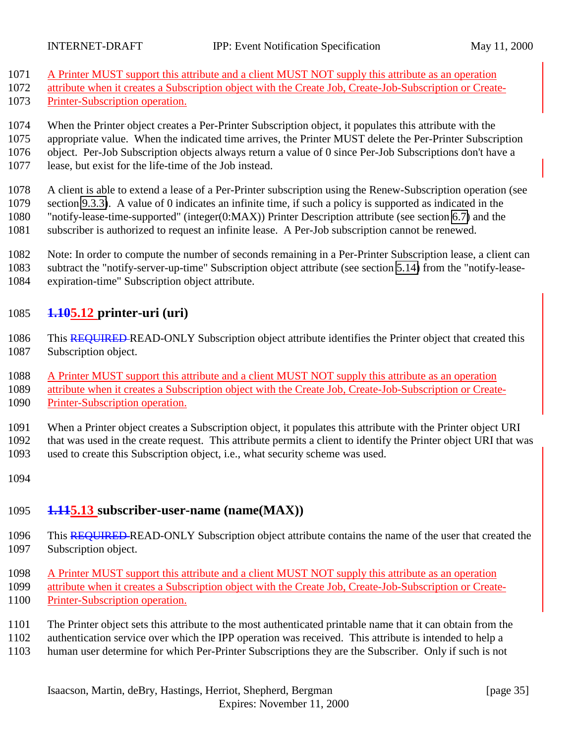A Printer MUST support this attribute and a client MUST NOT supply this attribute as an operation attribute when it creates a Subscription object with the Create Job, Create-Job-Subscription or Create-Printer-Subscription operation.

When the Printer object creates a Per-Printer Subscription object, it populates this attribute with the appropriate value. When the indicated time arrives, the Printer MUST delete the Per-Printer Subscription object. Per-Job Subscription objects always return a value of 0 since Per-Job Subscriptions don't have a lease, but exist for the life-time of the Job instead.

A client is able to extend a lease of a Per-Printer subscription using the Renew-Subscription operation (see section 9.3.3). A value of 0 indicates an infinite time, if such a policy is supported as indicated in the "notify-lease-time-supported" (integer(0:MAX)) Printer Description attribute (see section 6.7) and the subscriber is authorized to request an infinite lease. A Per-Job subscription cannot be renewed.

Note: In order to compute the number of seconds remaining in a Per-Printer Subscription lease, a client can subtract the "notify-server-up-time" Subscription object attribute (see section 5.14) from the "notify-lease-expiration-time" Subscription object attribute.

## ~~1.10~~5.12 printer-uri (uri)

This ~~REQUIRED~~ READ-ONLY Subscription object attribute identifies the Printer object that created this Subscription object.

A Printer MUST support this attribute and a client MUST NOT supply this attribute as an operation attribute when it creates a Subscription object with the Create Job, Create-Job-Subscription or Create-Printer-Subscription operation.

When a Printer object creates a Subscription object, it populates this attribute with the Printer object URI that was used in the create request. This attribute permits a client to identify the Printer object URI that was used to create this Subscription object, i.e., what security scheme was used.

## ~~1.11~~5.13 subscriber-user-name (name(MAX))

This ~~REQUIRED~~ READ-ONLY Subscription object attribute contains the name of the user that created the Subscription object.

A Printer MUST support this attribute and a client MUST NOT supply this attribute as an operation attribute when it creates a Subscription object with the Create Job, Create-Job-Subscription or Create-Printer-Subscription operation.

The Printer object sets this attribute to the most authenticated printable name that it can obtain from the authentication service over which the IPP operation was received. This attribute is intended to help a human user determine for which Per-Printer Subscriptions they are the Subscriber. Only if such is not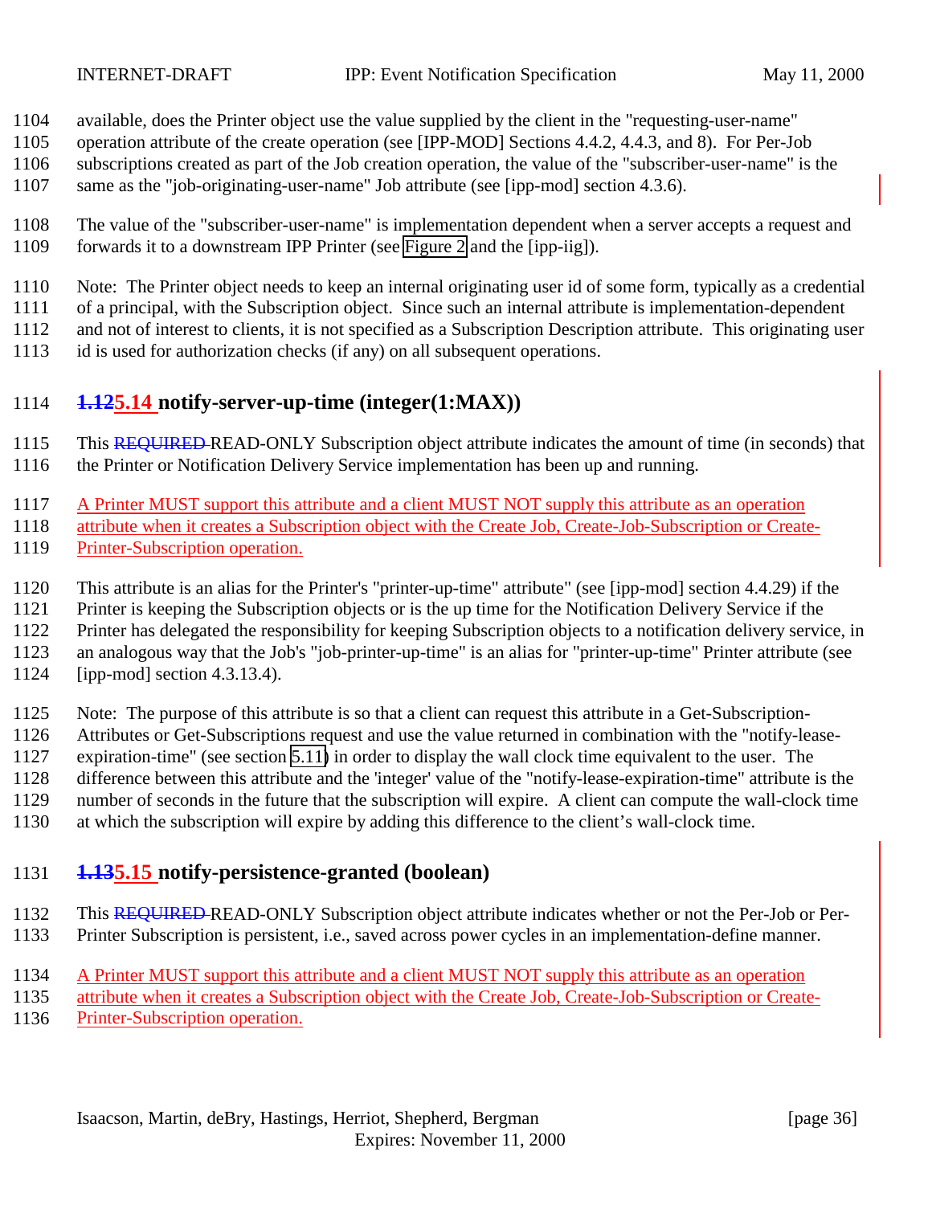available, does the Printer object use the value supplied by the client in the "requesting-user-name" operation attribute of the create operation (see [IPP-MOD] Sections 4.4.2, 4.4.3, and 8). For Per-Job subscriptions created as part of the Job creation operation, the value of the "subscriber-user-name" is the same as the "job-originating-user-name" Job attribute (see [ipp-mod] section 4.3.6).

The value of the "subscriber-user-name" is implementation dependent when a server accepts a request and forwards it to a downstream IPP Printer (see Figure 2 and the [ipp-iig]).

Note: The Printer object needs to keep an internal originating user id of some form, typically as a credential of a principal, with the Subscription object. Since such an internal attribute is implementation-dependent and not of interest to clients, it is not specified as a Subscription Description attribute. This originating user id is used for authorization checks (if any) on all subsequent operations.

### ~~1.12~~5.14 notify-server-up-time (integer(1:MAX))

This ~~REQUIRED~~ READ-ONLY Subscription object attribute indicates the amount of time (in seconds) that the Printer or Notification Delivery Service implementation has been up and running.

A Printer MUST support this attribute and a client MUST NOT supply this attribute as an operation attribute when it creates a Subscription object with the Create Job, Create-Job-Subscription or Create-Printer-Subscription operation.

This attribute is an alias for the Printer's "printer-up-time" attribute" (see [ipp-mod] section 4.4.29) if the Printer is keeping the Subscription objects or is the up time for the Notification Delivery Service if the Printer has delegated the responsibility for keeping Subscription objects to a notification delivery service, in an analogous way that the Job's "job-printer-up-time" is an alias for "printer-up-time" Printer attribute (see [ipp-mod] section 4.3.13.4).

Note: The purpose of this attribute is so that a client can request this attribute in a Get-Subscription-Attributes or Get-Subscriptions request and use the value returned in combination with the "notify-lease-expiration-time" (see section 5.11) in order to display the wall clock time equivalent to the user. The difference between this attribute and the 'integer' value of the "notify-lease-expiration-time" attribute is the number of seconds in the future that the subscription will expire. A client can compute the wall-clock time at which the subscription will expire by adding this difference to the client's wall-clock time.

### ~~1.13~~5.15 notify-persistence-granted (boolean)

This ~~REQUIRED~~ READ-ONLY Subscription object attribute indicates whether or not the Per-Job or Per-Printer Subscription is persistent, i.e., saved across power cycles in an implementation-define manner.

A Printer MUST support this attribute and a client MUST NOT supply this attribute as an operation attribute when it creates a Subscription object with the Create Job, Create-Job-Subscription or Create-Printer-Subscription operation.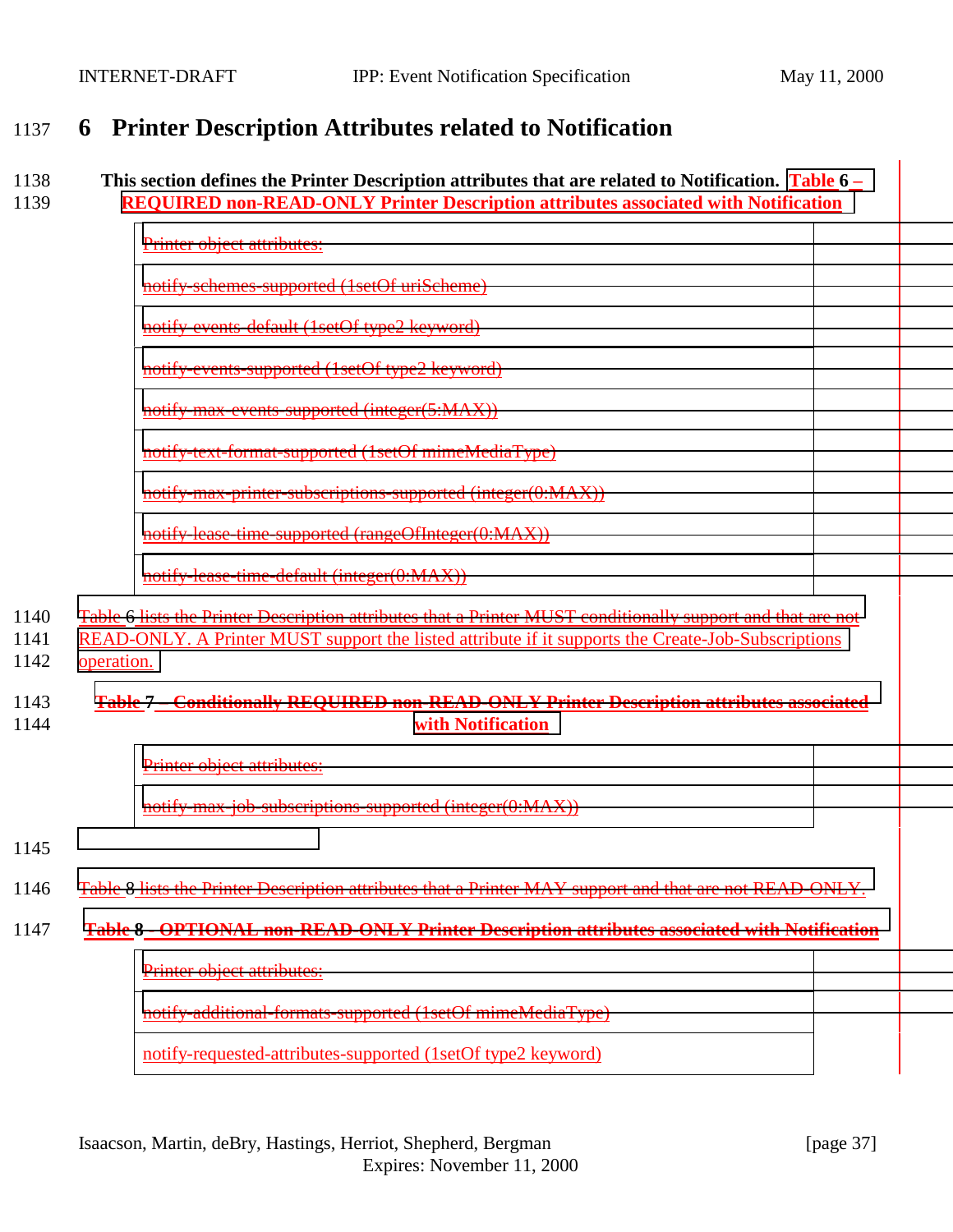# 6 Printer Description Attributes related to Notification

**This section defines the Printer Description attributes that are related to Notification. Table 6 – REQUIRED non-READ-ONLY Printer Description attributes associated with Notification**

| Printer object attributes: |
|---|
| notify-schemes-supported (1setOf uriScheme) |
| notify-events-default (1setOf type2 keyword) |
| notify-events-supported (1setOf type2 keyword) |
| notify-max-events-supported (integer(5:MAX)) |
| notify-text-format-supported (1setOf mimeMediaType) |
| notify-max-printer-subscriptions-supported (integer(0:MAX)) |
| notify-lease-time-supported (rangeOfInteger(0:MAX)) |
| notify-lease-time-default (integer(0:MAX)) |

Table 6 lists the Printer Description attributes that a Printer MUST conditionally support and that are not READ-ONLY. A Printer MUST support the listed attribute if it supports the Create-Job-Subscriptions operation.

**Table 7 – Conditionally REQUIRED non-READ-ONLY Printer Description attributes associated with Notification**

| Printer object attributes: |
|---|
| notify-max-job-subscriptions-supported (integer(0:MAX)) |

Table 8 lists the Printer Description attributes that a Printer MAY support and that are not READ-ONLY.

**Table 8 – OPTIONAL non-READ-ONLY Printer Description attributes associated with Notification**

| Printer object attributes: |
|---|
| notify-additional-formats-supported (1setOf mimeMediaType) |
| notify-requested-attributes-supported (1setOf type2 keyword) |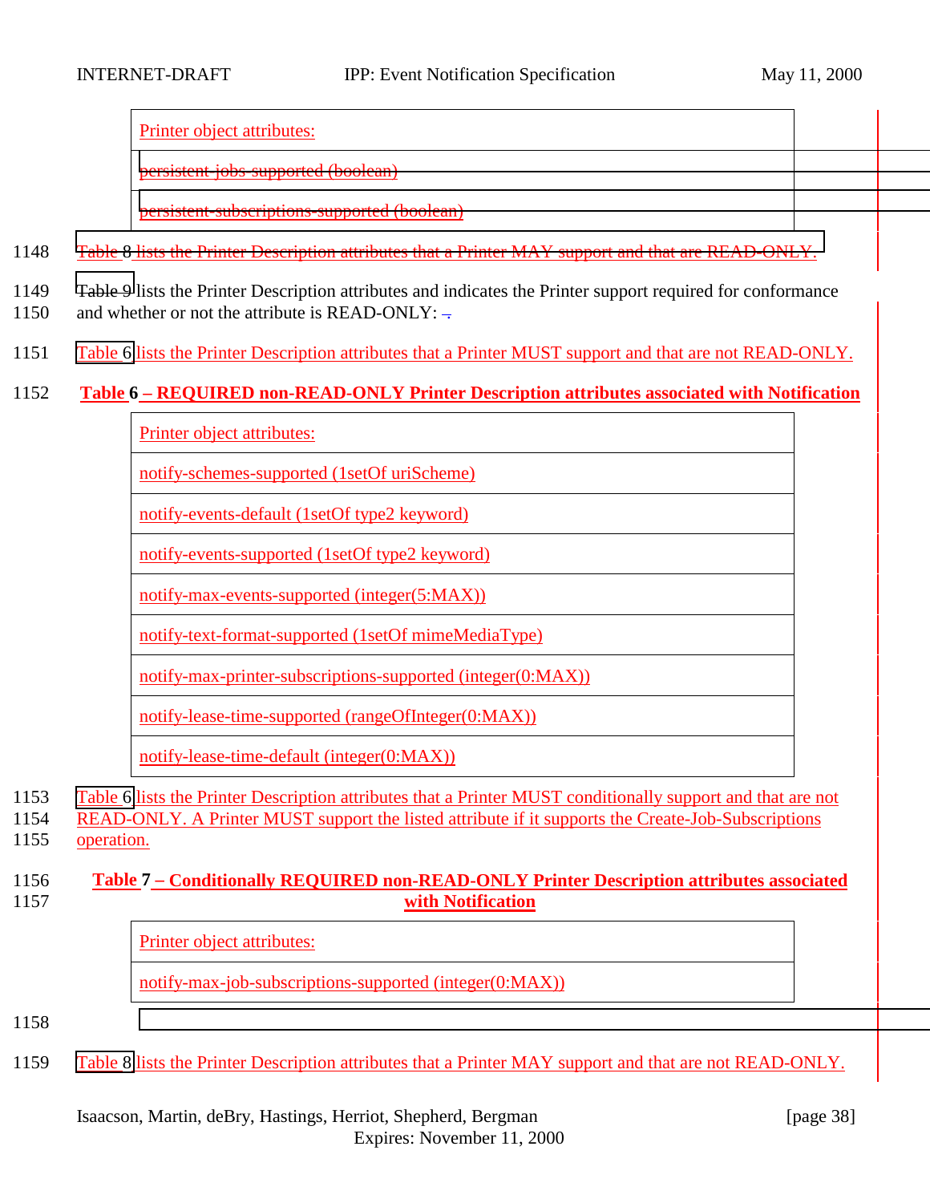| Printer object attributes: |
|---|
| persistent-jobs-supported (boolean) |
| persistent-subscriptions-supported (boolean) |

Table 8 lists the Printer Description attributes that a Printer MAY support and that are READ-ONLY.

Table 9 lists the Printer Description attributes and indicates the Printer support required for conformance and whether or not the attribute is READ-ONLY: .

Table 6 lists the Printer Description attributes that a Printer MUST support and that are not READ-ONLY.

**Table 6 – REQUIRED non-READ-ONLY Printer Description attributes associated with Notification**

| Printer object attributes: |
|---|
| notify-schemes-supported (1setOf uriScheme) |
| notify-events-default (1setOf type2 keyword) |
| notify-events-supported (1setOf type2 keyword) |
| notify-max-events-supported (integer(5:MAX)) |
| notify-text-format-supported (1setOf mimeMediaType) |
| notify-max-printer-subscriptions-supported (integer(0:MAX)) |
| notify-lease-time-supported (rangeOfInteger(0:MAX)) |
| notify-lease-time-default (integer(0:MAX)) |

Table 6 lists the Printer Description attributes that a Printer MUST conditionally support and that are not READ-ONLY. A Printer MUST support the listed attribute if it supports the Create-Job-Subscriptions operation.

**Table 7 – Conditionally REQUIRED non-READ-ONLY Printer Description attributes associated with Notification**

| Printer object attributes: |
|---|
| notify-max-job-subscriptions-supported (integer(0:MAX)) |

Table 8 lists the Printer Description attributes that a Printer MAY support and that are not READ-ONLY.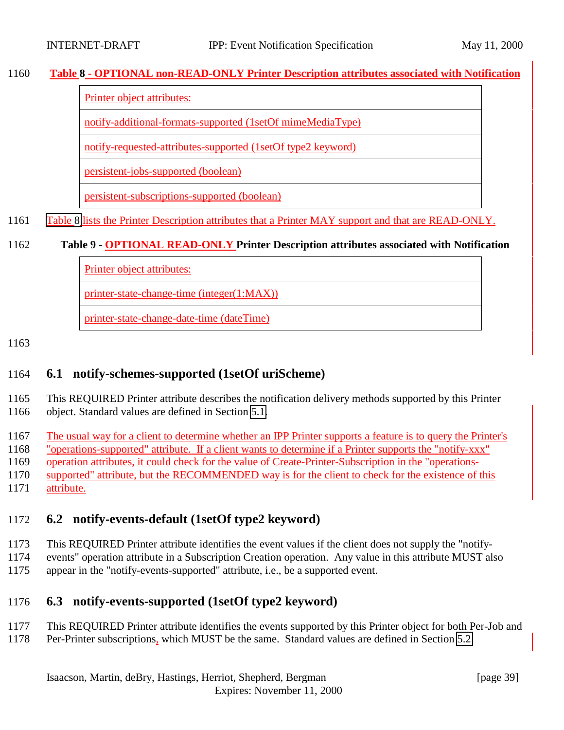**Table 8 - OPTIONAL non-READ-ONLY Printer Description attributes associated with Notification**

| Printer object attributes: |
|---|
| notify-additional-formats-supported (1setOf mimeMediaType) |
| notify-requested-attributes-supported (1setOf type2 keyword) |
| persistent-jobs-supported (boolean) |
| persistent-subscriptions-supported (boolean) |

Table 8 lists the Printer Description attributes that a Printer MAY support and that are READ-ONLY.

**Table 9 - OPTIONAL READ-ONLY Printer Description attributes associated with Notification**

| Printer object attributes: |
|---|
| printer-state-change-time (integer(1:MAX)) |
| printer-state-change-date-time (dateTime) |

## 6.1 notify-schemes-supported (1setOf uriScheme)

This REQUIRED Printer attribute describes the notification delivery methods supported by this Printer object. Standard values are defined in Section 5.1.

The usual way for a client to determine whether an IPP Printer supports a feature is to query the Printer's "operations-supported" attribute. If a client wants to determine if a Printer supports the "notify-xxx" operation attributes, it could check for the value of Create-Printer-Subscription in the "operations-supported" attribute, but the RECOMMENDED way is for the client to check for the existence of this attribute.

## 6.2 notify-events-default (1setOf type2 keyword)

This REQUIRED Printer attribute identifies the event values if the client does not supply the "notify-events" operation attribute in a Subscription Creation operation. Any value in this attribute MUST also appear in the "notify-events-supported" attribute, i.e., be a supported event.

## 6.3 notify-events-supported (1setOf type2 keyword)

This REQUIRED Printer attribute identifies the events supported by this Printer object for both Per-Job and Per-Printer subscriptions, which MUST be the same. Standard values are defined in Section 5.2.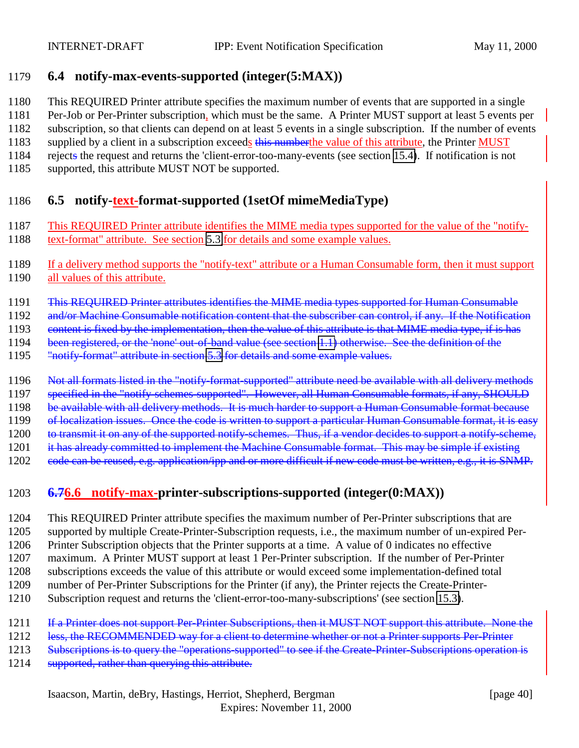## 6.4 notify-max-events-supported (integer(5:MAX))

This REQUIRED Printer attribute specifies the maximum number of events that are supported in a single Per-Job or Per-Printer subscription, which must be the same. A Printer MUST support at least 5 events per subscription, so that clients can depend on at least 5 events in a single subscription. If the number of events supplied by a client in a subscription exceeds ~~this number~~the value of this attribute, the Printer MUST reject~~s~~ the request and returns the 'client-error-too-many-events (see section 15.4). If notification is not supported, this attribute MUST NOT be supported.

## 6.5 notify-text-format-supported (1setOf mimeMediaType)

This REQUIRED Printer attribute identifies the MIME media types supported for the value of the "notify-text-format" attribute. See section 5.3 for details and some example values.

If a delivery method supports the "notify-text" attribute or a Human Consumable form, then it must support all values of this attribute.

~~This REQUIRED Printer attributes identifies the MIME media types supported for Human Consumable and/or Machine Consumable notification content that the subscriber can control, if any. If the Notification content is fixed by the implementation, then the value of this attribute is that MIME media type, if is has been registered, or the 'none' out-of-band value (see section 1.1) otherwise. See the definition of the "notify-format" attribute in section 5.3 for details and some example values.~~

~~Not all formats listed in the "notify-format-supported" attribute need be available with all delivery methods specified in the "notify-schemes-supported". However, all Human Consumable formats, if any, SHOULD be available with all delivery methods. It is much harder to support a Human Consumable format because of localization issues. Once the code is written to support a particular Human Consumable format, it is easy to transmit it on any of the supported notify-schemes. Thus, if a vendor decides to support a notify-scheme, it has already committed to implement the Machine Consumable format. This may be simple if existing code can be reused, e.g. application/ipp and or more difficult if new code must be written, e.g., it is SNMP.~~

## ~~6.7~~6.6 notify-max-printer-subscriptions-supported (integer(0:MAX))

This REQUIRED Printer attribute specifies the maximum number of Per-Printer subscriptions that are supported by multiple Create-Printer-Subscription requests, i.e., the maximum number of un-expired Per-Printer Subscription objects that the Printer supports at a time. A value of 0 indicates no effective maximum. A Printer MUST support at least 1 Per-Printer subscription. If the number of Per-Printer subscriptions exceeds the value of this attribute or would exceed some implementation-defined total number of Per-Printer Subscriptions for the Printer (if any), the Printer rejects the Create-Printer-Subscription request and returns the 'client-error-too-many-subscriptions' (see section 15.3).

~~If a Printer does not support Per-Printer Subscriptions, then it MUST NOT support this attribute. None the less, the RECOMMENDED way for a client to determine whether or not a Printer supports Per-Printer Subscriptions is to query the "operations-supported" to see if the Create-Printer-Subscriptions operation is supported, rather than querying this attribute.~~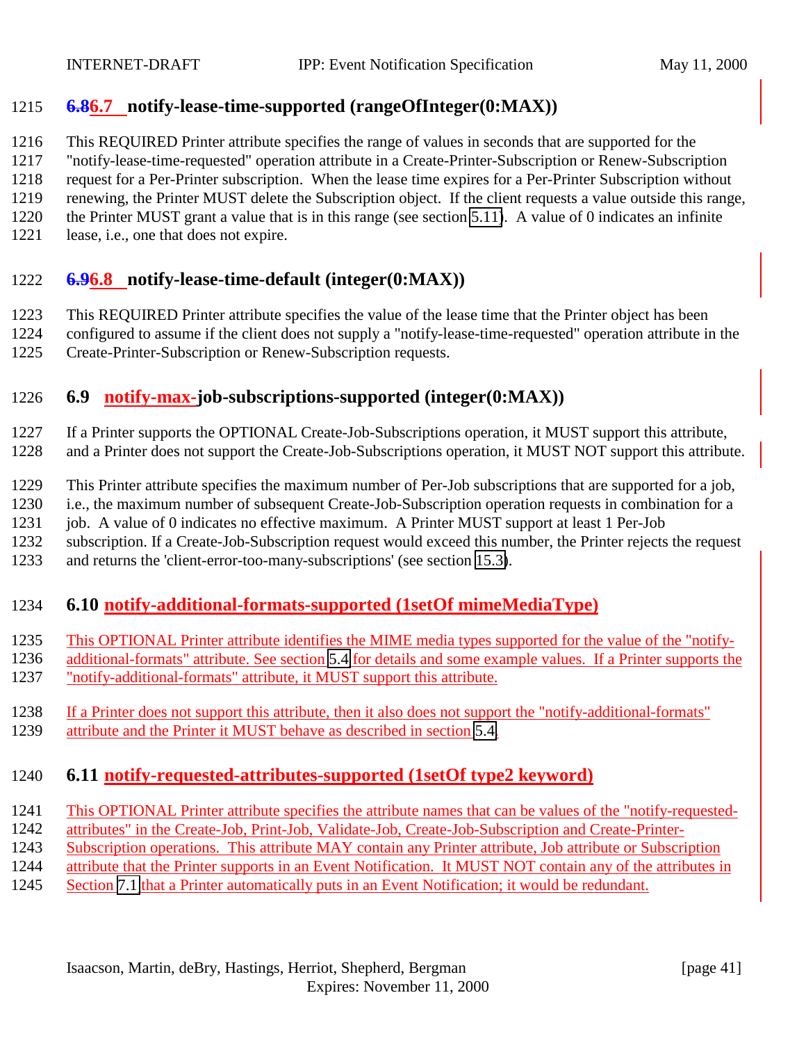### 6.86.7 notify-lease-time-supported (rangeOfInteger(0:MAX))

This REQUIRED Printer attribute specifies the range of values in seconds that are supported for the "notify-lease-time-requested" operation attribute in a Create-Printer-Subscription or Renew-Subscription request for a Per-Printer subscription. When the lease time expires for a Per-Printer Subscription without renewing, the Printer MUST delete the Subscription object. If the client requests a value outside this range, the Printer MUST grant a value that is in this range (see section 5.11). A value of 0 indicates an infinite lease, i.e., one that does not expire.

### 6.96.8 notify-lease-time-default (integer(0:MAX))

This REQUIRED Printer attribute specifies the value of the lease time that the Printer object has been configured to assume if the client does not supply a "notify-lease-time-requested" operation attribute in the Create-Printer-Subscription or Renew-Subscription requests.

### 6.9 notify-max-job-subscriptions-supported (integer(0:MAX))

If a Printer supports the OPTIONAL Create-Job-Subscriptions operation, it MUST support this attribute, and a Printer does not support the Create-Job-Subscriptions operation, it MUST NOT support this attribute.

This Printer attribute specifies the maximum number of Per-Job subscriptions that are supported for a job, i.e., the maximum number of subsequent Create-Job-Subscription operation requests in combination for a job. A value of 0 indicates no effective maximum. A Printer MUST support at least 1 Per-Job subscription. If a Create-Job-Subscription request would exceed this number, the Printer rejects the request and returns the 'client-error-too-many-subscriptions' (see section 15.3).

### 6.10 notify-additional-formats-supported (1setOf mimeMediaType)

This OPTIONAL Printer attribute identifies the MIME media types supported for the value of the "notify-additional-formats" attribute. See section 5.4 for details and some example values. If a Printer supports the "notify-additional-formats" attribute, it MUST support this attribute.

If a Printer does not support this attribute, then it also does not support the "notify-additional-formats" attribute and the Printer it MUST behave as described in section 5.4.

### 6.11 notify-requested-attributes-supported (1setOf type2 keyword)

This OPTIONAL Printer attribute specifies the attribute names that can be values of the "notify-requested-attributes" in the Create-Job, Print-Job, Validate-Job, Create-Job-Subscription and Create-Printer-Subscription operations. This attribute MAY contain any Printer attribute, Job attribute or Subscription attribute that the Printer supports in an Event Notification. It MUST NOT contain any of the attributes in Section 7.1 that a Printer automatically puts in an Event Notification; it would be redundant.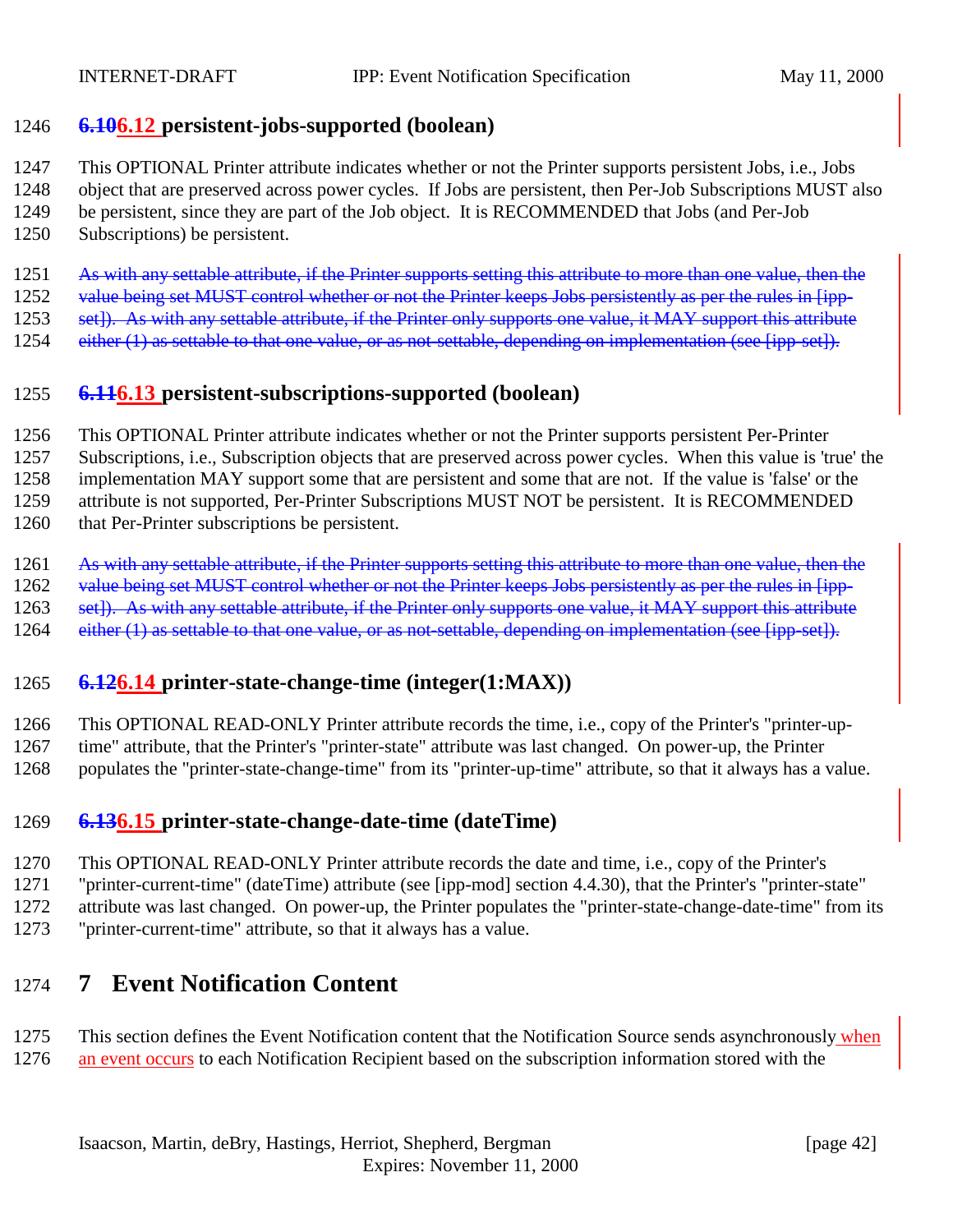### ~~6.10~~6.12 persistent-jobs-supported (boolean)

This OPTIONAL Printer attribute indicates whether or not the Printer supports persistent Jobs, i.e., Jobs object that are preserved across power cycles. If Jobs are persistent, then Per-Job Subscriptions MUST also be persistent, since they are part of the Job object. It is RECOMMENDED that Jobs (and Per-Job Subscriptions) be persistent.

~~As with any settable attribute, if the Printer supports setting this attribute to more than one value, then the value being set MUST control whether or not the Printer keeps Jobs persistently as per the rules in [ipp-set]). As with any settable attribute, if the Printer only supports one value, it MAY support this attribute either (1) as settable to that one value, or as not-settable, depending on implementation (see [ipp-set]).~~

### ~~6.11~~6.13 persistent-subscriptions-supported (boolean)

This OPTIONAL Printer attribute indicates whether or not the Printer supports persistent Per-Printer Subscriptions, i.e., Subscription objects that are preserved across power cycles. When this value is 'true' the implementation MAY support some that are persistent and some that are not. If the value is 'false' or the attribute is not supported, Per-Printer Subscriptions MUST NOT be persistent. It is RECOMMENDED that Per-Printer subscriptions be persistent.

~~As with any settable attribute, if the Printer supports setting this attribute to more than one value, then the value being set MUST control whether or not the Printer keeps Jobs persistently as per the rules in [ipp-set]). As with any settable attribute, if the Printer only supports one value, it MAY support this attribute either (1) as settable to that one value, or as not-settable, depending on implementation (see [ipp-set]).~~

### ~~6.12~~6.14 printer-state-change-time (integer(1:MAX))

This OPTIONAL READ-ONLY Printer attribute records the time, i.e., copy of the Printer's "printer-up-time" attribute, that the Printer's "printer-state" attribute was last changed. On power-up, the Printer populates the "printer-state-change-time" from its "printer-up-time" attribute, so that it always has a value.

### ~~6.13~~6.15 printer-state-change-date-time (dateTime)

This OPTIONAL READ-ONLY Printer attribute records the date and time, i.e., copy of the Printer's "printer-current-time" (dateTime) attribute (see [ipp-mod] section 4.4.30), that the Printer's "printer-state" attribute was last changed. On power-up, the Printer populates the "printer-state-change-date-time" from its "printer-current-time" attribute, so that it always has a value.

# 7 Event Notification Content

This section defines the Event Notification content that the Notification Source sends asynchronously when an event occurs to each Notification Recipient based on the subscription information stored with the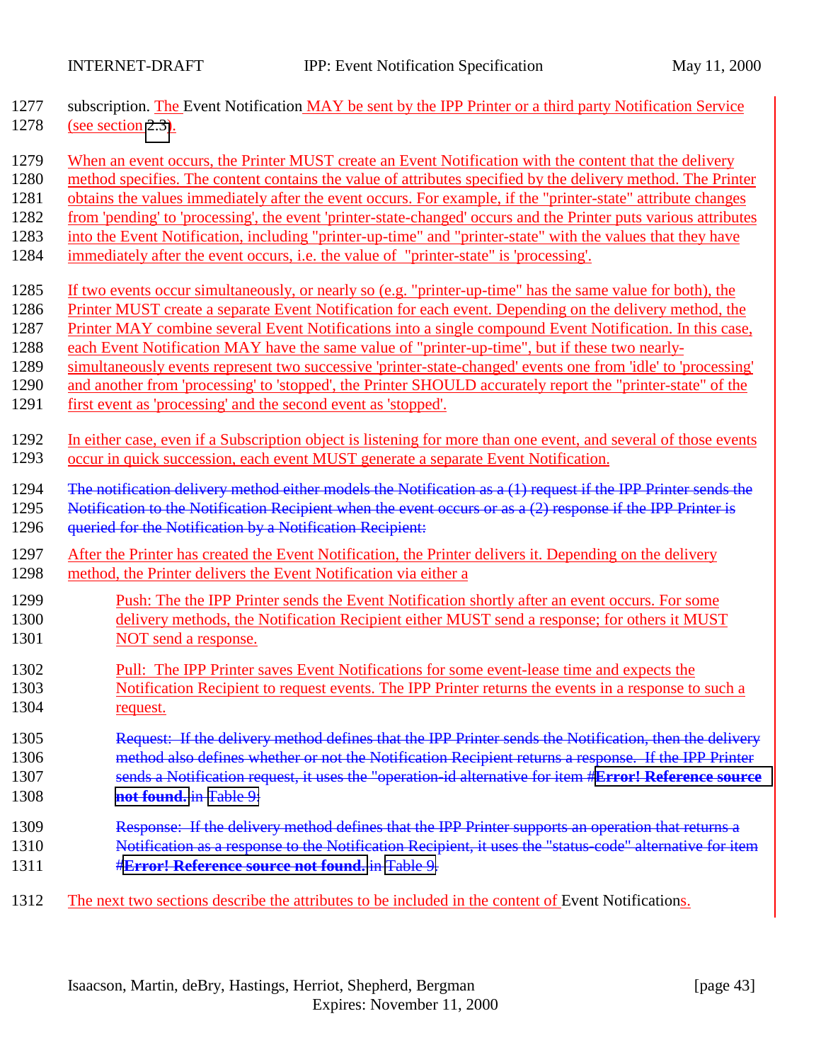subscription. The Event Notification MAY be sent by the IPP Printer or a third party Notification Service (see section 2.3).

When an event occurs, the Printer MUST create an Event Notification with the content that the delivery method specifies. The content contains the value of attributes specified by the delivery method. The Printer obtains the values immediately after the event occurs. For example, if the "printer-state" attribute changes from 'pending' to 'processing', the event 'printer-state-changed' occurs and the Printer puts various attributes into the Event Notification, including "printer-up-time" and "printer-state" with the values that they have immediately after the event occurs, i.e. the value of "printer-state" is 'processing'.

If two events occur simultaneously, or nearly so (e.g. "printer-up-time" has the same value for both), the Printer MUST create a separate Event Notification for each event. Depending on the delivery method, the Printer MAY combine several Event Notifications into a single compound Event Notification. In this case, each Event Notification MAY have the same value of "printer-up-time", but if these two nearly-simultaneously events represent two successive 'printer-state-changed' events one from 'idle' to 'processing' and another from 'processing' to 'stopped', the Printer SHOULD accurately report the "printer-state" of the first event as 'processing' and the second event as 'stopped'.

In either case, even if a Subscription object is listening for more than one event, and several of those events occur in quick succession, each event MUST generate a separate Event Notification.

~~The notification delivery method either models the Notification as a (1) request if the IPP Printer sends the Notification to the Notification Recipient when the event occurs or as a (2) response if the IPP Printer is queried for the Notification by a Notification Recipient:~~

After the Printer has created the Event Notification, the Printer delivers it. Depending on the delivery method, the Printer delivers the Event Notification via either a

Push: The the IPP Printer sends the Event Notification shortly after an event occurs. For some delivery methods, the Notification Recipient either MUST send a response; for others it MUST NOT send a response.

Pull: The IPP Printer saves Event Notifications for some event-lease time and expects the Notification Recipient to request events. The IPP Printer returns the events in a response to such a request.

~~Request: If the delivery method defines that the IPP Printer sends the Notification, then the delivery method also defines whether or not the Notification Recipient returns a response. If the IPP Printer sends a Notification request, it uses the "operation-id alternative for item #**Error! Reference source not found.** in Table 9.~~

~~Response: If the delivery method defines that the IPP Printer supports an operation that returns a Notification as a response to the Notification Recipient, it uses the "status-code" alternative for item #**Error! Reference source not found.** in Table 9.~~

The next two sections describe the attributes to be included in the content of Event Notifications.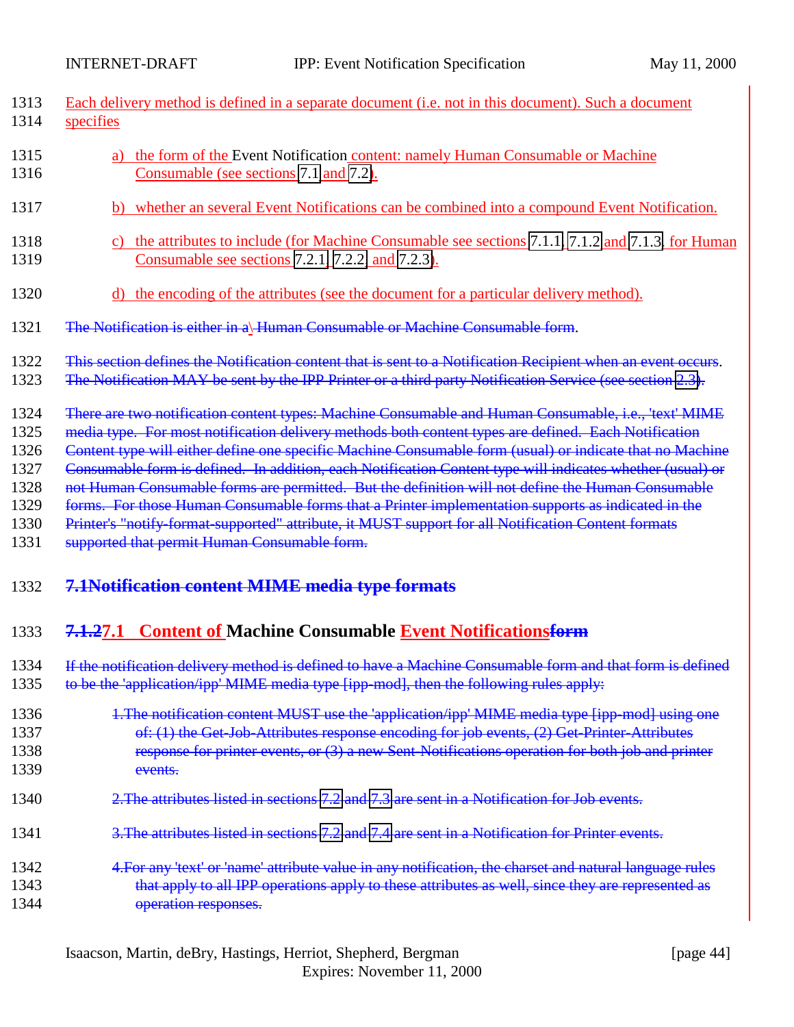Each delivery method is defined in a separate document (i.e. not in this document). Such a document specifies

a) the form of the Event Notification content: namely Human Consumable or Machine Consumable (see sections 7.1 and 7.2).

b) whether an several Event Notifications can be combined into a compound Event Notification.

c) the attributes to include (for Machine Consumable see sections 7.1.1, 7.1.2 and 7.1.3, for Human Consumable see sections 7.2.1, 7.2.2, and 7.2.3).

d) the encoding of the attributes (see the document for a particular delivery method).

~~The Notification is either in a Human Consumable or Machine Consumable form~~.

~~This section defines the Notification content that is sent to a Notification Recipient when an event occurs~~. ~~The Notification MAY be sent by the IPP Printer or a third party Notification Service (see section 2.3).~~

~~There are two notification content types: Machine Consumable and Human Consumable, i.e., 'text' MIME media type. For most notification delivery methods both content types are defined. Each Notification Content type will either define one specific Machine Consumable form (usual) or indicate that no Machine Consumable form is defined. In addition, each Notification Content type will indicates whether (usual) or not Human Consumable forms are permitted. But the definition will not define the Human Consumable forms. For those Human Consumable forms that a Printer implementation supports as indicated in the Printer's "notify-format-supported" attribute, it MUST support for all Notification Content formats supported that permit Human Consumable form.~~

## ~~7.1 Notification content MIME media type formats~~

## ~~7.1.2~~ 7.1 Content of Machine Consumable Event Notifications~~form~~

~~If the notification delivery method is defined to have a Machine Consumable form and that form is defined to be the 'application/ipp' MIME media type [ipp-mod], then the following rules apply:~~

~~1. The notification content MUST use the 'application/ipp' MIME media type [ipp-mod] using one of: (1) the Get-Job-Attributes response encoding for job events, (2) Get-Printer-Attributes response for printer events, or (3) a new Sent-Notifications operation for both job and printer events.~~

~~2. The attributes listed in sections 7.2 and 7.3 are sent in a Notification for Job events.~~

~~3. The attributes listed in sections 7.2 and 7.4 are sent in a Notification for Printer events.~~

~~4. For any 'text' or 'name' attribute value in any notification, the charset and natural language rules that apply to all IPP operations apply to these attributes as well, since they are represented as operation responses.~~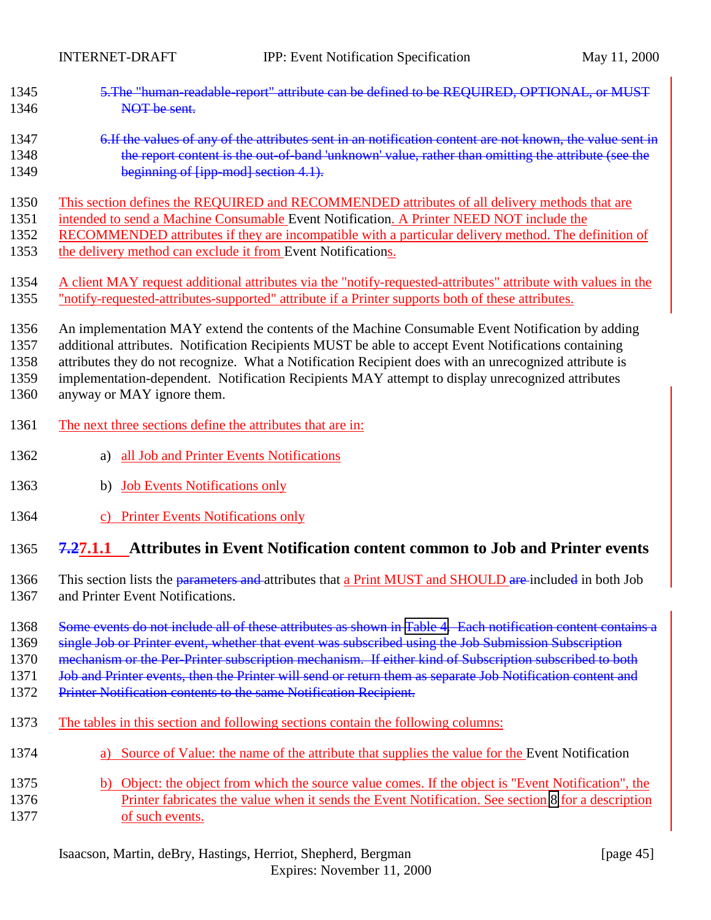5.The "human-readable-report" attribute can be defined to be REQUIRED, OPTIONAL, or MUST NOT be sent.

6.If the values of any of the attributes sent in an notification content are not known, the value sent in the report content is the out-of-band 'unknown' value, rather than omitting the attribute (see the beginning of [ipp-mod] section 4.1).

This section defines the REQUIRED and RECOMMENDED attributes of all delivery methods that are intended to send a Machine Consumable Event Notification. A Printer NEED NOT include the RECOMMENDED attributes if they are incompatible with a particular delivery method. The definition of the delivery method can exclude it from Event Notifications.

A client MAY request additional attributes via the "notify-requested-attributes" attribute with values in the "notify-requested-attributes-supported" attribute if a Printer supports both of these attributes.

An implementation MAY extend the contents of the Machine Consumable Event Notification by adding additional attributes. Notification Recipients MUST be able to accept Event Notifications containing attributes they do not recognize. What a Notification Recipient does with an unrecognized attribute is implementation-dependent. Notification Recipients MAY attempt to display unrecognized attributes anyway or MAY ignore them.

The next three sections define the attributes that are in:

a) all Job and Printer Events Notifications

b) Job Events Notifications only

c) Printer Events Notifications only

### 7.27.1.1 Attributes in Event Notification content common to Job and Printer events

This section lists the parameters and attributes that a Print MUST and SHOULD are included in both Job and Printer Event Notifications.

Some events do not include all of these attributes as shown in Table 4. Each notification content contains a single Job or Printer event, whether that event was subscribed using the Job Submission Subscription mechanism or the Per-Printer subscription mechanism. If either kind of Subscription subscribed to both Job and Printer events, then the Printer will send or return them as separate Job Notification content and Printer Notification contents to the same Notification Recipient.

The tables in this section and following sections contain the following columns:

a) Source of Value: the name of the attribute that supplies the value for the Event Notification

b) Object: the object from which the source value comes. If the object is "Event Notification", the Printer fabricates the value when it sends the Event Notification. See section 8 for a description of such events.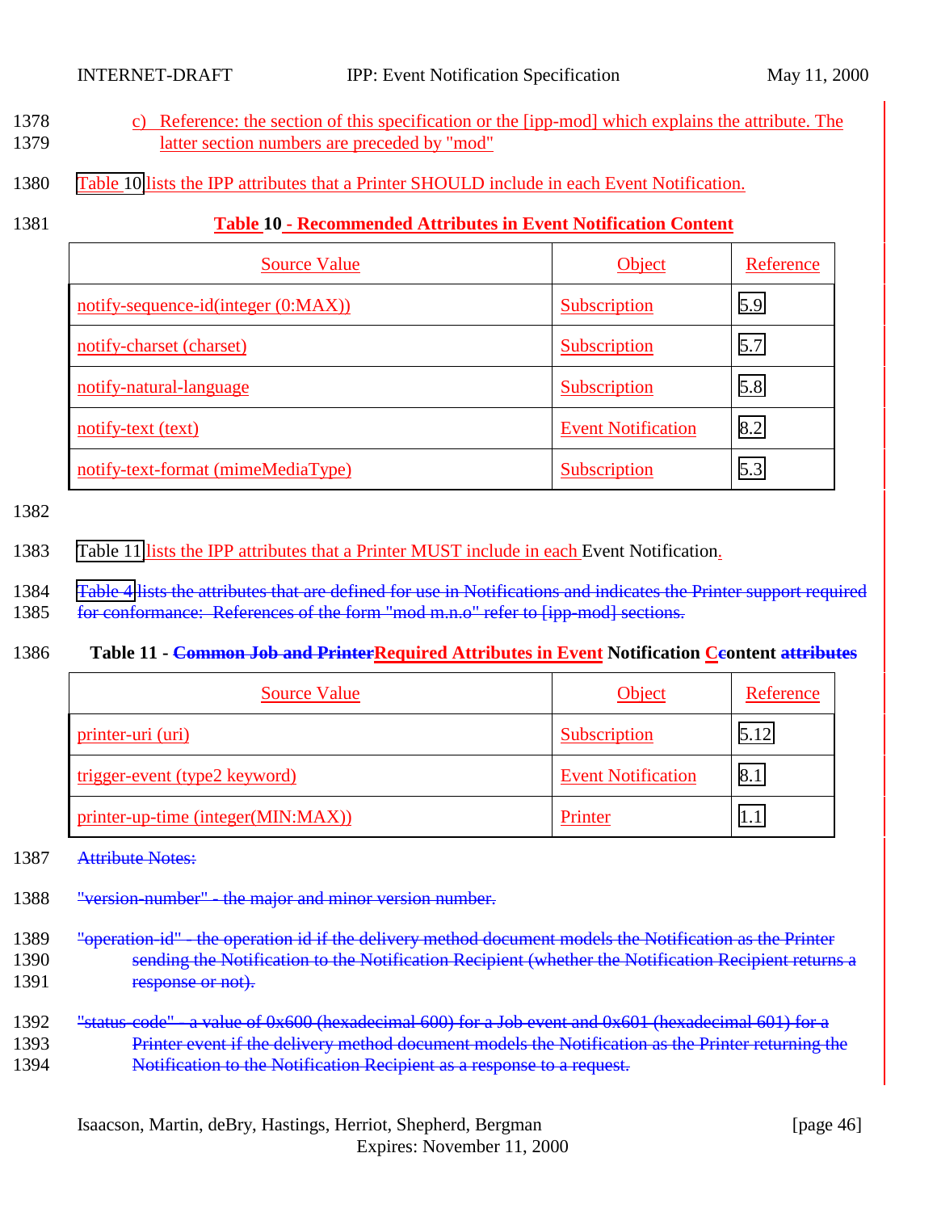c) Reference: the section of this specification or the [ipp-mod] which explains the attribute. The latter section numbers are preceded by "mod"

Table 10 lists the IPP attributes that a Printer SHOULD include in each Event Notification.

**Table 10 - Recommended Attributes in Event Notification Content**

| Source Value | Object | Reference |
|---|---|---|
| notify-sequence-id(integer (0:MAX)) | Subscription | 5.9 |
| notify-charset (charset) | Subscription | 5.7 |
| notify-natural-language | Subscription | 5.8 |
| notify-text (text) | Event Notification | 8.2 |
| notify-text-format (mimeMediaType) | Subscription | 5.3 |

Table 11 lists the IPP attributes that a Printer MUST include in each Event Notification.

~~Table 4 lists the attributes that are defined for use in Notifications and indicates the Printer support required for conformance: References of the form "mod m.n.o" refer to [ipp-mod] sections.~~

**Table 11 - ~~Common Job and Printer~~Required Attributes in Event Notification C~~c~~ontent ~~attributes~~**

| Source Value | Object | Reference |
|---|---|---|
| printer-uri (uri) | Subscription | 5.12 |
| trigger-event (type2 keyword) | Event Notification | 8.1 |
| printer-up-time (integer(MIN:MAX)) | Printer | 1.1 |

~~Attribute Notes:~~

~~"version-number" - the major and minor version number.~~

~~"operation-id" - the operation id if the delivery method document models the Notification as the Printer sending the Notification to the Notification Recipient (whether the Notification Recipient returns a response or not).~~

~~"status-code" - a value of 0x600 (hexadecimal 600) for a Job event and 0x601 (hexadecimal 601) for a Printer event if the delivery method document models the Notification as the Printer returning the Notification to the Notification Recipient as a response to a request.~~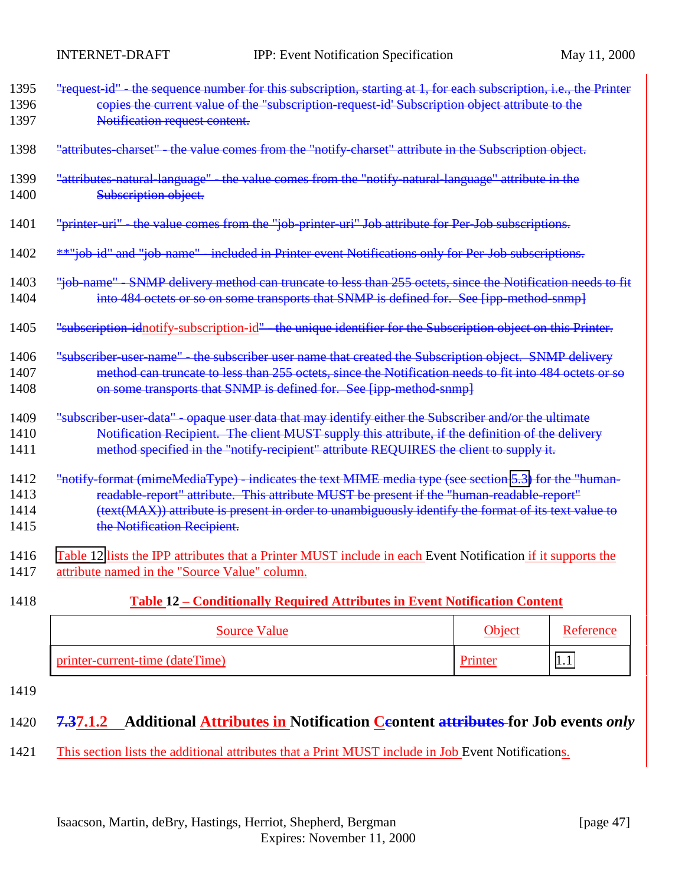"request-id" - the sequence number for this subscription, starting at 1, for each subscription, i.e., the Printer copies the current value of the "subscription-request-id' Subscription object attribute to the Notification request content.

"attributes-charset" - the value comes from the "notify-charset" attribute in the Subscription object.

"attributes-natural-language" - the value comes from the "notify-natural-language" attribute in the Subscription object.

"printer-uri" - the value comes from the "job-printer-uri" Job attribute for Per-Job subscriptions.

**"job-id" and "job-name" - included in Printer event Notifications only for Per-Job subscriptions.

"job-name" - SNMP delivery method can truncate to less than 255 octets, since the Notification needs to fit into 484 octets or so on some transports that SNMP is defined for. See [ipp-method-snmp]

"subscription-idnotify-subscription-id" - the unique identifier for the Subscription object on this Printer.

"subscriber-user-name" - the subscriber user name that created the Subscription object. SNMP delivery method can truncate to less than 255 octets, since the Notification needs to fit into 484 octets or so on some transports that SNMP is defined for. See [ipp-method-snmp]

"subscriber-user-data" - opaque user data that may identify either the Subscriber and/or the ultimate Notification Recipient. The client MUST supply this attribute, if the definition of the delivery method specified in the "notify-recipient" attribute REQUIRES the client to supply it.

"notify-format (mimeMediaType) - indicates the text MIME media type (see section 5.3) for the "human-readable-report" attribute. This attribute MUST be present if the "human-readable-report" (text(MAX)) attribute is present in order to unambiguously identify the format of its text value to the Notification Recipient.

Table 12 lists the IPP attributes that a Printer MUST include in each Event Notification if it supports the attribute named in the "Source Value" column.

**Table 12 – Conditionally Required Attributes in Event Notification Content**

| Source Value | Object | Reference |
| --- | --- | --- |
| printer-current-time (dateTime) | Printer | 1.1 |

### 7.37.1.2 Additional Attributes in Notification Ccontent attributes for Job events *only*

This section lists the additional attributes that a Print MUST include in Job Event Notifications.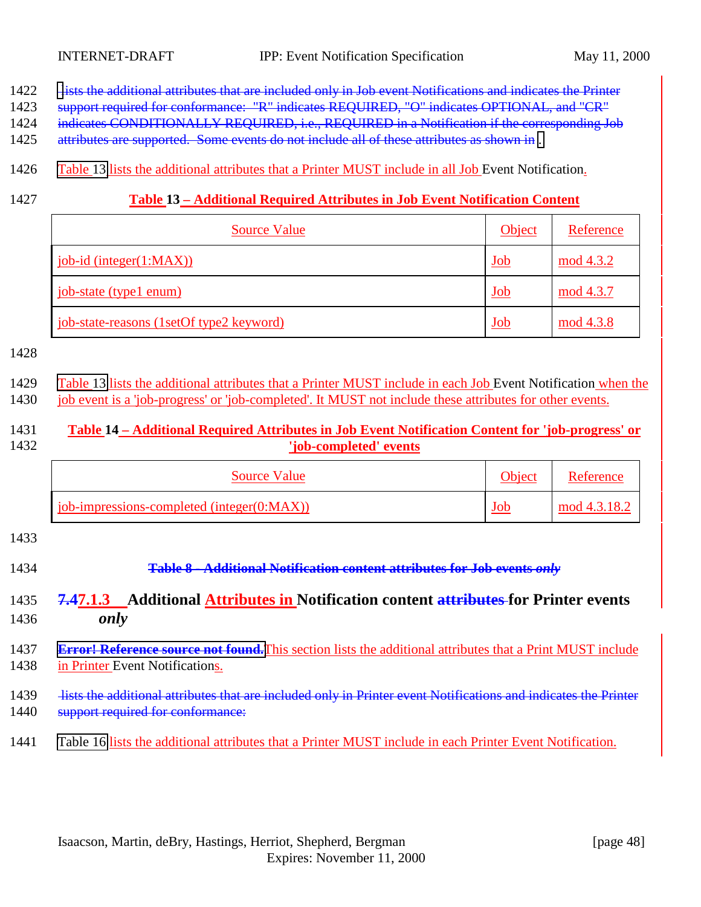lists the additional attributes that are included only in Job event Notifications and indicates the Printer support required for conformance: "R" indicates REQUIRED, "O" indicates OPTIONAL, and "CR" indicates CONDITIONALLY REQUIRED, i.e., REQUIRED in a Notification if the corresponding Job attributes are supported. Some events do not include all of these attributes as shown in .

Table 13 lists the additional attributes that a Printer MUST include in all Job Event Notification.

**Table 13 – Additional Required Attributes in Job Event Notification Content**

| Source Value | Object | Reference |
| --- | --- | --- |
| job-id (integer(1:MAX)) | Job | mod 4.3.2 |
| job-state (type1 enum) | Job | mod 4.3.7 |
| job-state-reasons (1setOf type2 keyword) | Job | mod 4.3.8 |

Table 13 lists the additional attributes that a Printer MUST include in each Job Event Notification when the job event is a 'job-progress' or 'job-completed'. It MUST not include these attributes for other events.

**Table 14 – Additional Required Attributes in Job Event Notification Content for 'job-progress' or 'job-completed' events**

| Source Value | Object | Reference |
| --- | --- | --- |
| job-impressions-completed (integer(0:MAX)) | Job | mod 4.3.18.2 |

**Table 8 – Additional Notification content attributes for Job events *only***

### 7.47.1.3 Additional Attributes in Notification content attributes for Printer events *only*

**Error! Reference source not found.** This section lists the additional attributes that a Print MUST include in Printer Event Notifications.

lists the additional attributes that are included only in Printer event Notifications and indicates the Printer support required for conformance:

Table 16 lists the additional attributes that a Printer MUST include in each Printer Event Notification.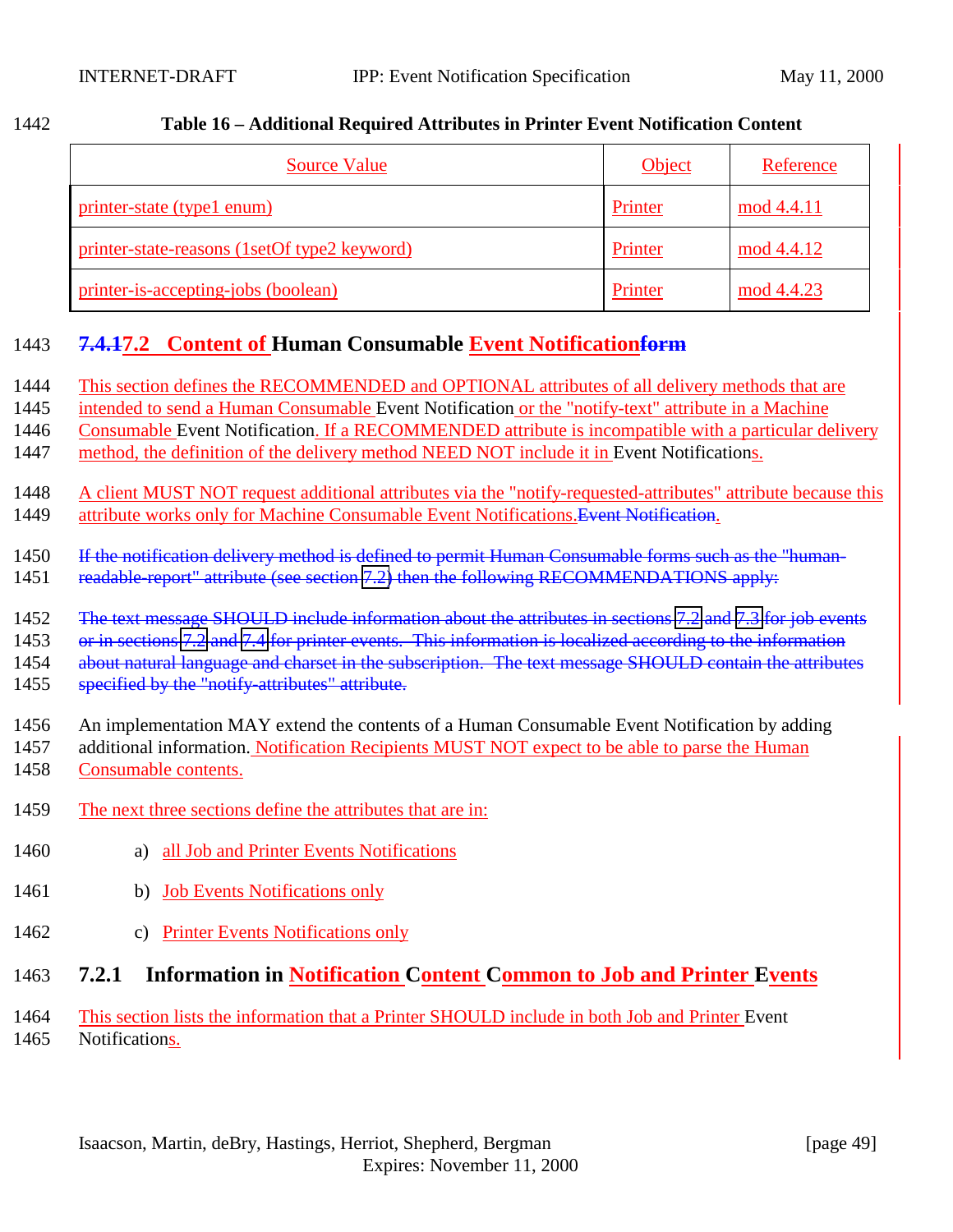**Table 16 – Additional Required Attributes in Printer Event Notification Content**

| Source Value | Object | Reference |
|---|---|---|
| printer-state (type1 enum) | Printer | mod 4.4.11 |
| printer-state-reasons (1setOf type2 keyword) | Printer | mod 4.4.12 |
| printer-is-accepting-jobs (boolean) | Printer | mod 4.4.23 |

## ~~7.4.1~~7.2 Content of Human Consumable Event Notification~~form~~

This section defines the RECOMMENDED and OPTIONAL attributes of all delivery methods that are intended to send a Human Consumable Event Notification or the "notify-text" attribute in a Machine Consumable Event Notification. If a RECOMMENDED attribute is incompatible with a particular delivery method, the definition of the delivery method NEED NOT include it in Event Notifications.

A client MUST NOT request additional attributes via the "notify-requested-attributes" attribute because this attribute works only for Machine Consumable Event Notifications.~~Event Notification~~.

~~If the notification delivery method is defined to permit Human Consumable forms such as the "human-readable-report" attribute (see section 7.2) then the following RECOMMENDATIONS apply:~~

~~The text message SHOULD include information about the attributes in sections 7.2 and 7.3 for job events or in sections 7.2 and 7.4 for printer events. This information is localized according to the information about natural language and charset in the subscription. The text message SHOULD contain the attributes specified by the "notify-attributes" attribute.~~

An implementation MAY extend the contents of a Human Consumable Event Notification by adding additional information. Notification Recipients MUST NOT expect to be able to parse the Human Consumable contents.

The next three sections define the attributes that are in:

a) all Job and Printer Events Notifications

b) Job Events Notifications only

c) Printer Events Notifications only

### 7.2.1 Information in Notification Content Common to Job and Printer Events

This section lists the information that a Printer SHOULD include in both Job and Printer Event Notifications.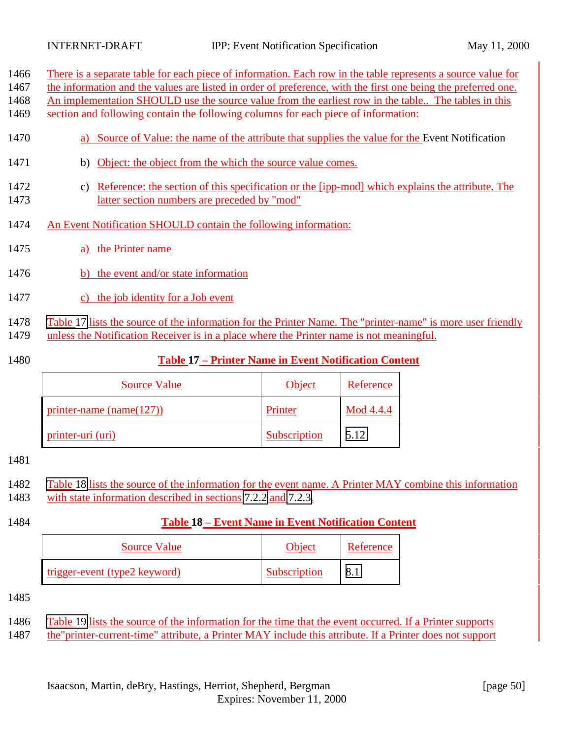There is a separate table for each piece of information. Each row in the table represents a source value for the information and the values are listed in order of preference, with the first one being the preferred one. An implementation SHOULD use the source value from the earliest row in the table.. The tables in this section and following contain the following columns for each piece of information:

a) Source of Value: the name of the attribute that supplies the value for the Event Notification

b) Object: the object from the which the source value comes.

c) Reference: the section of this specification or the [ipp-mod] which explains the attribute. The latter section numbers are preceded by "mod"

An Event Notification SHOULD contain the following information:

a) the Printer name

b) the event and/or state information

c) the job identity for a Job event

Table 17 lists the source of the information for the Printer Name. The "printer-name" is more user friendly unless the Notification Receiver is in a place where the Printer name is not meaningful.

**Table 17 – Printer Name in Event Notification Content**

| Source Value | Object | Reference |
|---|---|---|
| printer-name (name(127)) | Printer | Mod 4.4.4 |
| printer-uri (uri) | Subscription | 5.12 |

Table 18 lists the source of the information for the event name. A Printer MAY combine this information with state information described in sections 7.2.2 and 7.2.3.

**Table 18 – Event Name in Event Notification Content**

| Source Value | Object | Reference |
|---|---|---|
| trigger-event (type2 keyword) | Subscription | 8.1 |

Table 19 lists the source of the information for the time that the event occurred. If a Printer supports the"printer-current-time" attribute, a Printer MAY include this attribute. If a Printer does not support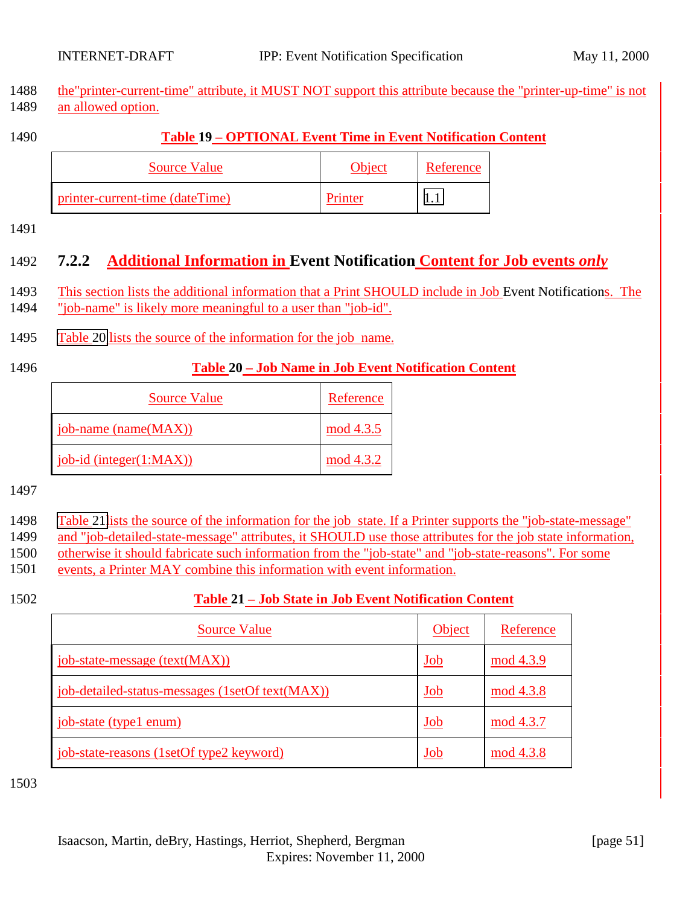the"printer-current-time" attribute, it MUST NOT support this attribute because the "printer-up-time" is not an allowed option.

**Table 19 – OPTIONAL Event Time in Event Notification Content**

| Source Value | Object | Reference |
|---|---|---|
| printer-current-time (dateTime) | Printer | 1.1 |

### 7.2.2 Additional Information in Event Notification Content for Job events *only*

This section lists the additional information that a Print SHOULD include in Job Event Notifications. The "job-name" is likely more meaningful to a user than "job-id".

Table 20 lists the source of the information for the job name.

**Table 20 – Job Name in Job Event Notification Content**

| Source Value | Reference |
|---|---|
| job-name (name(MAX)) | mod 4.3.5 |
| job-id (integer(1:MAX)) | mod 4.3.2 |

Table 21 lists the source of the information for the job state. If a Printer supports the "job-state-message" and "job-detailed-state-message" attributes, it SHOULD use those attributes for the job state information, otherwise it should fabricate such information from the "job-state" and "job-state-reasons". For some events, a Printer MAY combine this information with event information.

**Table 21 – Job State in Job Event Notification Content**

| Source Value | Object | Reference |
|---|---|---|
| job-state-message (text(MAX)) | Job | mod 4.3.9 |
| job-detailed-status-messages (1setOf text(MAX)) | Job | mod 4.3.8 |
| job-state (type1 enum) | Job | mod 4.3.7 |
| job-state-reasons (1setOf type2 keyword) | Job | mod 4.3.8 |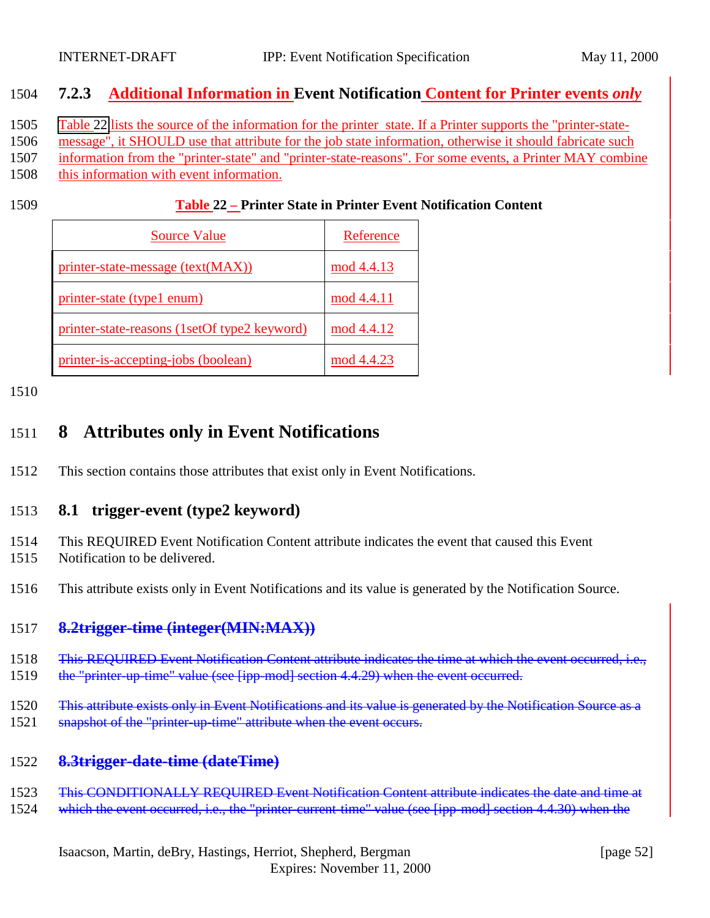### 7.2.3 Additional Information in Event Notification Content for Printer events *only*

Table 22 lists the source of the information for the printer state. If a Printer supports the "printer-state-message", it SHOULD use that attribute for the job state information, otherwise it should fabricate such information from the "printer-state" and "printer-state-reasons". For some events, a Printer MAY combine this information with event information.

**Table 22 – Printer State in Printer Event Notification Content**

| Source Value | Reference |
|---|---|
| printer-state-message (text(MAX)) | mod 4.4.13 |
| printer-state (type1 enum) | mod 4.4.11 |
| printer-state-reasons (1setOf type2 keyword) | mod 4.4.12 |
| printer-is-accepting-jobs (boolean) | mod 4.4.23 |

# 8 Attributes only in Event Notifications

This section contains those attributes that exist only in Event Notifications.

## 8.1 trigger-event (type2 keyword)

This REQUIRED Event Notification Content attribute indicates the event that caused this Event Notification to be delivered.

This attribute exists only in Event Notifications and its value is generated by the Notification Source.

## ~~8.2trigger-time (integer(MIN:MAX))~~

~~This REQUIRED Event Notification Content attribute indicates the time at which the event occurred, i.e., the "printer-up-time" value (see [ipp-mod] section 4.4.29) when the event occurred.~~

~~This attribute exists only in Event Notifications and its value is generated by the Notification Source as a snapshot of the "printer-up-time" attribute when the event occurs.~~

## ~~8.3trigger-date-time (dateTime)~~

~~This CONDITIONALLY REQUIRED Event Notification Content attribute indicates the date and time at which the event occurred, i.e., the "printer-current-time" value (see [ipp-mod] section 4.4.30) when the~~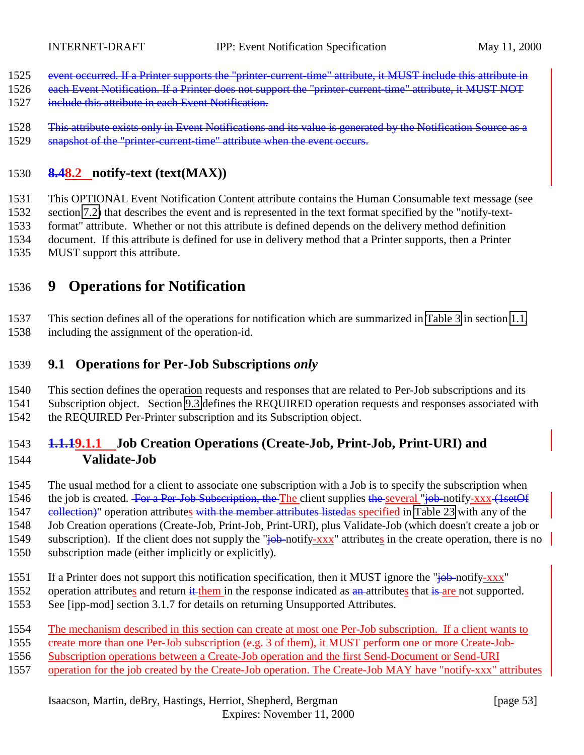event occurred. If a Printer supports the "printer-current-time" attribute, it MUST include this attribute in each Event Notification. If a Printer does not support the "printer-current-time" attribute, it MUST NOT include this attribute in each Event Notification.

This attribute exists only in Event Notifications and its value is generated by the Notification Source as a snapshot of the "printer-current-time" attribute when the event occurs.

### 8.48.2 notify-text (text(MAX))

This OPTIONAL Event Notification Content attribute contains the Human Consumable text message (see section 7.2) that describes the event and is represented in the text format specified by the "notify-text-format" attribute. Whether or not this attribute is defined depends on the delivery method definition document. If this attribute is defined for use in delivery method that a Printer supports, then a Printer MUST support this attribute.

# 9 Operations for Notification

This section defines all of the operations for notification which are summarized in Table 3 in section 1.1, including the assignment of the operation-id.

## 9.1 Operations for Per-Job Subscriptions *only*

This section defines the operation requests and responses that are related to Per-Job subscriptions and its Subscription object. Section 9.3 defines the REQUIRED operation requests and responses associated with the REQUIRED Per-Printer subscription and its Subscription object.

### 1.1.19.1.1 Job Creation Operations (Create-Job, Print-Job, Print-URI) and Validate-Job

The usual method for a client to associate one subscription with a Job is to specify the subscription when the job is created. For a Per-Job Subscription, the The client supplies the several "job-notify-xxx (1setOf collection)" operation attributes with the member attributes listedas specified in Table 23 with any of the Job Creation operations (Create-Job, Print-Job, Print-URI), plus Validate-Job (which doesn't create a job or subscription). If the client does not supply the "job-notify-xxx" attributes in the create operation, there is no subscription made (either implicitly or explicitly).

If a Printer does not support this notification specification, then it MUST ignore the "job-notify-xxx" operation attributes and return it them in the response indicated as an attributes that is are not supported. See [ipp-mod] section 3.1.7 for details on returning Unsupported Attributes.

The mechanism described in this section can create at most one Per-Job subscription. If a client wants to create more than one Per-Job subscription (e.g. 3 of them), it MUST perform one or more Create-Job-Subscription operations between a Create-Job operation and the first Send-Document or Send-URI operation for the job created by the Create-Job operation. The Create-Job MAY have "notify-xxx" attributes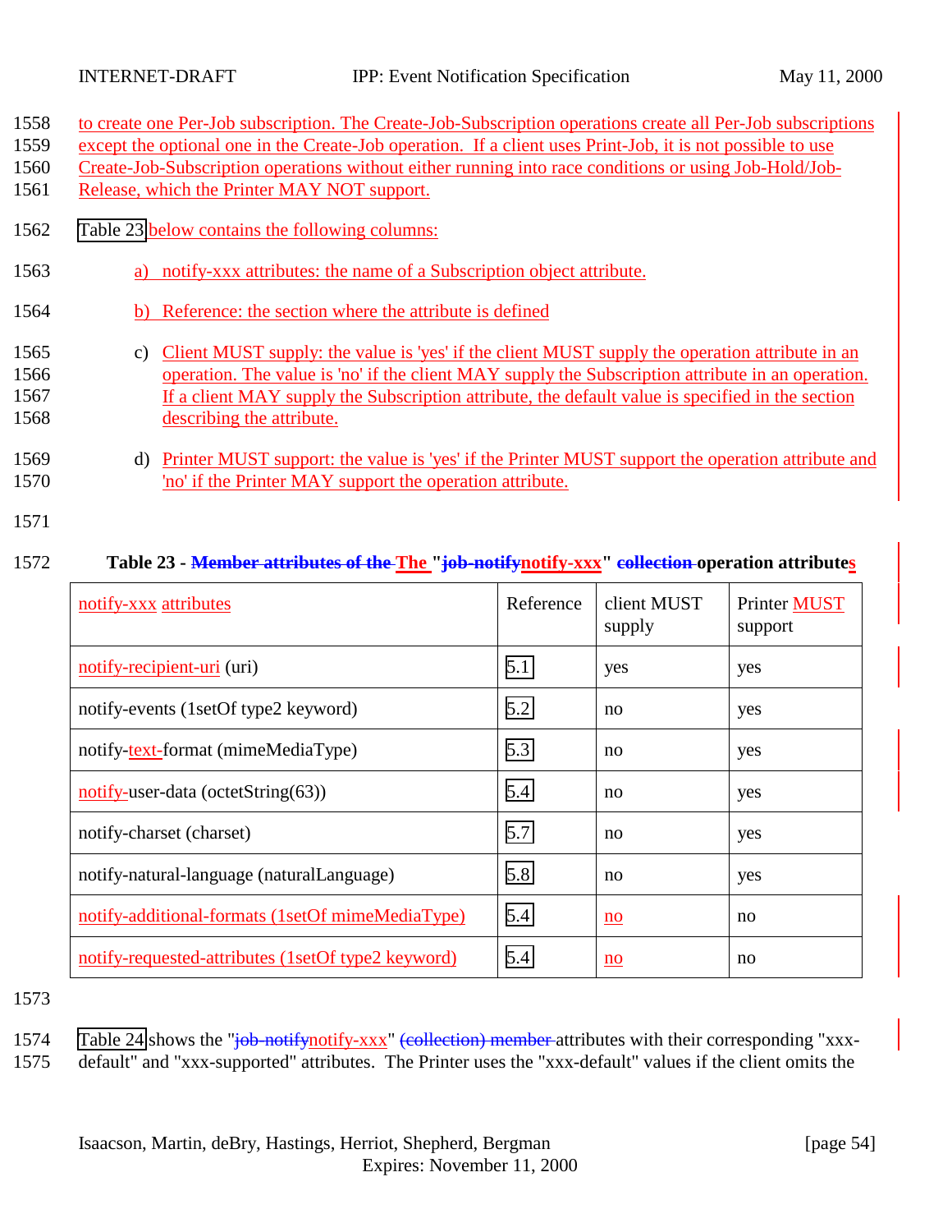to create one Per-Job subscription. The Create-Job-Subscription operations create all Per-Job subscriptions except the optional one in the Create-Job operation. If a client uses Print-Job, it is not possible to use Create-Job-Subscription operations without either running into race conditions or using Job-Hold/Job-Release, which the Printer MAY NOT support.

Table 23 below contains the following columns:

a) notify-xxx attributes: the name of a Subscription object attribute.

b) Reference: the section where the attribute is defined

c) Client MUST supply: the value is 'yes' if the client MUST supply the operation attribute in an operation. The value is 'no' if the client MAY supply the Subscription attribute in an operation. If a client MAY supply the Subscription attribute, the default value is specified in the section describing the attribute.

d) Printer MUST support: the value is 'yes' if the Printer MUST support the operation attribute and 'no' if the Printer MAY support the operation attribute.

**Table 23 - ~~Member attributes of the~~ The "~~job-notify~~notify-xxx" ~~collection~~ operation attributes**

| notify-xxx attributes | Reference | client MUST supply | Printer MUST support |
|---|---|---|---|
| notify-recipient-uri (uri) | 5.1 | yes | yes |
| notify-events (1setOf type2 keyword) | 5.2 | no | yes |
| notify-text-format (mimeMediaType) | 5.3 | no | yes |
| notify-user-data (octetString(63)) | 5.4 | no | yes |
| notify-charset (charset) | 5.7 | no | yes |
| notify-natural-language (naturalLanguage) | 5.8 | no | yes |
| notify-additional-formats (1setOf mimeMediaType) | 5.4 | no | no |
| notify-requested-attributes (1setOf type2 keyword) | 5.4 | no | no |

Table 24 shows the "~~job-notify~~notify-xxx" ~~(collection) member~~ attributes with their corresponding "xxx-default" and "xxx-supported" attributes. The Printer uses the "xxx-default" values if the client omits the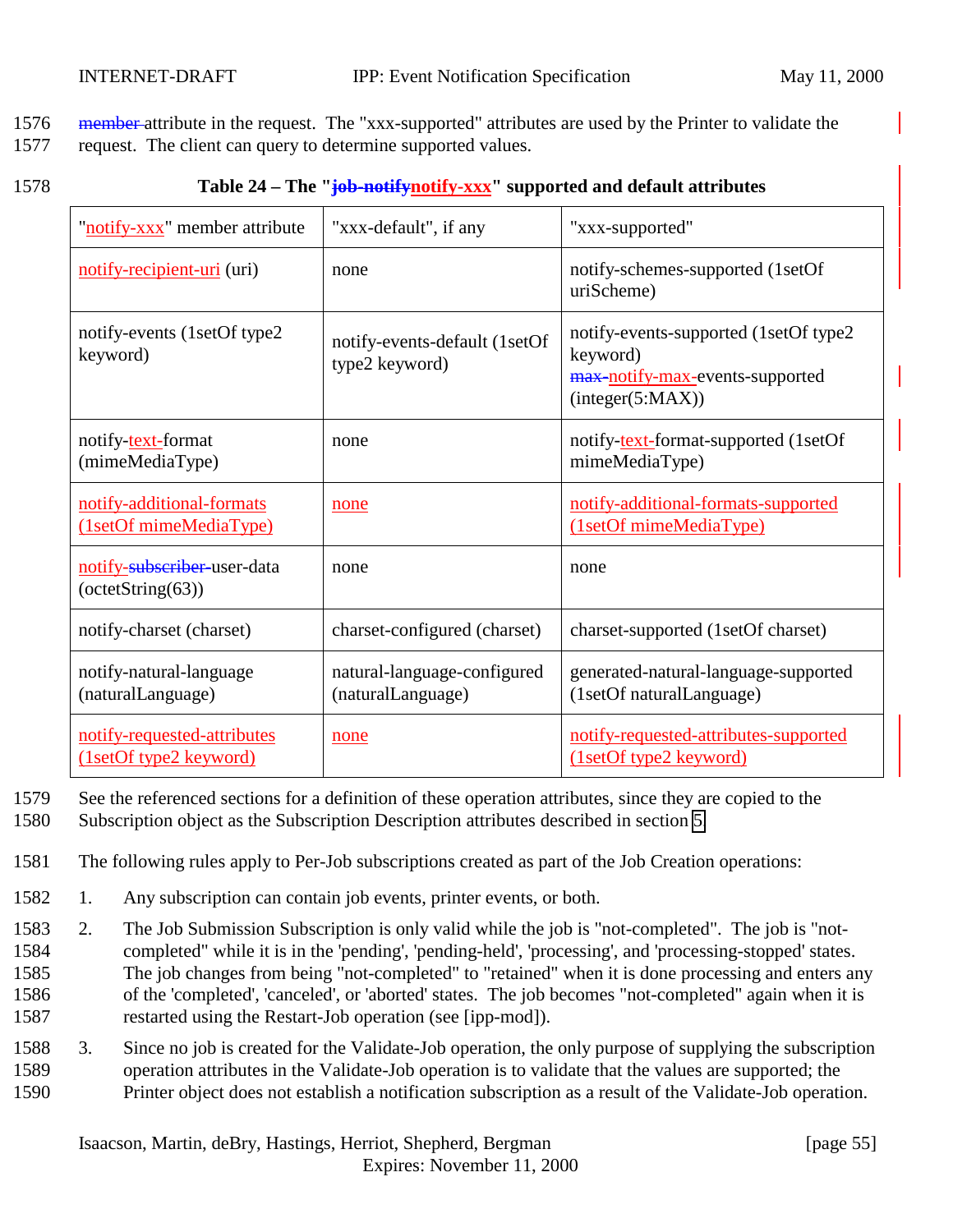member attribute in the request. The "xxx-supported" attributes are used by the Printer to validate the request. The client can query to determine supported values.

**Table 24 – The "~~job-notify~~notify-xxx" supported and default attributes**

| "notify-xxx" member attribute | "xxx-default", if any | "xxx-supported" |
|---|---|---|
| notify-recipient-uri (uri) | none | notify-schemes-supported (1setOf uriScheme) |
| notify-events (1setOf type2 keyword) | notify-events-default (1setOf type2 keyword) | notify-events-supported (1setOf type2 keyword) ~~max-~~notify-max-events-supported (integer(5:MAX)) |
| notify-text-format (mimeMediaType) | none | notify-text-format-supported (1setOf mimeMediaType) |
| notify-additional-formats (1setOf mimeMediaType) | none | notify-additional-formats-supported (1setOf mimeMediaType) |
| notify-~~subscriber-~~user-data (octetString(63)) | none | none |
| notify-charset (charset) | charset-configured (charset) | charset-supported (1setOf charset) |
| notify-natural-language (naturalLanguage) | natural-language-configured (naturalLanguage) | generated-natural-language-supported (1setOf naturalLanguage) |
| notify-requested-attributes (1setOf type2 keyword) | none | notify-requested-attributes-supported (1setOf type2 keyword) |

See the referenced sections for a definition of these operation attributes, since they are copied to the Subscription object as the Subscription Description attributes described in section 5.

The following rules apply to Per-Job subscriptions created as part of the Job Creation operations:

1. Any subscription can contain job events, printer events, or both.
2. The Job Submission Subscription is only valid while the job is "not-completed". The job is "not-completed" while it is in the 'pending', 'pending-held', 'processing', and 'processing-stopped' states. The job changes from being "not-completed" to "retained" when it is done processing and enters any of the 'completed', 'canceled', or 'aborted' states. The job becomes "not-completed" again when it is restarted using the Restart-Job operation (see [ipp-mod]).
3. Since no job is created for the Validate-Job operation, the only purpose of supplying the subscription operation attributes in the Validate-Job operation is to validate that the values are supported; the Printer object does not establish a notification subscription as a result of the Validate-Job operation.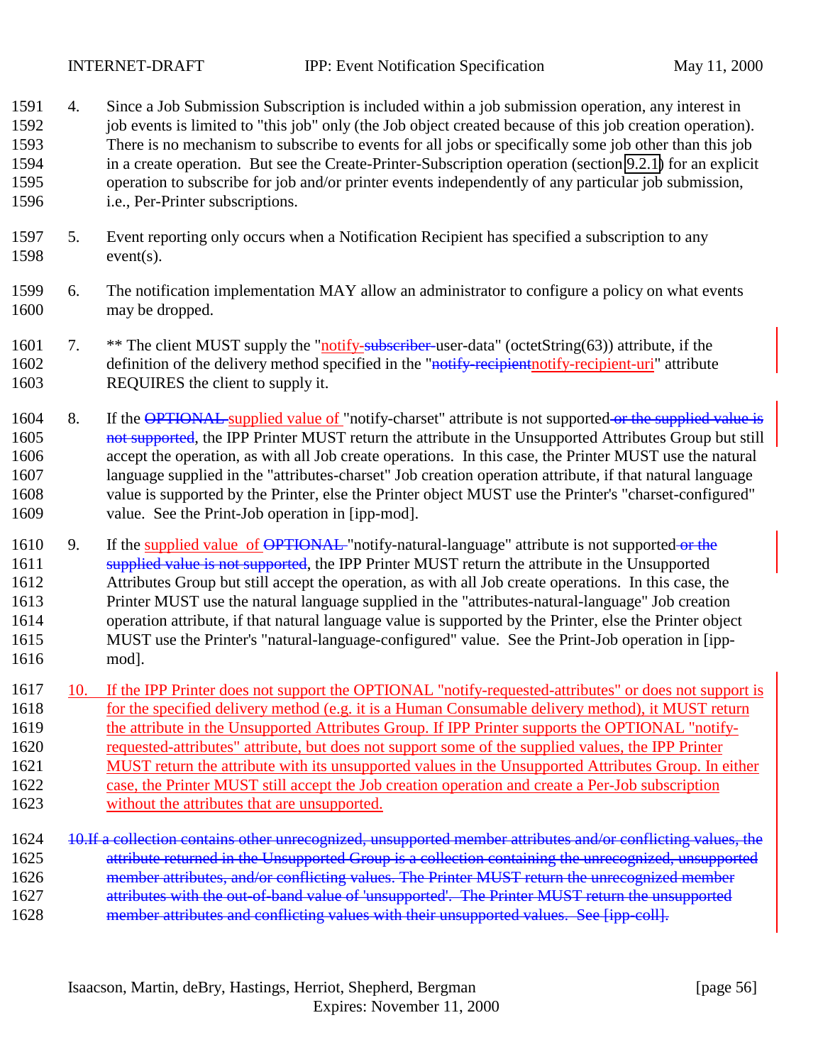4. Since a Job Submission Subscription is included within a job submission operation, any interest in job events is limited to "this job" only (the Job object created because of this job creation operation). There is no mechanism to subscribe to events for all jobs or specifically some job other than this job in a create operation. But see the Create-Printer-Subscription operation (section 9.2.1) for an explicit operation to subscribe for job and/or printer events independently of any particular job submission, i.e., Per-Printer subscriptions.

5. Event reporting only occurs when a Notification Recipient has specified a subscription to any event(s).

6. The notification implementation MAY allow an administrator to configure a policy on what events may be dropped.

7. ** The client MUST supply the "notify-~~subscriber-~~user-data" (octetString(63)) attribute, if the definition of the delivery method specified in the "~~notify-recipient~~notify-recipient-uri" attribute REQUIRES the client to supply it.

8. If the ~~OPTIONAL~~ supplied value of "notify-charset" attribute is not supported ~~or the supplied value is not supported~~, the IPP Printer MUST return the attribute in the Unsupported Attributes Group but still accept the operation, as with all Job create operations. In this case, the Printer MUST use the natural language supplied in the "attributes-charset" Job creation operation attribute, if that natural language value is supported by the Printer, else the Printer object MUST use the Printer's "charset-configured" value. See the Print-Job operation in [ipp-mod].

9. If the supplied value of ~~OPTIONAL~~ "notify-natural-language" attribute is not supported ~~or the supplied value is not supported~~, the IPP Printer MUST return the attribute in the Unsupported Attributes Group but still accept the operation, as with all Job create operations. In this case, the Printer MUST use the natural language supplied in the "attributes-natural-language" Job creation operation attribute, if that natural language value is supported by the Printer, else the Printer object MUST use the Printer's "natural-language-configured" value. See the Print-Job operation in [ipp-mod].

10. If the IPP Printer does not support the OPTIONAL "notify-requested-attributes" or does not support is for the specified delivery method (e.g. it is a Human Consumable delivery method), it MUST return the attribute in the Unsupported Attributes Group. If IPP Printer supports the OPTIONAL "notify-requested-attributes" attribute, but does not support some of the supplied values, the IPP Printer MUST return the attribute with its unsupported values in the Unsupported Attributes Group. In either case, the Printer MUST still accept the Job creation operation and create a Per-Job subscription without the attributes that are unsupported.

~~10. If a collection contains other unrecognized, unsupported member attributes and/or conflicting values, the attribute returned in the Unsupported Group is a collection containing the unrecognized, unsupported member attributes, and/or conflicting values. The Printer MUST return the unrecognized member attributes with the out-of-band value of 'unsupported'. The Printer MUST return the unsupported member attributes and conflicting values with their unsupported values. See [ipp-coll].~~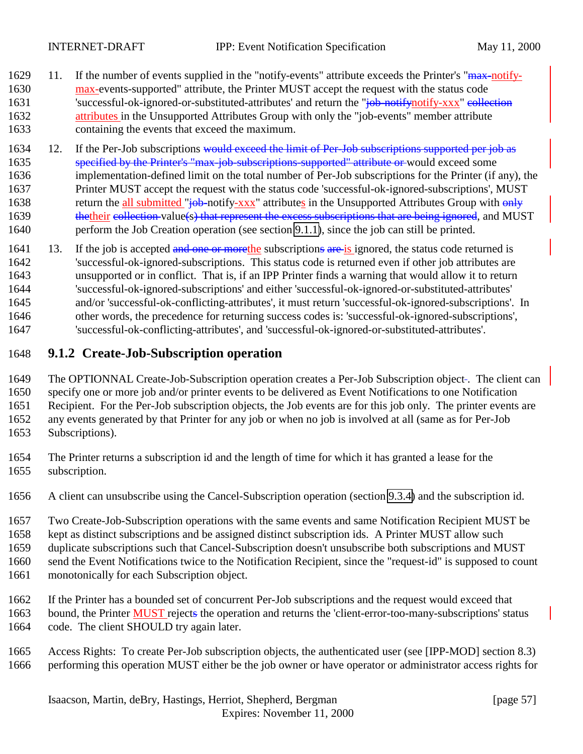11. If the number of events supplied in the "notify-events" attribute exceeds the Printer's "max-notify-max-events-supported" attribute, the Printer MUST accept the request with the status code 'successful-ok-ignored-or-substituted-attributes' and return the "job-notifynotify-xxx" collection attributes in the Unsupported Attributes Group with only the "job-events" member attribute containing the events that exceed the maximum.

12. If the Per-Job subscriptions would exceed the limit of Per-Job subscriptions supported per job as specified by the Printer's "max-job-subscriptions-supported" attribute or would exceed some implementation-defined limit on the total number of Per-Job subscriptions for the Printer (if any), the Printer MUST accept the request with the status code 'successful-ok-ignored-subscriptions', MUST return the all submitted "job-notify-xxx" attributes in the Unsupported Attributes Group with only thetheir collection value(s) that represent the excess subscriptions that are being ignored, and MUST perform the Job Creation operation (see section 9.1.1), since the job can still be printed.

13. If the job is accepted and one or morethe subscriptions are is ignored, the status code returned is 'successful-ok-ignored-subscriptions. This status code is returned even if other job attributes are unsupported or in conflict. That is, if an IPP Printer finds a warning that would allow it to return 'successful-ok-ignored-subscriptions' and either 'successful-ok-ignored-or-substituted-attributes' and/or 'successful-ok-conflicting-attributes', it must return 'successful-ok-ignored-subscriptions'. In other words, the precedence for returning success codes is: 'successful-ok-ignored-subscriptions', 'successful-ok-conflicting-attributes', and 'successful-ok-ignored-or-substituted-attributes'.

### 9.1.2 Create-Job-Subscription operation

The OPTIONNAL Create-Job-Subscription operation creates a Per-Job Subscription object-. The client can specify one or more job and/or printer events to be delivered as Event Notifications to one Notification Recipient. For the Per-Job subscription objects, the Job events are for this job only. The printer events are any events generated by that Printer for any job or when no job is involved at all (same as for Per-Job Subscriptions).

The Printer returns a subscription id and the length of time for which it has granted a lease for the subscription.

A client can unsubscribe using the Cancel-Subscription operation (section 9.3.4) and the subscription id.

Two Create-Job-Subscription operations with the same events and same Notification Recipient MUST be kept as distinct subscriptions and be assigned distinct subscription ids. A Printer MUST allow such duplicate subscriptions such that Cancel-Subscription doesn't unsubscribe both subscriptions and MUST send the Event Notifications twice to the Notification Recipient, since the "request-id" is supposed to count monotonically for each Subscription object.

If the Printer has a bounded set of concurrent Per-Job subscriptions and the request would exceed that bound, the Printer MUST rejects the operation and returns the 'client-error-too-many-subscriptions' status code. The client SHOULD try again later.

Access Rights: To create Per-Job subscription objects, the authenticated user (see [IPP-MOD] section 8.3) performing this operation MUST either be the job owner or have operator or administrator access rights for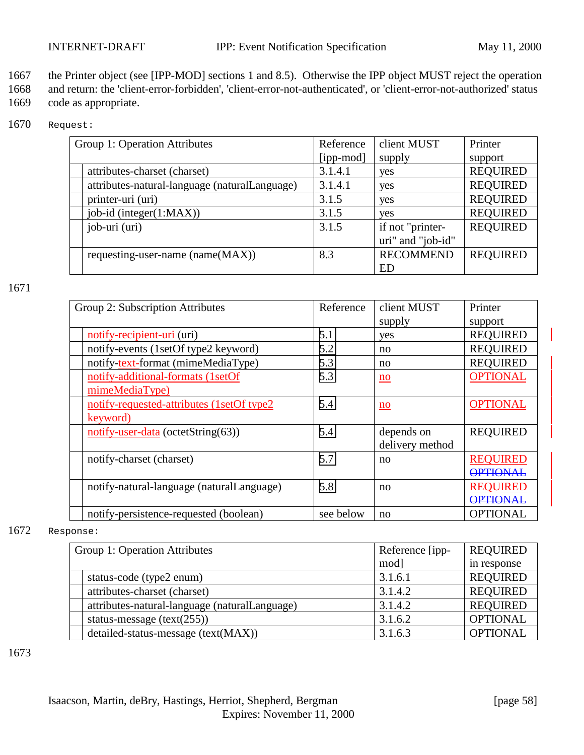the Printer object (see [IPP-MOD] sections 1 and 8.5). Otherwise the IPP object MUST reject the operation and return: the 'client-error-forbidden', 'client-error-not-authenticated', or 'client-error-not-authorized' status code as appropriate.

```
Request:
```

| Group 1: Operation Attributes | Reference [ipp-mod] | client MUST supply | Printer support |
|---|---|---|---|
| attributes-charset (charset) | 3.1.4.1 | yes | REQUIRED |
| attributes-natural-language (naturalLanguage) | 3.1.4.1 | yes | REQUIRED |
| printer-uri (uri) | 3.1.5 | yes | REQUIRED |
| job-id (integer(1:MAX)) | 3.1.5 | yes | REQUIRED |
| job-uri (uri) | 3.1.5 | if not "printer-uri" and "job-id" | REQUIRED |
| requesting-user-name (name(MAX)) | 8.3 | RECOMMENDED | REQUIRED |

| Group 2: Subscription Attributes | Reference | client MUST supply | Printer support |
|---|---|---|---|
| notify-recipient-uri (uri) | 5.1 | yes | REQUIRED |
| notify-events (1setOf type2 keyword) | 5.2 | no | REQUIRED |
| notify-text-format (mimeMediaType) | 5.3 | no | REQUIRED |
| notify-additional-formats (1setOf mimeMediaType) | 5.3 | no | OPTIONAL |
| notify-requested-attributes (1setOf type2 keyword) | 5.4 | no | OPTIONAL |
| notify-user-data (octetString(63)) | 5.4 | depends on delivery method | REQUIRED |
| notify-charset (charset) | 5.7 | no | REQUIRED ~~OPTIONAL~~ |
| notify-natural-language (naturalLanguage) | 5.8 | no | REQUIRED ~~OPTIONAL~~ |
| notify-persistence-requested (boolean) | see below | no | OPTIONAL |

```
Response:
```

| Group 1: Operation Attributes | Reference [ipp-mod] | REQUIRED in response |
|---|---|---|
| status-code (type2 enum) | 3.1.6.1 | REQUIRED |
| attributes-charset (charset) | 3.1.4.2 | REQUIRED |
| attributes-natural-language (naturalLanguage) | 3.1.4.2 | REQUIRED |
| status-message (text(255)) | 3.1.6.2 | OPTIONAL |
| detailed-status-message (text(MAX)) | 3.1.6.3 | OPTIONAL |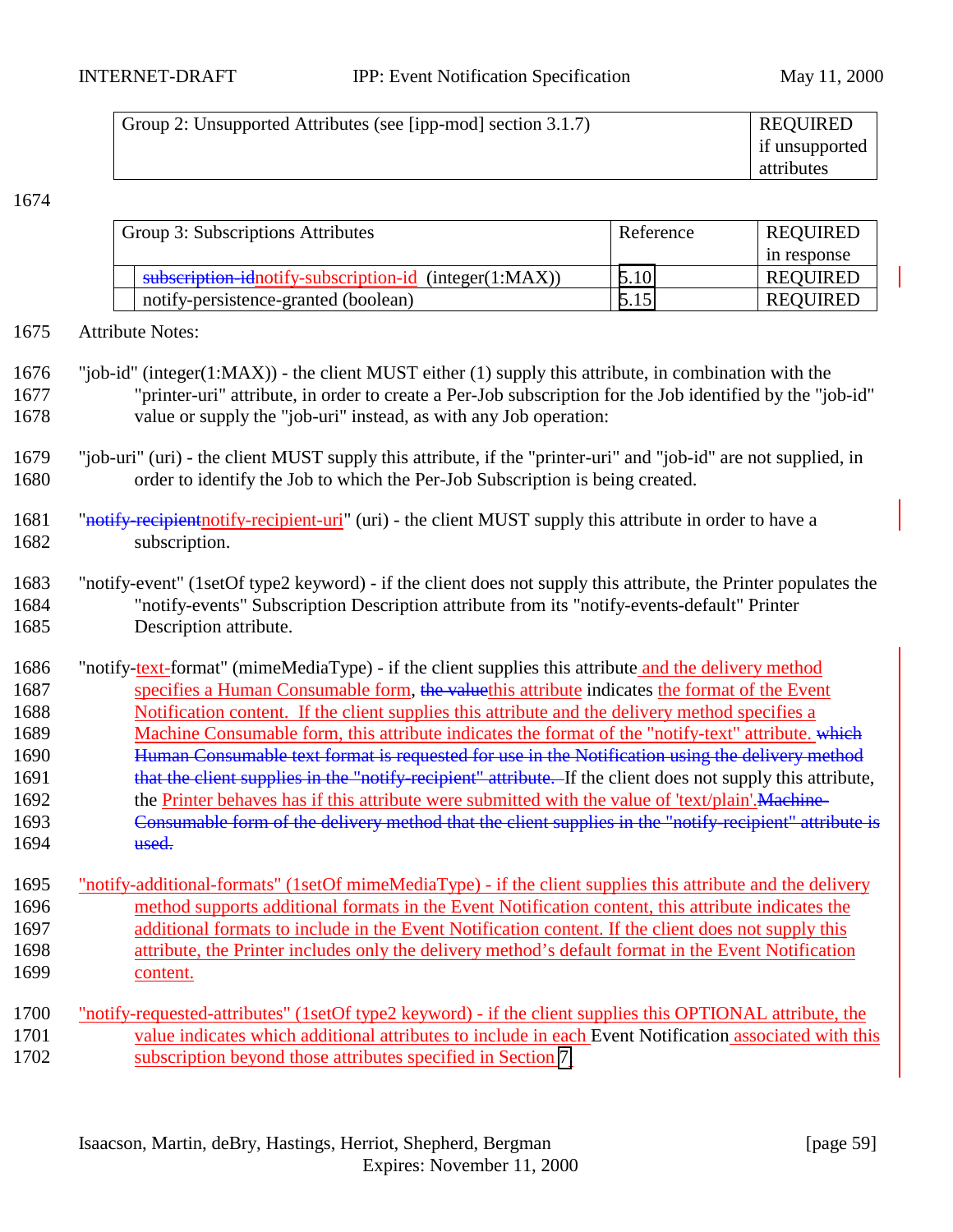| Group 2: Unsupported Attributes (see [ipp-mod] section 3.1.7) | REQUIRED if unsupported attributes |
|---|---|

1674

| Group 3: Subscriptions Attributes | Reference | REQUIRED in response |
|---|---|---|
| ~~subscription-id~~notify-subscription-id (integer(1:MAX)) | 5.10 | REQUIRED |
| notify-persistence-granted (boolean) | 5.15 | REQUIRED |

1675 Attribute Notes:

1676 "job-id" (integer(1:MAX)) - the client MUST either (1) supply this attribute, in combination with the
1677 "printer-uri" attribute, in order to create a Per-Job subscription for the Job identified by the "job-id"
1678 value or supply the "job-uri" instead, as with any Job operation:

1679 "job-uri" (uri) - the client MUST supply this attribute, if the "printer-uri" and "job-id" are not supplied, in
1680 order to identify the Job to which the Per-Job Subscription is being created.

1681 "~~notify-recipient~~notify-recipient-uri" (uri) - the client MUST supply this attribute in order to have a
1682 subscription.

1683 "notify-event" (1setOf type2 keyword) - if the client does not supply this attribute, the Printer populates the
1684 "notify-events" Subscription Description attribute from its "notify-events-default" Printer
1685 Description attribute.

1686 "notify-text-format" (mimeMediaType) - if the client supplies this attribute and the delivery method
1687 specifies a Human Consumable form, ~~the value~~this attribute indicates the format of the Event
1688 Notification content. If the client supplies this attribute and the delivery method specifies a
1689 Machine Consumable form, this attribute indicates the format of the "notify-text" attribute. ~~which~~
1690 ~~Human Consumable text format is requested for use in the Notification using the delivery method~~
1691 ~~that the client supplies in the "notify-recipient" attribute.~~ If the client does not supply this attribute,
1692 the Printer behaves has if this attribute were submitted with the value of 'text/plain'.~~Machine-~~
1693 ~~Consumable form of the delivery method that the client supplies in the "notify-recipient" attribute is~~
1694 ~~used.~~

1695 "notify-additional-formats" (1setOf mimeMediaType) - if the client supplies this attribute and the delivery
1696 method supports additional formats in the Event Notification content, this attribute indicates the
1697 additional formats to include in the Event Notification content. If the client does not supply this
1698 attribute, the Printer includes only the delivery method's default format in the Event Notification
1699 content.

1700 "notify-requested-attributes" (1setOf type2 keyword) - if the client supplies this OPTIONAL attribute, the
1701 value indicates which additional attributes to include in each Event Notification associated with this
1702 subscription beyond those attributes specified in Section 7.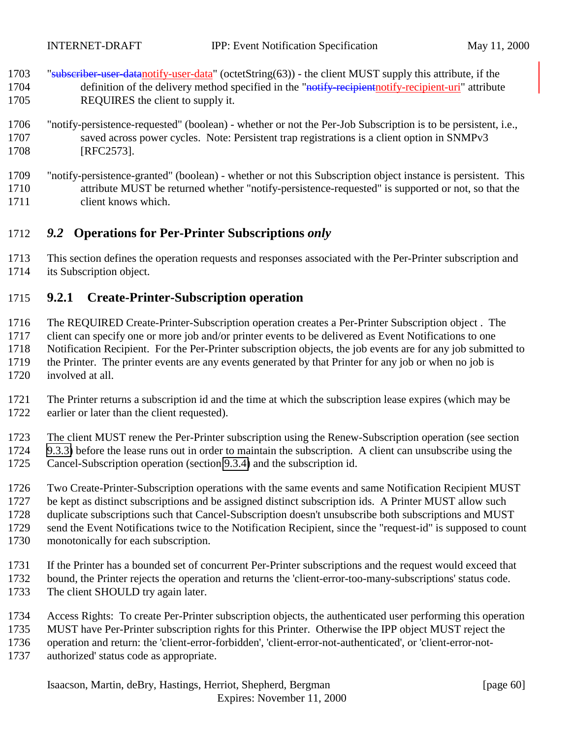"~~subscriber-user-data~~notify-user-data" (octetString(63)) - the client MUST supply this attribute, if the definition of the delivery method specified in the "~~notify-recipient~~notify-recipient-uri" attribute REQUIRES the client to supply it.

"notify-persistence-requested" (boolean) - whether or not the Per-Job Subscription is to be persistent, i.e., saved across power cycles. Note: Persistent trap registrations is a client option in SNMPv3 [RFC2573].

"notify-persistence-granted" (boolean) - whether or not this Subscription object instance is persistent. This attribute MUST be returned whether "notify-persistence-requested" is supported or not, so that the client knows which.

## *9.2* Operations for Per-Printer Subscriptions *only*

This section defines the operation requests and responses associated with the Per-Printer subscription and its Subscription object.

### 9.2.1 Create-Printer-Subscription operation

The REQUIRED Create-Printer-Subscription operation creates a Per-Printer Subscription object . The client can specify one or more job and/or printer events to be delivered as Event Notifications to one Notification Recipient. For the Per-Printer subscription objects, the job events are for any job submitted to the Printer. The printer events are any events generated by that Printer for any job or when no job is involved at all.

The Printer returns a subscription id and the time at which the subscription lease expires (which may be earlier or later than the client requested).

The client MUST renew the Per-Printer subscription using the Renew-Subscription operation (see section 9.3.3) before the lease runs out in order to maintain the subscription. A client can unsubscribe using the Cancel-Subscription operation (section 9.3.4) and the subscription id.

Two Create-Printer-Subscription operations with the same events and same Notification Recipient MUST be kept as distinct subscriptions and be assigned distinct subscription ids. A Printer MUST allow such duplicate subscriptions such that Cancel-Subscription doesn't unsubscribe both subscriptions and MUST send the Event Notifications twice to the Notification Recipient, since the "request-id" is supposed to count monotonically for each subscription.

If the Printer has a bounded set of concurrent Per-Printer subscriptions and the request would exceed that bound, the Printer rejects the operation and returns the 'client-error-too-many-subscriptions' status code. The client SHOULD try again later.

Access Rights: To create Per-Printer subscription objects, the authenticated user performing this operation MUST have Per-Printer subscription rights for this Printer. Otherwise the IPP object MUST reject the operation and return: the 'client-error-forbidden', 'client-error-not-authenticated', or 'client-error-not-authorized' status code as appropriate.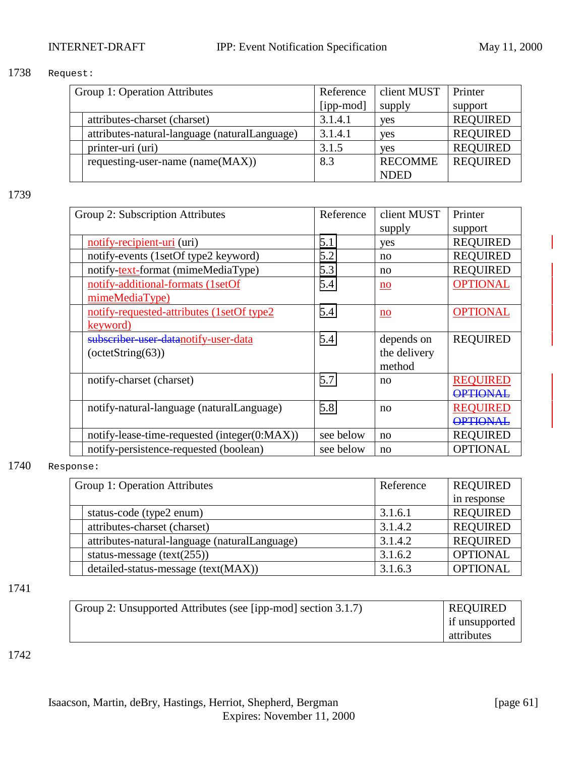1738 Request:

| Group 1: Operation Attributes | Reference [ipp-mod] | client MUST supply | Printer support |
|---|---|---|---|
| attributes-charset (charset) | 3.1.4.1 | yes | REQUIRED |
| attributes-natural-language (naturalLanguage) | 3.1.4.1 | yes | REQUIRED |
| printer-uri (uri) | 3.1.5 | yes | REQUIRED |
| requesting-user-name (name(MAX)) | 8.3 | RECOMMENDED | REQUIRED |

1739

| Group 2: Subscription Attributes | Reference | client MUST supply | Printer support |
|---|---|---|---|
| notify-recipient-uri (uri) | 5.1 | yes | REQUIRED |
| notify-events (1setOf type2 keyword) | 5.2 | no | REQUIRED |
| notify-text-format (mimeMediaType) | 5.3 | no | REQUIRED |
| notify-additional-formats (1setOf mimeMediaType) | 5.4 | no | OPTIONAL |
| notify-requested-attributes (1setOf type2 keyword) | 5.4 | no | OPTIONAL |
| ~~subscriber-user-data~~notify-user-data (octetString(63)) | 5.4 | depends on the delivery method | REQUIRED |
| notify-charset (charset) | 5.7 | no | REQUIRED ~~OPTIONAL~~ |
| notify-natural-language (naturalLanguage) | 5.8 | no | REQUIRED ~~OPTIONAL~~ |
| notify-lease-time-requested (integer(0:MAX)) | see below | no | REQUIRED |
| notify-persistence-requested (boolean) | see below | no | OPTIONAL |

1740 Response:

| Group 1: Operation Attributes | Reference | REQUIRED in response |
|---|---|---|
| status-code (type2 enum) | 3.1.6.1 | REQUIRED |
| attributes-charset (charset) | 3.1.4.2 | REQUIRED |
| attributes-natural-language (naturalLanguage) | 3.1.4.2 | REQUIRED |
| status-message (text(255)) | 3.1.6.2 | OPTIONAL |
| detailed-status-message (text(MAX)) | 3.1.6.3 | OPTIONAL |

1741

| Group 2: Unsupported Attributes (see [ipp-mod] section 3.1.7) | REQUIRED if unsupported attributes |
|---|---|

1742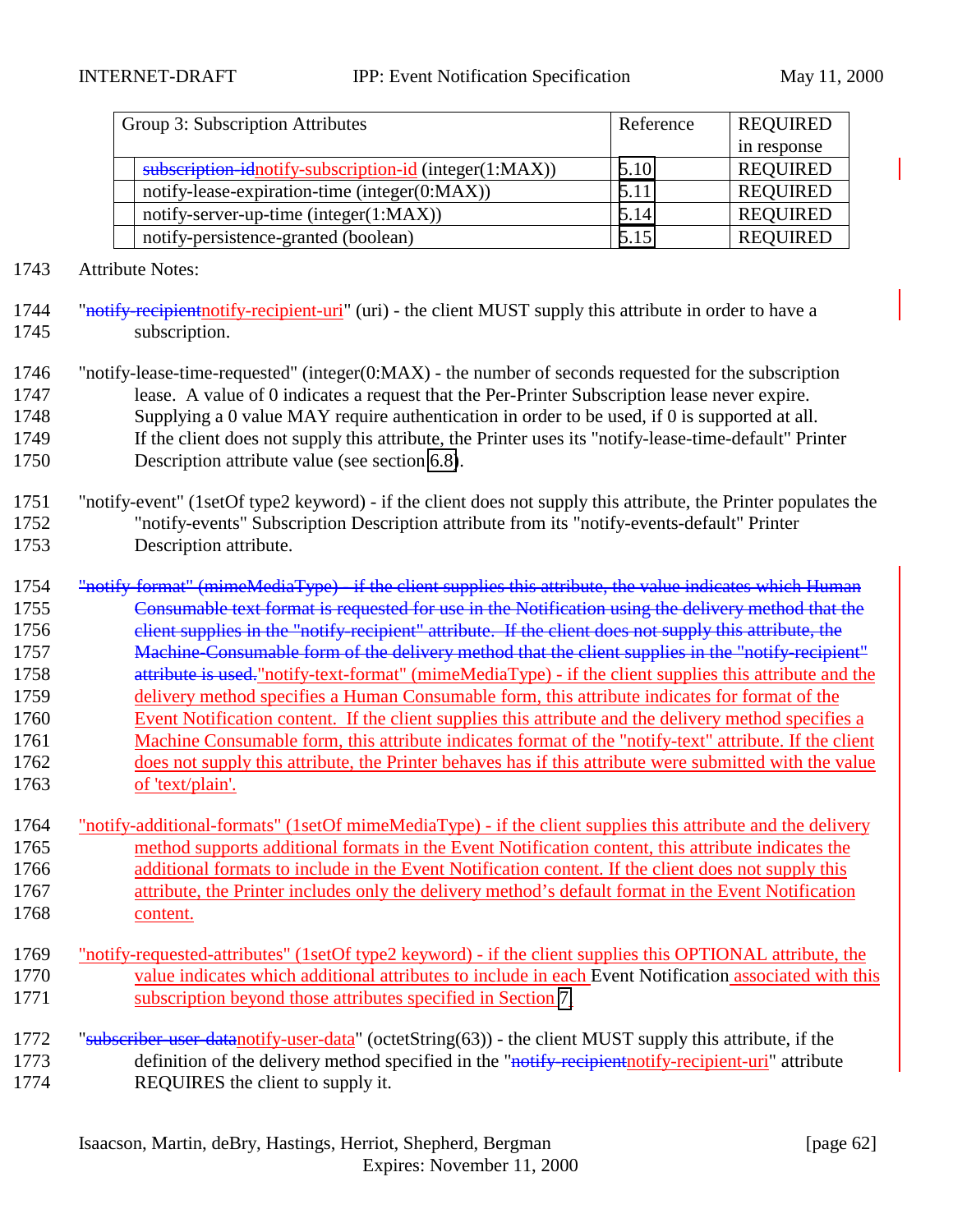| Group 3: Subscription Attributes | Reference | REQUIRED in response |
|---|---|---|
| ~~subscription-id~~notify-subscription-id (integer(1:MAX)) | 5.10 | REQUIRED |
| notify-lease-expiration-time (integer(0:MAX)) | 5.11 | REQUIRED |
| notify-server-up-time (integer(1:MAX)) | 5.14 | REQUIRED |
| notify-persistence-granted (boolean) | 5.15 | REQUIRED |

1743 Attribute Notes:

1744 "~~notify-recipient~~notify-recipient-uri" (uri) - the client MUST supply this attribute in order to have a
1745 subscription.

1746 "notify-lease-time-requested" (integer(0:MAX) - the number of seconds requested for the subscription
1747 lease. A value of 0 indicates a request that the Per-Printer Subscription lease never expire.
1748 Supplying a 0 value MAY require authentication in order to be used, if 0 is supported at all.
1749 If the client does not supply this attribute, the Printer uses its "notify-lease-time-default" Printer
1750 Description attribute value (see section 6.8).

1751 "notify-event" (1setOf type2 keyword) - if the client does not supply this attribute, the Printer populates the
1752 "notify-events" Subscription Description attribute from its "notify-events-default" Printer
1753 Description attribute.

1754 ~~"notify-format" (mimeMediaType) - if the client supplies this attribute, the value indicates which Human~~
1755 ~~Consumable text format is requested for use in the Notification using the delivery method that the~~
1756 ~~client supplies in the "notify-recipient" attribute. If the client does not supply this attribute, the~~
1757 ~~Machine-Consumable form of the delivery method that the client supplies in the "notify-recipient"~~
1758 ~~attribute is used.~~"notify-text-format" (mimeMediaType) - if the client supplies this attribute and the
1759 delivery method specifies a Human Consumable form, this attribute indicates for format of the
1760 Event Notification content. If the client supplies this attribute and the delivery method specifies a
1761 Machine Consumable form, this attribute indicates format of the "notify-text" attribute. If the client
1762 does not supply this attribute, the Printer behaves has if this attribute were submitted with the value
1763 of 'text/plain'.

1764 "notify-additional-formats" (1setOf mimeMediaType) - if the client supplies this attribute and the delivery
1765 method supports additional formats in the Event Notification content, this attribute indicates the
1766 additional formats to include in the Event Notification content. If the client does not supply this
1767 attribute, the Printer includes only the delivery method's default format in the Event Notification
1768 content.

1769 "notify-requested-attributes" (1setOf type2 keyword) - if the client supplies this OPTIONAL attribute, the
1770 value indicates which additional attributes to include in each Event Notification associated with this
1771 subscription beyond those attributes specified in Section 7.

1772 "~~subscriber-user-data~~notify-user-data" (octetString(63)) - the client MUST supply this attribute, if the
1773 definition of the delivery method specified in the "~~notify-recipient~~notify-recipient-uri" attribute
1774 REQUIRES the client to supply it.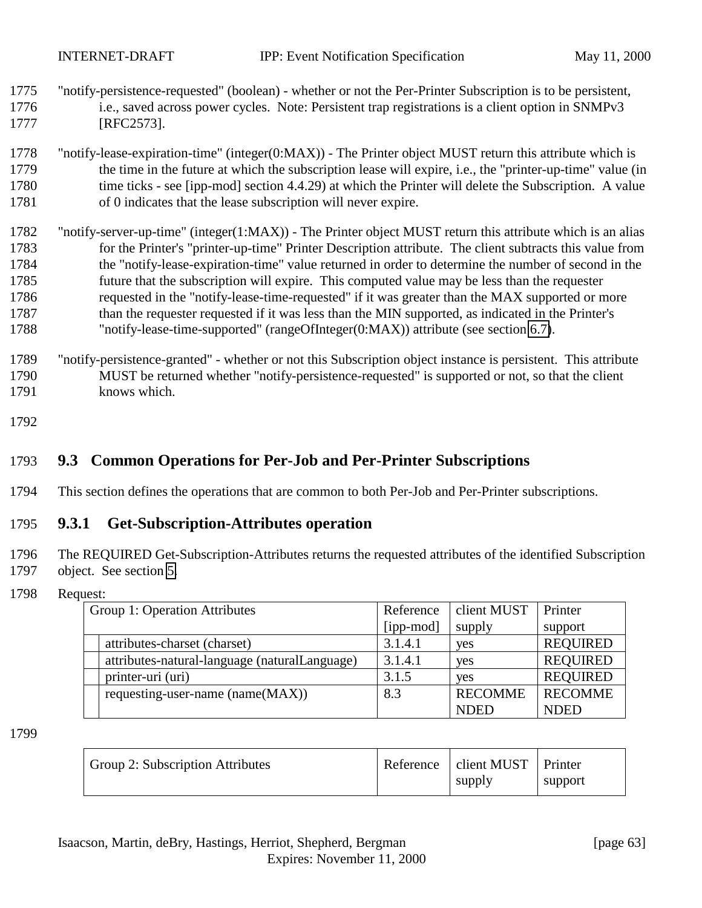"notify-persistence-requested" (boolean) - whether or not the Per-Printer Subscription is to be persistent, i.e., saved across power cycles. Note: Persistent trap registrations is a client option in SNMPv3 [RFC2573].

"notify-lease-expiration-time" (integer(0:MAX)) - The Printer object MUST return this attribute which is the time in the future at which the subscription lease will expire, i.e., the "printer-up-time" value (in time ticks - see [ipp-mod] section 4.4.29) at which the Printer will delete the Subscription. A value of 0 indicates that the lease subscription will never expire.

"notify-server-up-time" (integer(1:MAX)) - The Printer object MUST return this attribute which is an alias for the Printer's "printer-up-time" Printer Description attribute. The client subtracts this value from the "notify-lease-expiration-time" value returned in order to determine the number of second in the future that the subscription will expire. This computed value may be less than the requester requested in the "notify-lease-time-requested" if it was greater than the MAX supported or more than the requester requested if it was less than the MIN supported, as indicated in the Printer's "notify-lease-time-supported" (rangeOfInteger(0:MAX)) attribute (see section 6.7).

"notify-persistence-granted" - whether or not this Subscription object instance is persistent. This attribute MUST be returned whether "notify-persistence-requested" is supported or not, so that the client knows which.

## 9.3 Common Operations for Per-Job and Per-Printer Subscriptions

This section defines the operations that are common to both Per-Job and Per-Printer subscriptions.

### 9.3.1 Get-Subscription-Attributes operation

The REQUIRED Get-Subscription-Attributes returns the requested attributes of the identified Subscription object. See section 5.

Request:

| Group 1: Operation Attributes | Reference [ipp-mod] | client MUST supply | Printer support |
|---|---|---|---|
| attributes-charset (charset) | 3.1.4.1 | yes | REQUIRED |
| attributes-natural-language (naturalLanguage) | 3.1.4.1 | yes | REQUIRED |
| printer-uri (uri) | 3.1.5 | yes | REQUIRED |
| requesting-user-name (name(MAX)) | 8.3 | RECOMMENDED | RECOMMENDED |

| Group 2: Subscription Attributes | Reference | client MUST supply | Printer support |
|---|---|---|---|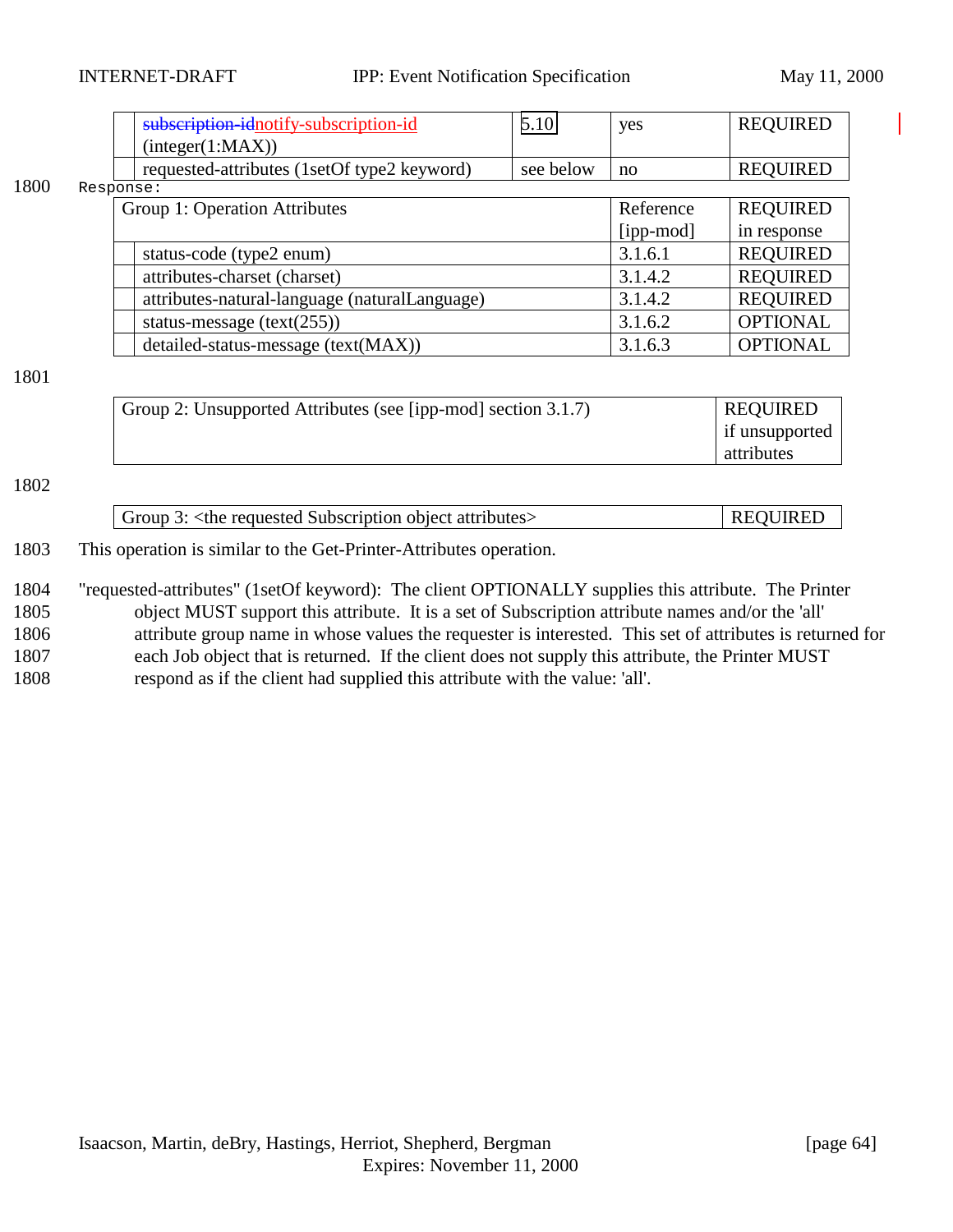| | | | | |
|---|---|---|---|---|
| | ~~subscription-id~~notify-subscription-id (integer(1:MAX)) | 5.10 | yes | REQUIRED |
| | requested-attributes (1setOf type2 keyword) | see below | no | REQUIRED |

1800 Response:

| Group 1: Operation Attributes | | Reference [ipp-mod] | REQUIRED in response |
|---|---|---|---|
| | status-code (type2 enum) | 3.1.6.1 | REQUIRED |
| | attributes-charset (charset) | 3.1.4.2 | REQUIRED |
| | attributes-natural-language (naturalLanguage) | 3.1.4.2 | REQUIRED |
| | status-message (text(255)) | 3.1.6.2 | OPTIONAL |
| | detailed-status-message (text(MAX)) | 3.1.6.3 | OPTIONAL |

1801

| Group 2: Unsupported Attributes (see [ipp-mod] section 3.1.7) | REQUIRED if unsupported attributes |
|---|---|

1802

| Group 3: <the requested Subscription object attributes> | REQUIRED |
|---|---|

1803 This operation is similar to the Get-Printer-Attributes operation.

1804 "requested-attributes" (1setOf keyword): The client OPTIONALLY supplies this attribute. The Printer
1805 object MUST support this attribute. It is a set of Subscription attribute names and/or the 'all'
1806 attribute group name in whose values the requester is interested. This set of attributes is returned for
1807 each Job object that is returned. If the client does not supply this attribute, the Printer MUST
1808 respond as if the client had supplied this attribute with the value: 'all'.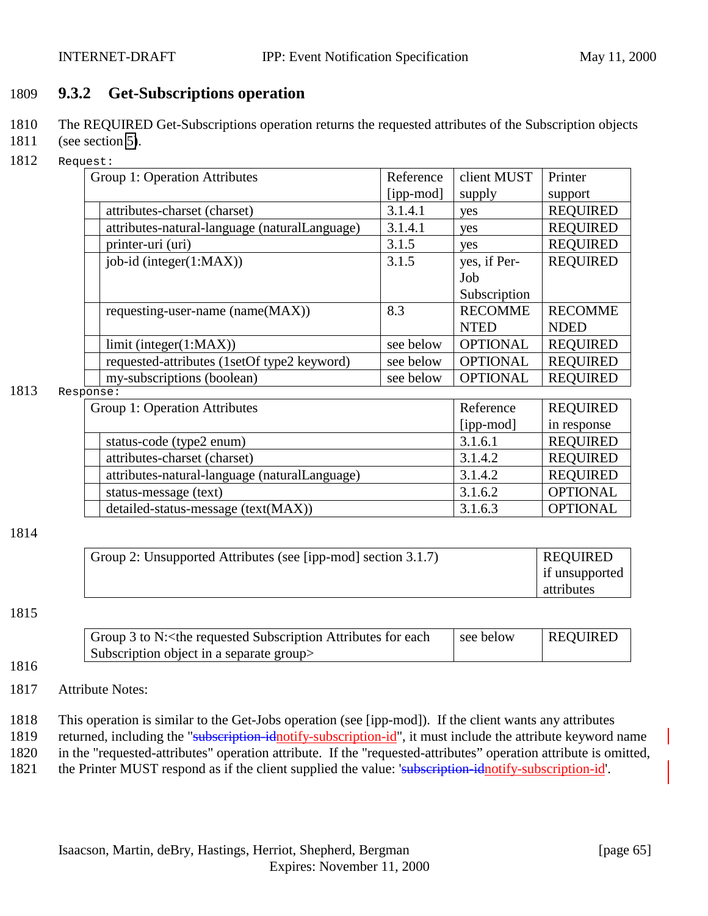### 9.3.2 Get-Subscriptions operation

The REQUIRED Get-Subscriptions operation returns the requested attributes of the Subscription objects (see section 5).

Request:

| Group 1: Operation Attributes | Reference [ipp-mod] | client MUST supply | Printer support |
|---|---|---|---|
| attributes-charset (charset) | 3.1.4.1 | yes | REQUIRED |
| attributes-natural-language (naturalLanguage) | 3.1.4.1 | yes | REQUIRED |
| printer-uri (uri) | 3.1.5 | yes | REQUIRED |
| job-id (integer(1:MAX)) | 3.1.5 | yes, if Per-Job Subscription | REQUIRED |
| requesting-user-name (name(MAX)) | 8.3 | RECOMMENDED | RECOMMENDED |
| limit (integer(1:MAX)) | see below | OPTIONAL | REQUIRED |
| requested-attributes (1setOf type2 keyword) | see below | OPTIONAL | REQUIRED |
| my-subscriptions (boolean) | see below | OPTIONAL | REQUIRED |

Response:

| Group 1: Operation Attributes | Reference [ipp-mod] | REQUIRED in response |
|---|---|---|
| status-code (type2 enum) | 3.1.6.1 | REQUIRED |
| attributes-charset (charset) | 3.1.4.2 | REQUIRED |
| attributes-natural-language (naturalLanguage) | 3.1.4.2 | REQUIRED |
| status-message (text) | 3.1.6.2 | OPTIONAL |
| detailed-status-message (text(MAX)) | 3.1.6.3 | OPTIONAL |

| Group 2: Unsupported Attributes (see [ipp-mod] section 3.1.7) | REQUIRED if unsupported attributes |
|---|---|

| Group 3 to N:<the requested Subscription Attributes for each Subscription object in a separate group> | see below | REQUIRED |
|---|---|---|

Attribute Notes:

This operation is similar to the Get-Jobs operation (see [ipp-mod]). If the client wants any attributes returned, including the "~~subscription-id~~notify-subscription-id", it must include the attribute keyword name in the "requested-attributes" operation attribute. If the "requested-attributes" operation attribute is omitted, the Printer MUST respond as if the client supplied the value: '~~subscription-id~~notify-subscription-id'.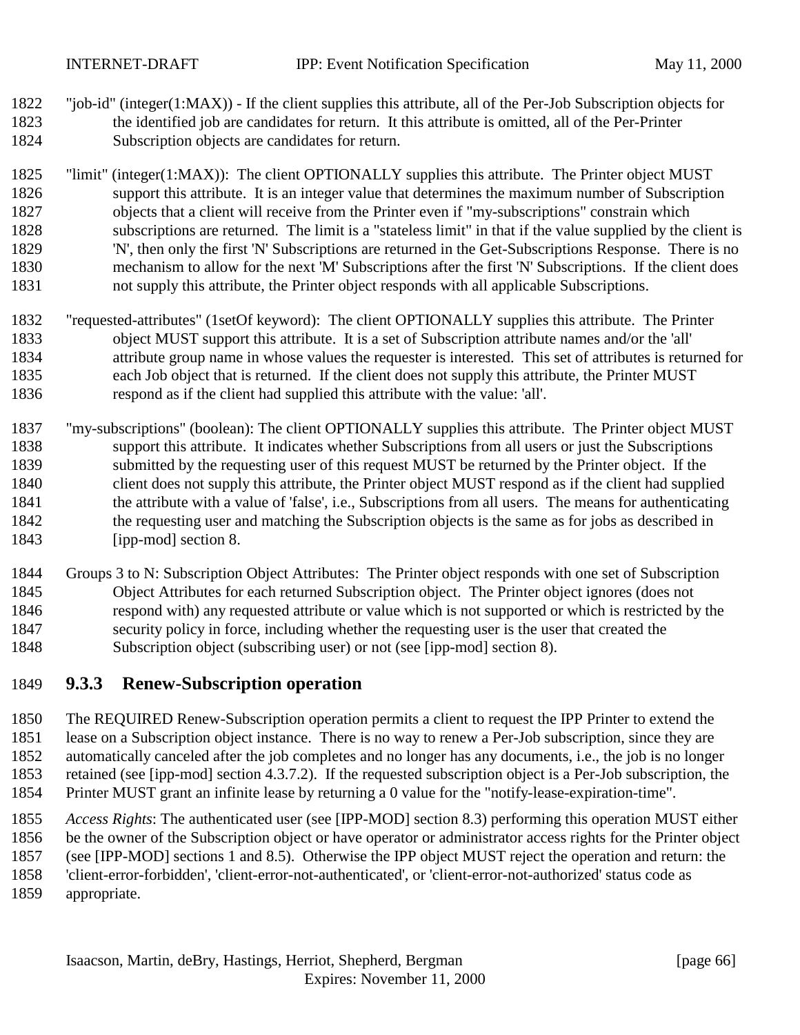"job-id" (integer(1:MAX)) - If the client supplies this attribute, all of the Per-Job Subscription objects for the identified job are candidates for return. It this attribute is omitted, all of the Per-Printer Subscription objects are candidates for return.

"limit" (integer(1:MAX)): The client OPTIONALLY supplies this attribute. The Printer object MUST support this attribute. It is an integer value that determines the maximum number of Subscription objects that a client will receive from the Printer even if "my-subscriptions" constrain which subscriptions are returned. The limit is a "stateless limit" in that if the value supplied by the client is 'N', then only the first 'N' Subscriptions are returned in the Get-Subscriptions Response. There is no mechanism to allow for the next 'M' Subscriptions after the first 'N' Subscriptions. If the client does not supply this attribute, the Printer object responds with all applicable Subscriptions.

"requested-attributes" (1setOf keyword): The client OPTIONALLY supplies this attribute. The Printer object MUST support this attribute. It is a set of Subscription attribute names and/or the 'all' attribute group name in whose values the requester is interested. This set of attributes is returned for each Job object that is returned. If the client does not supply this attribute, the Printer MUST respond as if the client had supplied this attribute with the value: 'all'.

"my-subscriptions" (boolean): The client OPTIONALLY supplies this attribute. The Printer object MUST support this attribute. It indicates whether Subscriptions from all users or just the Subscriptions submitted by the requesting user of this request MUST be returned by the Printer object. If the client does not supply this attribute, the Printer object MUST respond as if the client had supplied the attribute with a value of 'false', i.e., Subscriptions from all users. The means for authenticating the requesting user and matching the Subscription objects is the same as for jobs as described in [ipp-mod] section 8.

Groups 3 to N: Subscription Object Attributes: The Printer object responds with one set of Subscription Object Attributes for each returned Subscription object. The Printer object ignores (does not respond with) any requested attribute or value which is not supported or which is restricted by the security policy in force, including whether the requesting user is the user that created the Subscription object (subscribing user) or not (see [ipp-mod] section 8).

### 9.3.3 Renew-Subscription operation

The REQUIRED Renew-Subscription operation permits a client to request the IPP Printer to extend the lease on a Subscription object instance. There is no way to renew a Per-Job subscription, since they are automatically canceled after the job completes and no longer has any documents, i.e., the job is no longer retained (see [ipp-mod] section 4.3.7.2). If the requested subscription object is a Per-Job subscription, the Printer MUST grant an infinite lease by returning a 0 value for the "notify-lease-expiration-time".

*Access Rights*: The authenticated user (see [IPP-MOD] section 8.3) performing this operation MUST either be the owner of the Subscription object or have operator or administrator access rights for the Printer object (see [IPP-MOD] sections 1 and 8.5). Otherwise the IPP object MUST reject the operation and return: the 'client-error-forbidden', 'client-error-not-authenticated', or 'client-error-not-authorized' status code as appropriate.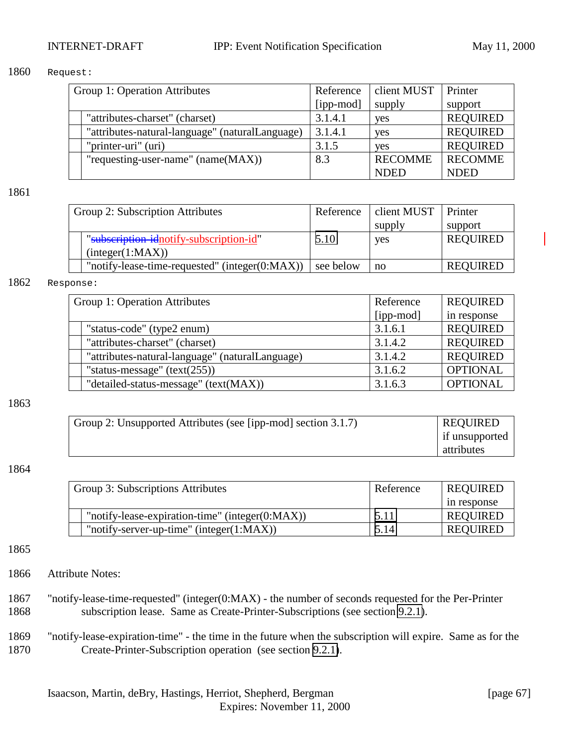1860 Request:

| Group 1: Operation Attributes | Reference [ipp-mod] | client MUST supply | Printer support |
|---|---|---|---|
| "attributes-charset" (charset) | 3.1.4.1 | yes | REQUIRED |
| "attributes-natural-language" (naturalLanguage) | 3.1.4.1 | yes | REQUIRED |
| "printer-uri" (uri) | 3.1.5 | yes | REQUIRED |
| "requesting-user-name" (name(MAX)) | 8.3 | RECOMMENDED | RECOMMENDED |

1861

| Group 2: Subscription Attributes | Reference | client MUST supply | Printer support |
|---|---|---|---|
| "~~subscription-id~~notify-subscription-id" (integer(1:MAX)) | 5.10 | yes | REQUIRED |
| "notify-lease-time-requested" (integer(0:MAX)) | see below | no | REQUIRED |

1862 Response:

| Group 1: Operation Attributes | Reference [ipp-mod] | REQUIRED in response |
|---|---|---|
| "status-code" (type2 enum) | 3.1.6.1 | REQUIRED |
| "attributes-charset" (charset) | 3.1.4.2 | REQUIRED |
| "attributes-natural-language" (naturalLanguage) | 3.1.4.2 | REQUIRED |
| "status-message" (text(255)) | 3.1.6.2 | OPTIONAL |
| "detailed-status-message" (text(MAX)) | 3.1.6.3 | OPTIONAL |

1863

| Group 2: Unsupported Attributes (see [ipp-mod] section 3.1.7) | REQUIRED if unsupported attributes |
|---|---|

1864

| Group 3: Subscriptions Attributes | Reference | REQUIRED in response |
|---|---|---|
| "notify-lease-expiration-time" (integer(0:MAX)) | 5.11 | REQUIRED |
| "notify-server-up-time" (integer(1:MAX)) | 5.14 | REQUIRED |

1865

1866 Attribute Notes:

1867 "notify-lease-time-requested" (integer(0:MAX) - the number of seconds requested for the Per-Printer
1868 subscription lease. Same as Create-Printer-Subscriptions (see section 9.2.1).

1869 "notify-lease-expiration-time" - the time in the future when the subscription will expire. Same as for the
1870 Create-Printer-Subscription operation (see section 9.2.1).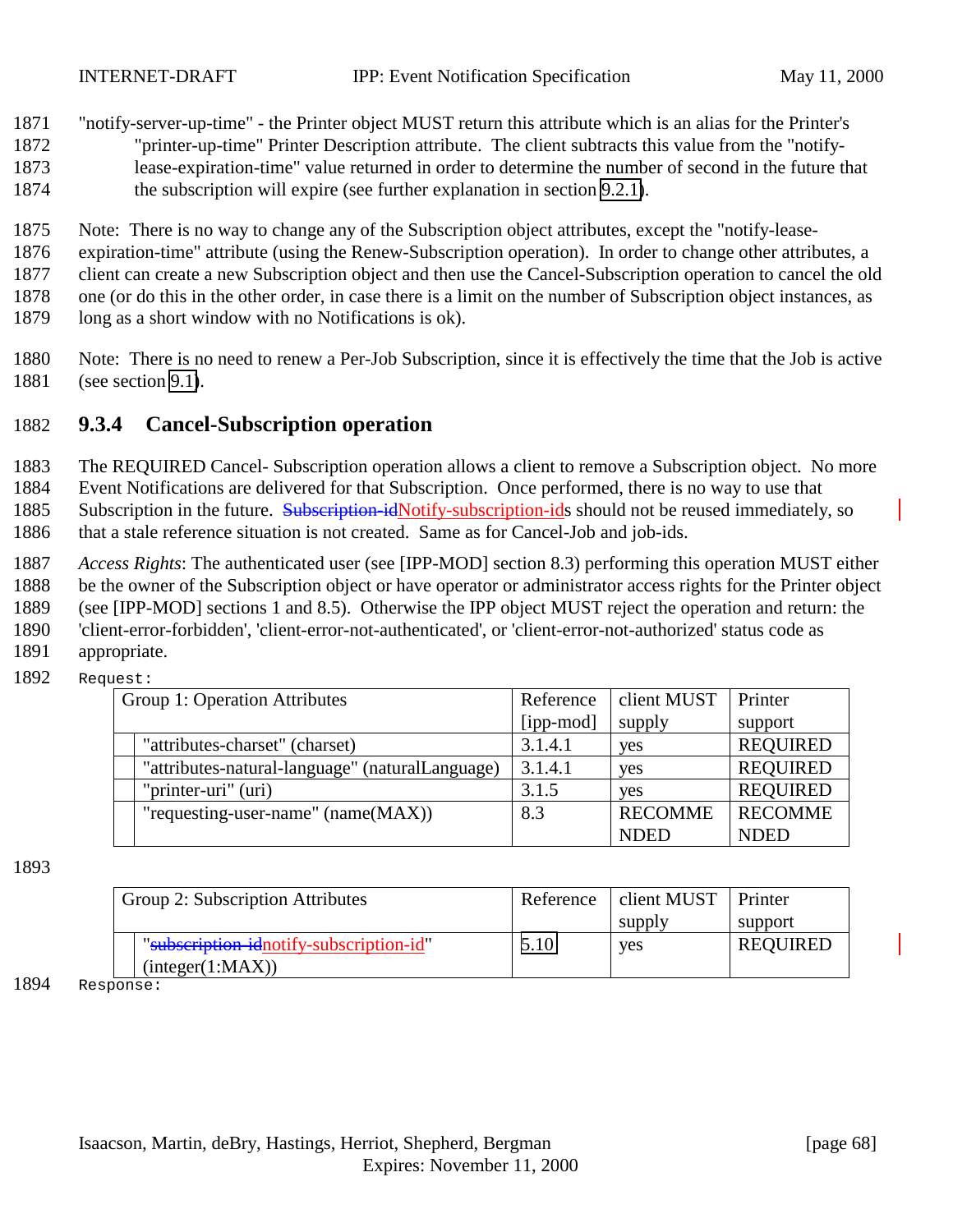"notify-server-up-time" - the Printer object MUST return this attribute which is an alias for the Printer's "printer-up-time" Printer Description attribute. The client subtracts this value from the "notify-lease-expiration-time" value returned in order to determine the number of second in the future that the subscription will expire (see further explanation in section 9.2.1).

Note: There is no way to change any of the Subscription object attributes, except the "notify-lease-expiration-time" attribute (using the Renew-Subscription operation). In order to change other attributes, a client can create a new Subscription object and then use the Cancel-Subscription operation to cancel the old one (or do this in the other order, in case there is a limit on the number of Subscription object instances, as long as a short window with no Notifications is ok).

Note: There is no need to renew a Per-Job Subscription, since it is effectively the time that the Job is active (see section 9.1).

### 9.3.4 Cancel-Subscription operation

The REQUIRED Cancel- Subscription operation allows a client to remove a Subscription object. No more Event Notifications are delivered for that Subscription. Once performed, there is no way to use that Subscription in the future. ~~Subscription-id~~Notify-subscription-ids should not be reused immediately, so that a stale reference situation is not created. Same as for Cancel-Job and job-ids.

*Access Rights*: The authenticated user (see [IPP-MOD] section 8.3) performing this operation MUST either be the owner of the Subscription object or have operator or administrator access rights for the Printer object (see [IPP-MOD] sections 1 and 8.5). Otherwise the IPP object MUST reject the operation and return: the 'client-error-forbidden', 'client-error-not-authenticated', or 'client-error-not-authorized' status code as appropriate.

Request:

| Group 1: Operation Attributes | Reference [ipp-mod] | client MUST supply | Printer support |
|---|---|---|---|
| "attributes-charset" (charset) | 3.1.4.1 | yes | REQUIRED |
| "attributes-natural-language" (naturalLanguage) | 3.1.4.1 | yes | REQUIRED |
| "printer-uri" (uri) | 3.1.5 | yes | REQUIRED |
| "requesting-user-name" (name(MAX)) | 8.3 | RECOMMENDED | RECOMMENDED |

| Group 2: Subscription Attributes | Reference | client MUST supply | Printer support |
|---|---|---|---|
| "~~subscription-id~~notify-subscription-id" (integer(1:MAX)) | 5.10 | yes | REQUIRED |

Response: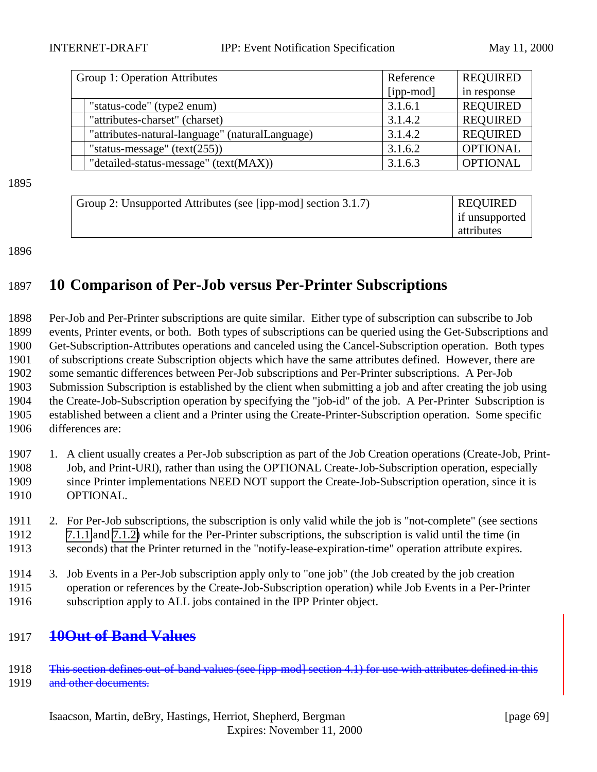| Group 1: Operation Attributes | Reference [ipp-mod] | REQUIRED in response |
|---|---|---|
| "status-code" (type2 enum) | 3.1.6.1 | REQUIRED |
| "attributes-charset" (charset) | 3.1.4.2 | REQUIRED |
| "attributes-natural-language" (naturalLanguage) | 3.1.4.2 | REQUIRED |
| "status-message" (text(255)) | 3.1.6.2 | OPTIONAL |
| "detailed-status-message" (text(MAX)) | 3.1.6.3 | OPTIONAL |

| Group 2: Unsupported Attributes (see [ipp-mod] section 3.1.7) | REQUIRED if unsupported attributes |
|---|---|

# 10 Comparison of Per-Job versus Per-Printer Subscriptions

Per-Job and Per-Printer subscriptions are quite similar. Either type of subscription can subscribe to Job events, Printer events, or both. Both types of subscriptions can be queried using the Get-Subscriptions and Get-Subscription-Attributes operations and canceled using the Cancel-Subscription operation. Both types of subscriptions create Subscription objects which have the same attributes defined. However, there are some semantic differences between Per-Job subscriptions and Per-Printer subscriptions. A Per-Job Submission Subscription is established by the client when submitting a job and after creating the job using the Create-Job-Subscription operation by specifying the "job-id" of the job. A Per-Printer Subscription is established between a client and a Printer using the Create-Printer-Subscription operation. Some specific differences are:

1. A client usually creates a Per-Job subscription as part of the Job Creation operations (Create-Job, Print-Job, and Print-URI), rather than using the OPTIONAL Create-Job-Subscription operation, especially since Printer implementations NEED NOT support the Create-Job-Subscription operation, since it is OPTIONAL.

2. For Per-Job subscriptions, the subscription is only valid while the job is "not-complete" (see sections 7.1.1 and 7.1.2) while for the Per-Printer subscriptions, the subscription is valid until the time (in seconds) that the Printer returned in the "notify-lease-expiration-time" operation attribute expires.

3. Job Events in a Per-Job subscription apply only to "one job" (the Job created by the job creation operation or references by the Create-Job-Subscription operation) while Job Events in a Per-Printer subscription apply to ALL jobs contained in the IPP Printer object.

# ~~10Out of Band Values~~

~~This section defines out-of-band values (see [ipp-mod] section 4.1) for use with attributes defined in this and other documents.~~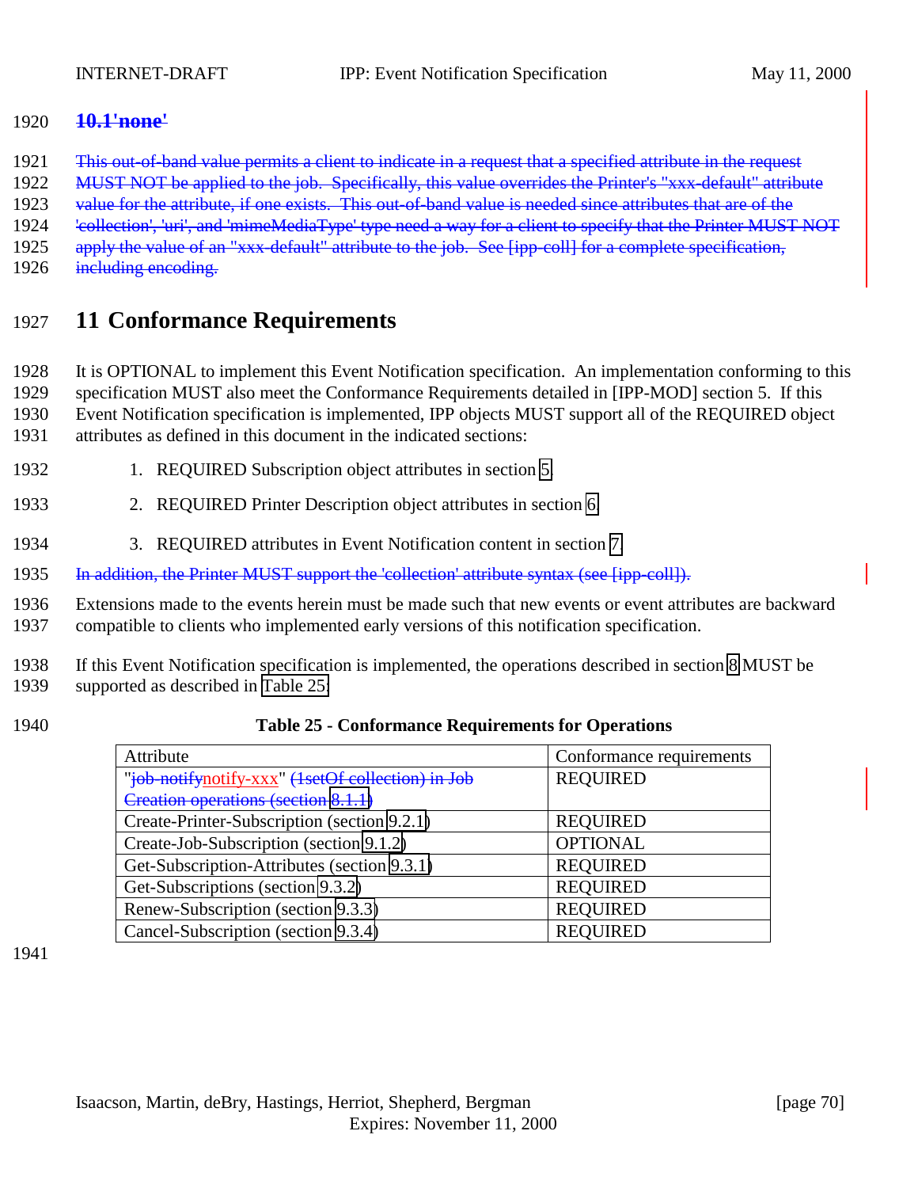## 10.1 'none'

This out-of-band value permits a client to indicate in a request that a specified attribute in the request MUST NOT be applied to the job. Specifically, this value overrides the Printer's "xxx-default" attribute value for the attribute, if one exists. This out-of-band value is needed since attributes that are of the 'collection', 'uri', and 'mimeMediaType' type need a way for a client to specify that the Printer MUST NOT apply the value of an "xxx-default" attribute to the job. See [ipp-coll] for a complete specification, including encoding.

# 11 Conformance Requirements

It is OPTIONAL to implement this Event Notification specification. An implementation conforming to this specification MUST also meet the Conformance Requirements detailed in [IPP-MOD] section 5. If this Event Notification specification is implemented, IPP objects MUST support all of the REQUIRED object attributes as defined in this document in the indicated sections:

1. REQUIRED Subscription object attributes in section 5.
2. REQUIRED Printer Description object attributes in section 6.
3. REQUIRED attributes in Event Notification content in section 7.

In addition, the Printer MUST support the 'collection' attribute syntax (see [ipp-coll]).

Extensions made to the events herein must be made such that new events or event attributes are backward compatible to clients who implemented early versions of this notification specification.

If this Event Notification specification is implemented, the operations described in section 8 MUST be supported as described in Table 25:

**Table 25 - Conformance Requirements for Operations**

| Attribute | Conformance requirements |
|---|---|
| "job-notifynotify-xxx" (1setOf collection) in Job Creation operations (section 8.1.1) | REQUIRED |
| Create-Printer-Subscription (section 9.2.1) | REQUIRED |
| Create-Job-Subscription (section 9.1.2) | OPTIONAL |
| Get-Subscription-Attributes (section 9.3.1) | REQUIRED |
| Get-Subscriptions (section 9.3.2) | REQUIRED |
| Renew-Subscription (section 9.3.3) | REQUIRED |
| Cancel-Subscription (section 9.3.4) | REQUIRED |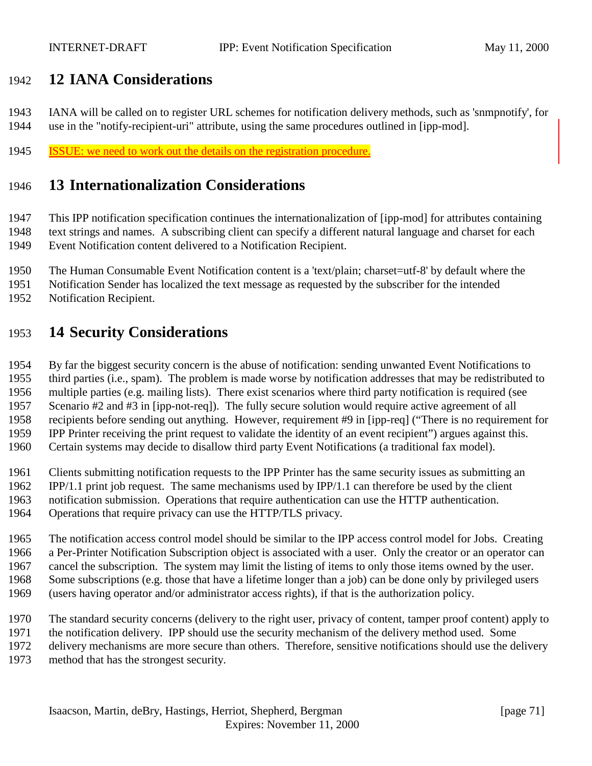# 12 IANA Considerations

IANA will be called on to register URL schemes for notification delivery methods, such as 'snmpnotify', for use in the "notify-recipient-uri" attribute, using the same procedures outlined in [ipp-mod].

ISSUE: we need to work out the details on the registration procedure.

# 13 Internationalization Considerations

This IPP notification specification continues the internationalization of [ipp-mod] for attributes containing text strings and names. A subscribing client can specify a different natural language and charset for each Event Notification content delivered to a Notification Recipient.

The Human Consumable Event Notification content is a 'text/plain; charset=utf-8' by default where the Notification Sender has localized the text message as requested by the subscriber for the intended Notification Recipient.

# 14 Security Considerations

By far the biggest security concern is the abuse of notification: sending unwanted Event Notifications to third parties (i.e., spam). The problem is made worse by notification addresses that may be redistributed to multiple parties (e.g. mailing lists). There exist scenarios where third party notification is required (see Scenario #2 and #3 in [ipp-not-req]). The fully secure solution would require active agreement of all recipients before sending out anything. However, requirement #9 in [ipp-req] ("There is no requirement for IPP Printer receiving the print request to validate the identity of an event recipient") argues against this. Certain systems may decide to disallow third party Event Notifications (a traditional fax model).

Clients submitting notification requests to the IPP Printer has the same security issues as submitting an IPP/1.1 print job request. The same mechanisms used by IPP/1.1 can therefore be used by the client notification submission. Operations that require authentication can use the HTTP authentication. Operations that require privacy can use the HTTP/TLS privacy.

The notification access control model should be similar to the IPP access control model for Jobs. Creating a Per-Printer Notification Subscription object is associated with a user. Only the creator or an operator can cancel the subscription. The system may limit the listing of items to only those items owned by the user. Some subscriptions (e.g. those that have a lifetime longer than a job) can be done only by privileged users (users having operator and/or administrator access rights), if that is the authorization policy.

The standard security concerns (delivery to the right user, privacy of content, tamper proof content) apply to the notification delivery. IPP should use the security mechanism of the delivery method used. Some delivery mechanisms are more secure than others. Therefore, sensitive notifications should use the delivery method that has the strongest security.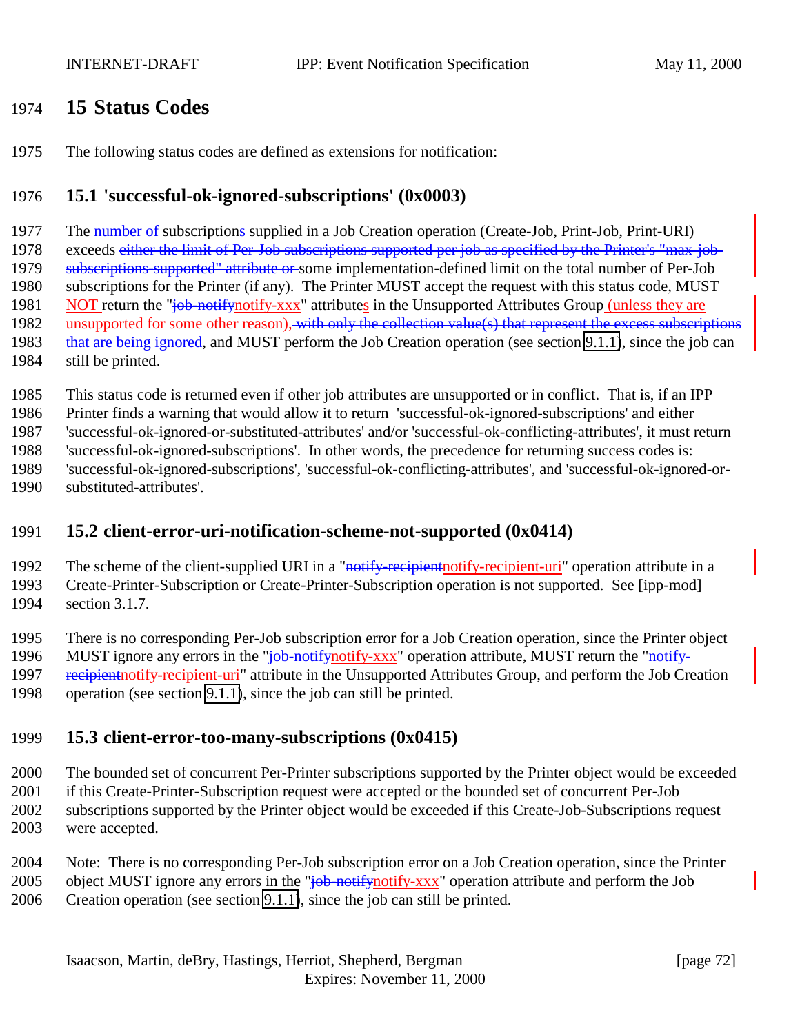## 15 Status Codes

The following status codes are defined as extensions for notification:

### 15.1 'successful-ok-ignored-subscriptions' (0x0003)

The ~~number of~~ subscriptions supplied in a Job Creation operation (Create-Job, Print-Job, Print-URI) exceeds ~~either the limit of Per-Job subscriptions supported per job as specified by the Printer's "max-job-subscriptions-supported" attribute or~~ some implementation-defined limit on the total number of Per-Job subscriptions for the Printer (if any). The Printer MUST accept the request with this status code, MUST NOT return the "~~job-notify~~notify-xxx" attributes in the Unsupported Attributes Group (unless they are unsupported for some other reason), ~~with only the collection value(s) that represent the excess subscriptions that are being ignored~~, and MUST perform the Job Creation operation (see section 9.1.1), since the job can still be printed.

This status code is returned even if other job attributes are unsupported or in conflict. That is, if an IPP Printer finds a warning that would allow it to return 'successful-ok-ignored-subscriptions' and either 'successful-ok-ignored-or-substituted-attributes' and/or 'successful-ok-conflicting-attributes', it must return 'successful-ok-ignored-subscriptions'. In other words, the precedence for returning success codes is: 'successful-ok-ignored-subscriptions', 'successful-ok-conflicting-attributes', and 'successful-ok-ignored-or-substituted-attributes'.

### 15.2 client-error-uri-notification-scheme-not-supported (0x0414)

The scheme of the client-supplied URI in a "~~notify-recipient~~notify-recipient-uri" operation attribute in a Create-Printer-Subscription or Create-Printer-Subscription operation is not supported. See [ipp-mod] section 3.1.7.

There is no corresponding Per-Job subscription error for a Job Creation operation, since the Printer object MUST ignore any errors in the "~~job-notify~~notify-xxx" operation attribute, MUST return the "~~notify-recipient~~notify-recipient-uri" attribute in the Unsupported Attributes Group, and perform the Job Creation operation (see section 9.1.1), since the job can still be printed.

### 15.3 client-error-too-many-subscriptions (0x0415)

The bounded set of concurrent Per-Printer subscriptions supported by the Printer object would be exceeded if this Create-Printer-Subscription request were accepted or the bounded set of concurrent Per-Job subscriptions supported by the Printer object would be exceeded if this Create-Job-Subscriptions request were accepted.

Note: There is no corresponding Per-Job subscription error on a Job Creation operation, since the Printer object MUST ignore any errors in the "~~job-notify~~notify-xxx" operation attribute and perform the Job Creation operation (see section 9.1.1), since the job can still be printed.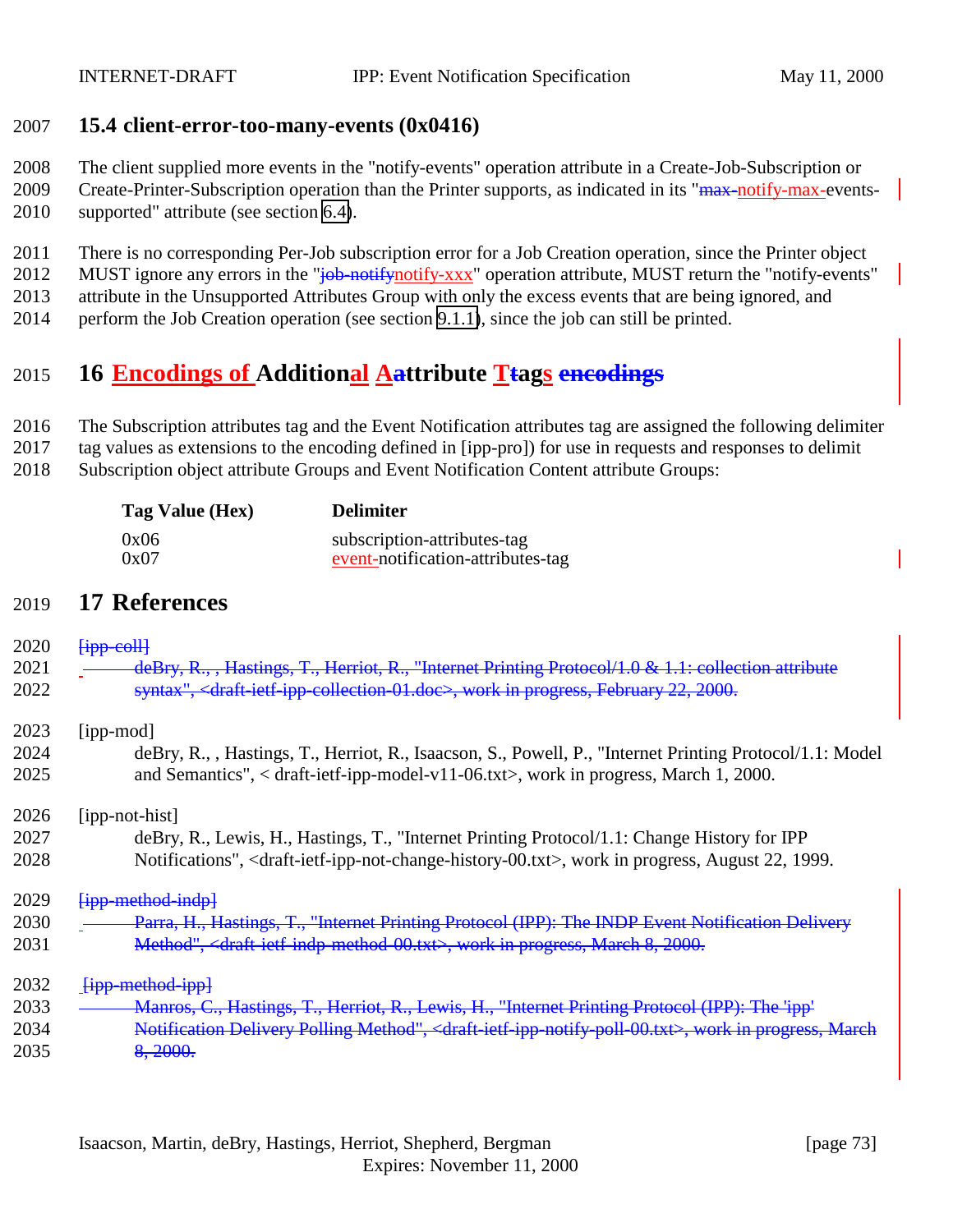### 15.4 client-error-too-many-events (0x0416)

The client supplied more events in the "notify-events" operation attribute in a Create-Job-Subscription or Create-Printer-Subscription operation than the Printer supports, as indicated in its "~~max-~~notify-max-events-supported" attribute (see section 6.4).

There is no corresponding Per-Job subscription error for a Job Creation operation, since the Printer object MUST ignore any errors in the "~~job-notify~~notify-xxx" operation attribute, MUST return the "notify-events" attribute in the Unsupported Attributes Group with only the excess events that are being ignored, and perform the Job Creation operation (see section 9.1.1), since the job can still be printed.

## 16 Encodings of Additional Aattribute Ttags ~~encodings~~

The Subscription attributes tag and the Event Notification attributes tag are assigned the following delimiter tag values as extensions to the encoding defined in [ipp-pro]) for use in requests and responses to delimit Subscription object attribute Groups and Event Notification Content attribute Groups:

| Tag Value (Hex) | Delimiter |
|---|---|
| 0x06 | subscription-attributes-tag |
| 0x07 | event-notification-attributes-tag |

## 17 References

~~[ipp-coll]~~
~~deBry, R., , Hastings, T., Herriot, R., "Internet Printing Protocol/1.0 & 1.1: collection attribute syntax", <draft-ietf-ipp-collection-01.doc>, work in progress, February 22, 2000.~~

[ipp-mod]
deBry, R., , Hastings, T., Herriot, R., Isaacson, S., Powell, P., "Internet Printing Protocol/1.1: Model and Semantics", < draft-ietf-ipp-model-v11-06.txt>, work in progress, March 1, 2000.

[ipp-not-hist]
deBry, R., Lewis, H., Hastings, T., "Internet Printing Protocol/1.1: Change History for IPP Notifications", <draft-ietf-ipp-not-change-history-00.txt>, work in progress, August 22, 1999.

~~[ipp-method-indp]~~
~~Parra, H., Hastings, T., "Internet Printing Protocol (IPP): The INDP Event Notification Delivery Method", <draft-ietf-indp-method-00.txt>, work in progress, March 8, 2000.~~

~~[ipp-method-ipp]~~
~~Manros, C., Hastings, T., Herriot, R., Lewis, H., "Internet Printing Protocol (IPP): The 'ipp' Notification Delivery Polling Method", <draft-ietf-ipp-notify-poll-00.txt>, work in progress, March 8, 2000.~~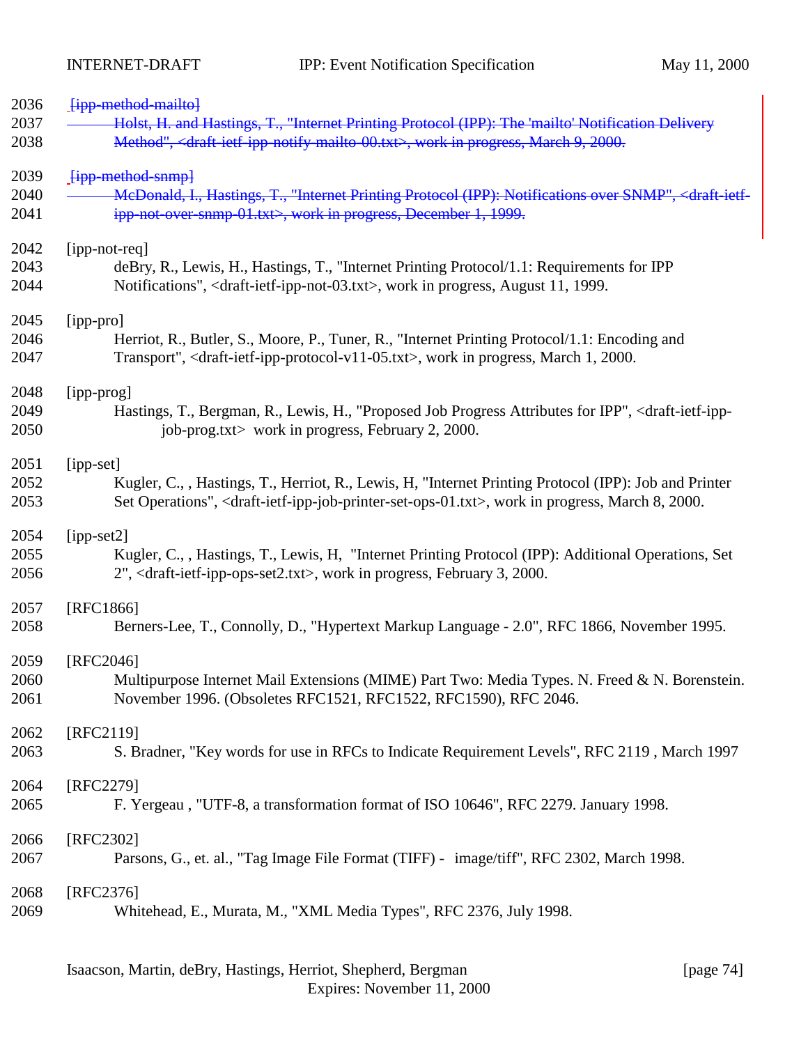~~[ipp-method-mailto]~~
~~Holst, H. and Hastings, T., "Internet Printing Protocol (IPP): The 'mailto' Notification Delivery Method", <draft-ietf-ipp-notify-mailto-00.txt>, work in progress, March 9, 2000.~~

~~[ipp-method-snmp]~~
~~McDonald, I., Hastings, T., "Internet Printing Protocol (IPP): Notifications over SNMP", <draft-ietf-ipp-not-over-snmp-01.txt>, work in progress, December 1, 1999.~~

[ipp-not-req]
deBry, R., Lewis, H., Hastings, T., "Internet Printing Protocol/1.1: Requirements for IPP Notifications", <draft-ietf-ipp-not-03.txt>, work in progress, August 11, 1999.

[ipp-pro]
Herriot, R., Butler, S., Moore, P., Tuner, R., "Internet Printing Protocol/1.1: Encoding and Transport", <draft-ietf-ipp-protocol-v11-05.txt>, work in progress, March 1, 2000.

[ipp-prog]
Hastings, T., Bergman, R., Lewis, H., "Proposed Job Progress Attributes for IPP", <draft-ietf-ipp-job-prog.txt> work in progress, February 2, 2000.

[ipp-set]
Kugler, C., , Hastings, T., Herriot, R., Lewis, H, "Internet Printing Protocol (IPP): Job and Printer Set Operations", <draft-ietf-ipp-job-printer-set-ops-01.txt>, work in progress, March 8, 2000.

[ipp-set2]
Kugler, C., , Hastings, T., Lewis, H, "Internet Printing Protocol (IPP): Additional Operations, Set 2", <draft-ietf-ipp-ops-set2.txt>, work in progress, February 3, 2000.

[RFC1866]
Berners-Lee, T., Connolly, D., "Hypertext Markup Language - 2.0", RFC 1866, November 1995.

[RFC2046]
Multipurpose Internet Mail Extensions (MIME) Part Two: Media Types. N. Freed & N. Borenstein. November 1996. (Obsoletes RFC1521, RFC1522, RFC1590), RFC 2046.

[RFC2119]
S. Bradner, "Key words for use in RFCs to Indicate Requirement Levels", RFC 2119 , March 1997

[RFC2279]
F. Yergeau , "UTF-8, a transformation format of ISO 10646", RFC 2279. January 1998.

[RFC2302]
Parsons, G., et. al., "Tag Image File Format (TIFF) - image/tiff", RFC 2302, March 1998.

[RFC2376]
Whitehead, E., Murata, M., "XML Media Types", RFC 2376, July 1998.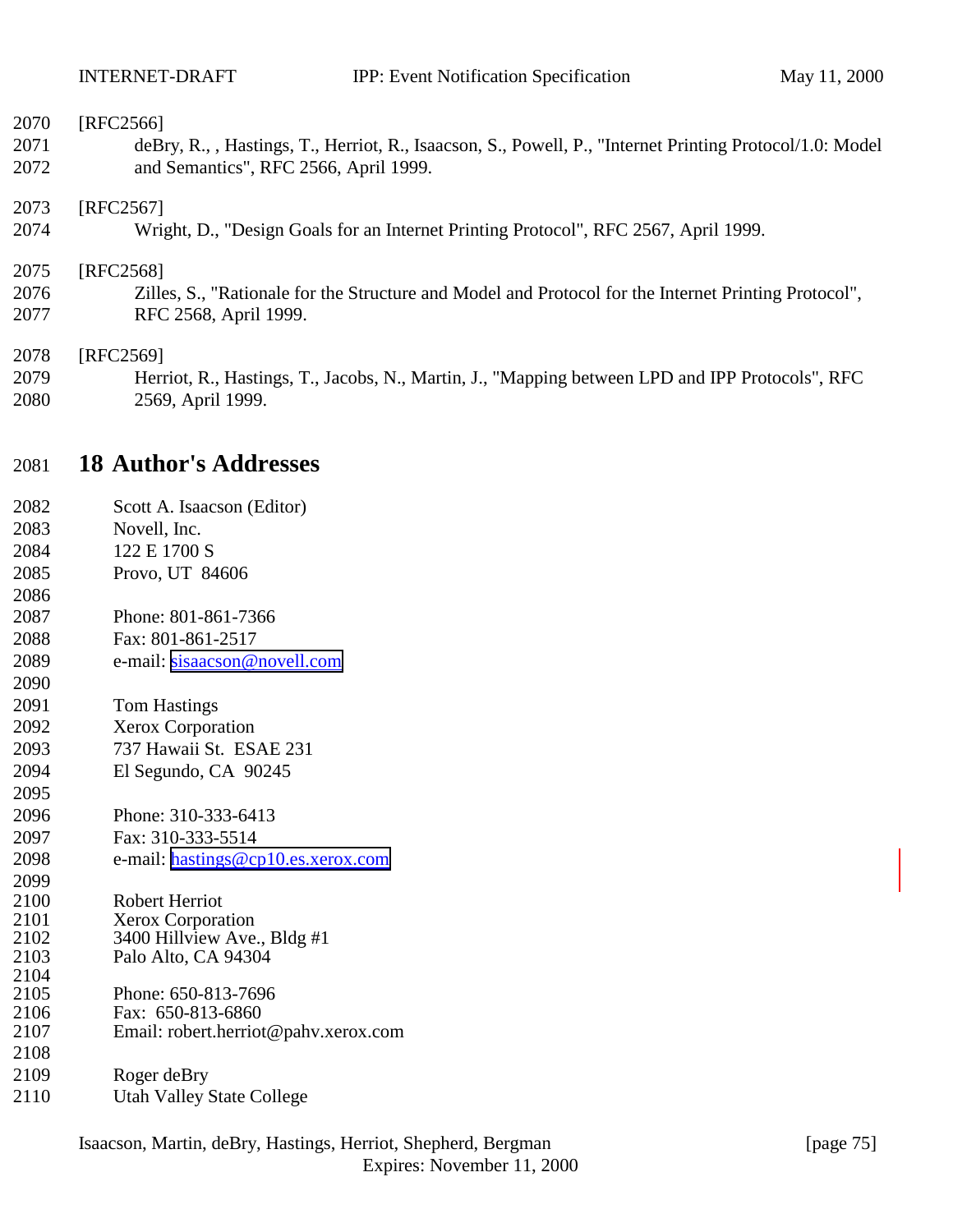[RFC2566]
deBry, R., , Hastings, T., Herriot, R., Isaacson, S., Powell, P., "Internet Printing Protocol/1.0: Model and Semantics", RFC 2566, April 1999.

[RFC2567]
Wright, D., "Design Goals for an Internet Printing Protocol", RFC 2567, April 1999.

[RFC2568]
Zilles, S., "Rationale for the Structure and Model and Protocol for the Internet Printing Protocol", RFC 2568, April 1999.

[RFC2569]
Herriot, R., Hastings, T., Jacobs, N., Martin, J., "Mapping between LPD and IPP Protocols", RFC 2569, April 1999.

# 18 Author's Addresses

Scott A. Isaacson (Editor)
Novell, Inc.
122 E 1700 S
Provo, UT 84606

Phone: 801-861-7366
Fax: 801-861-2517
e-mail: sisaacson@novell.com

Tom Hastings
Xerox Corporation
737 Hawaii St. ESAE 231
El Segundo, CA 90245

Phone: 310-333-6413
Fax: 310-333-5514
e-mail: hastings@cp10.es.xerox.com

Robert Herriot
Xerox Corporation
3400 Hillview Ave., Bldg #1
Palo Alto, CA 94304

Phone: 650-813-7696
Fax: 650-813-6860
Email: robert.herriot@pahv.xerox.com

Roger deBry
Utah Valley State College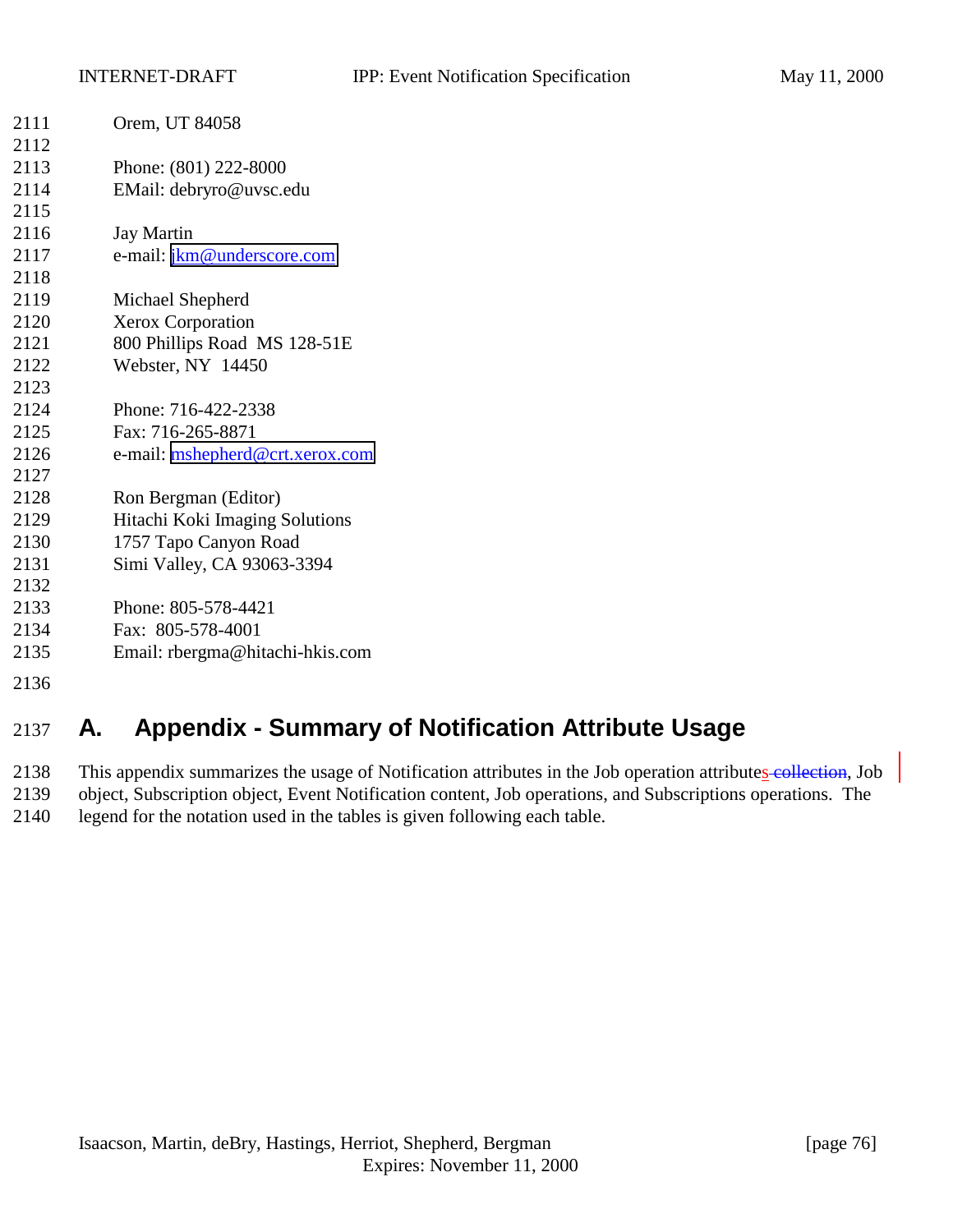Orem, UT 84058

Phone: (801) 222-8000
EMail: debryro@uvsc.edu

Jay Martin
e-mail: jkm@underscore.com

Michael Shepherd
Xerox Corporation
800 Phillips Road MS 128-51E
Webster, NY 14450

Phone: 716-422-2338
Fax: 716-265-8871
e-mail: mshepherd@crt.xerox.com

Ron Bergman (Editor)
Hitachi Koki Imaging Solutions
1757 Tapo Canyon Road
Simi Valley, CA 93063-3394

Phone: 805-578-4421
Fax: 805-578-4001
Email: rbergma@hitachi-hkis.com

# A. Appendix - Summary of Notification Attribute Usage

This appendix summarizes the usage of Notification attributes in the Job operation attributes ~~collection~~, Job object, Subscription object, Event Notification content, Job operations, and Subscriptions operations. The legend for the notation used in the tables is given following each table.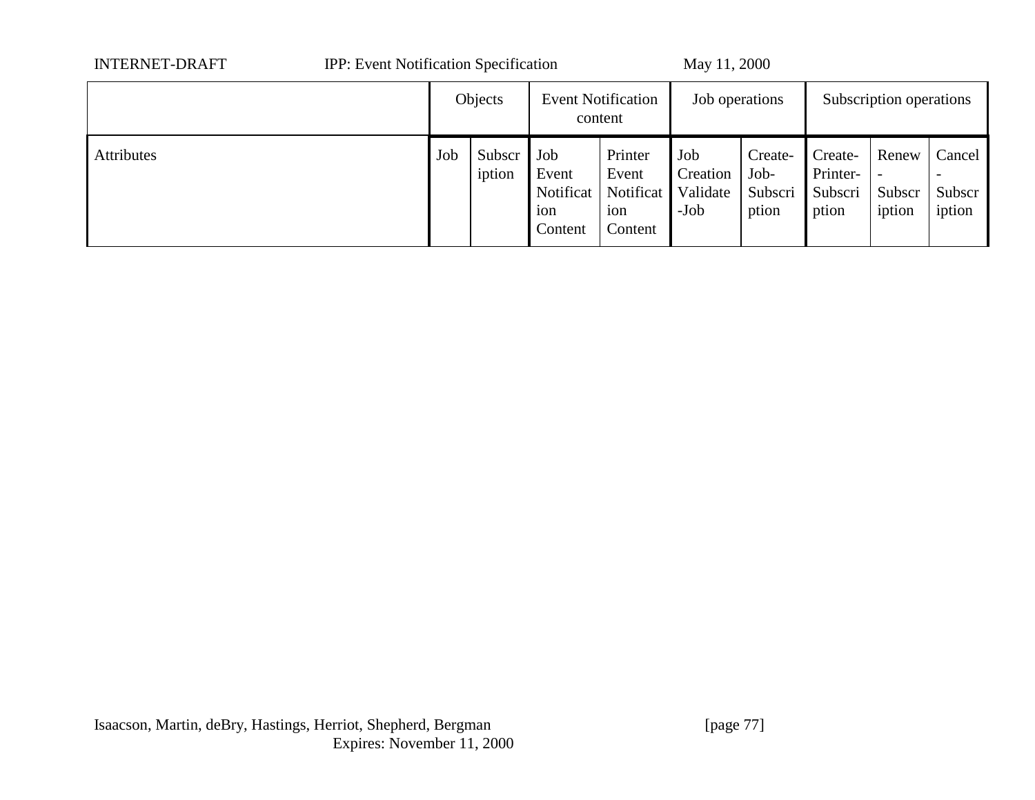| | Objects | | Event Notification content | | Job operations | | Subscription operations | | |
|---|---|---|---|---|---|---|---|---|---|
| Attributes | Job | Subscription | Job Event Notification Content | Printer Event Notification Content | Job Creation Validate-Job | Create-Job-Subscription | Create-Printer-Subscription | Renew-Subscription | Cancel-Subscription |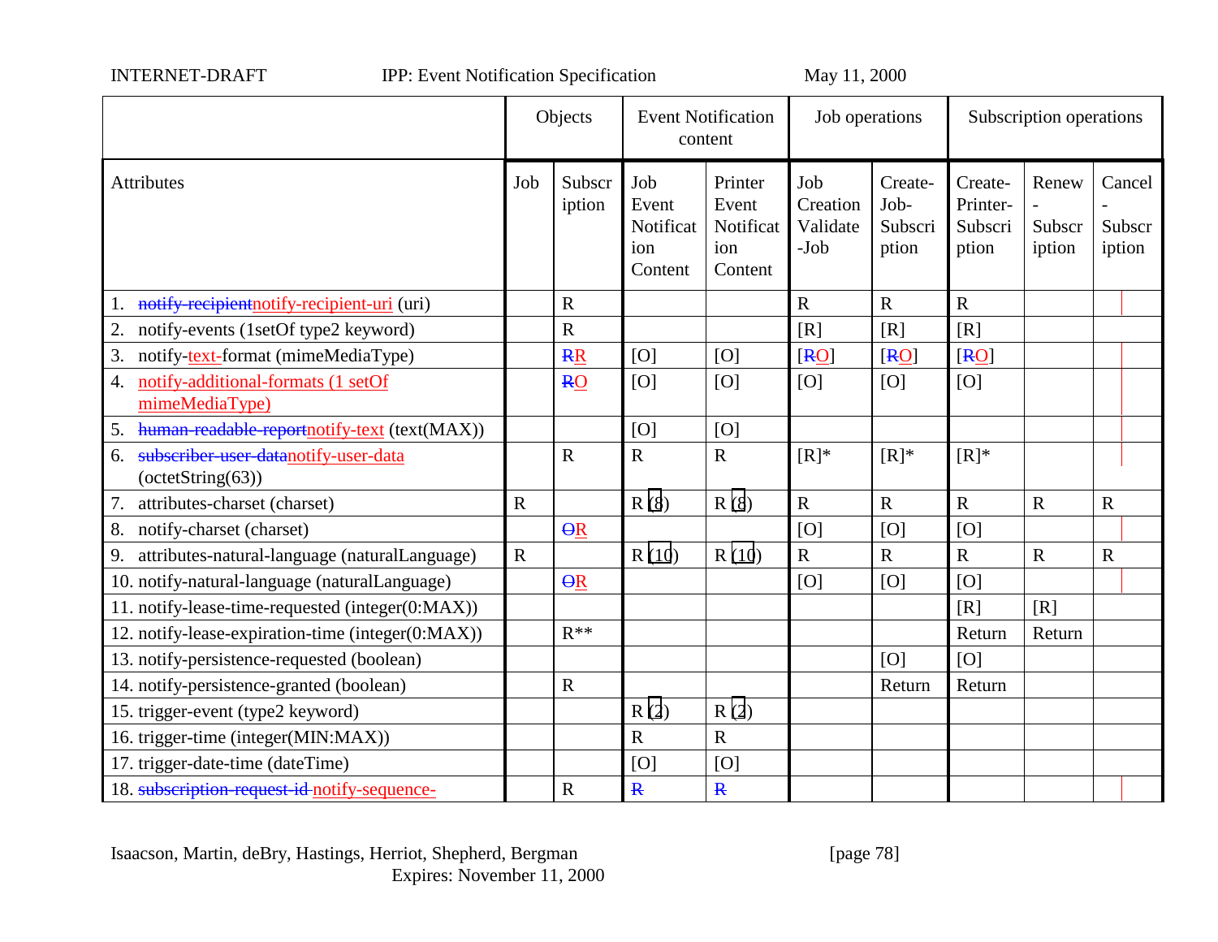| | Objects | | Event Notification content | | Job operations | | Subscription operations | | |
|---|---|---|---|---|---|---|---|---|---|
| Attributes | Job | Subscription | Job Event Notification Content | Printer Event Notification Content | Job Creation Validate-Job | Create-Job-Subscription | Create-Printer-Subscription | Renew-Subscription | Cancel-Subscription |
| 1. ~~notify-recipient~~notify-recipient-uri (uri) | | R | | | R | R | R | | |
| 2. notify-events (1setOf type2 keyword) | | R | | | [R] | [R] | [R] | | |
| 3. notify-text-format (mimeMediaType) | | ~~R~~R | [O] | [O] | [~~R~~O] | [~~R~~O] | [~~R~~O] | | |
| 4. notify-additional-formats (1 setOf mimeMediaType) | | ~~R~~O | [O] | [O] | [O] | [O] | [O] | | |
| 5. ~~human-readable-report~~notify-text (text(MAX)) | | | [O] | [O] | | | | | |
| 6. ~~subscriber-user-data~~notify-user-data (octetString(63)) | | R | R | R | [R]* | [R]* | [R]* | | |
| 7. attributes-charset (charset) | R | | R (8) | R (8) | R | R | R | R | R |
| 8. notify-charset (charset) | | ~~O~~R | | | [O] | [O] | [O] | | |
| 9. attributes-natural-language (naturalLanguage) | R | | R (10) | R (10) | R | R | R | R | R |
| 10. notify-natural-language (naturalLanguage) | | ~~O~~R | | | [O] | [O] | [O] | | |
| 11. notify-lease-time-requested (integer(0:MAX)) | | | | | | | [R] | [R] | |
| 12. notify-lease-expiration-time (integer(0:MAX)) | | R** | | | | | Return | Return | |
| 13. notify-persistence-requested (boolean) | | | | | | [O] | [O] | | |
| 14. notify-persistence-granted (boolean) | | R | | | | Return | Return | | |
| 15. trigger-event (type2 keyword) | | | R (2) | R (2) | | | | | |
| 16. trigger-time (integer(MIN:MAX)) | | | R | R | | | | | |
| 17. trigger-date-time (dateTime) | | | [O] | [O] | | | | | |
| 18. ~~subscription-request-id~~ notify-sequence- | | R | ~~R~~ | ~~R~~ | | | | | |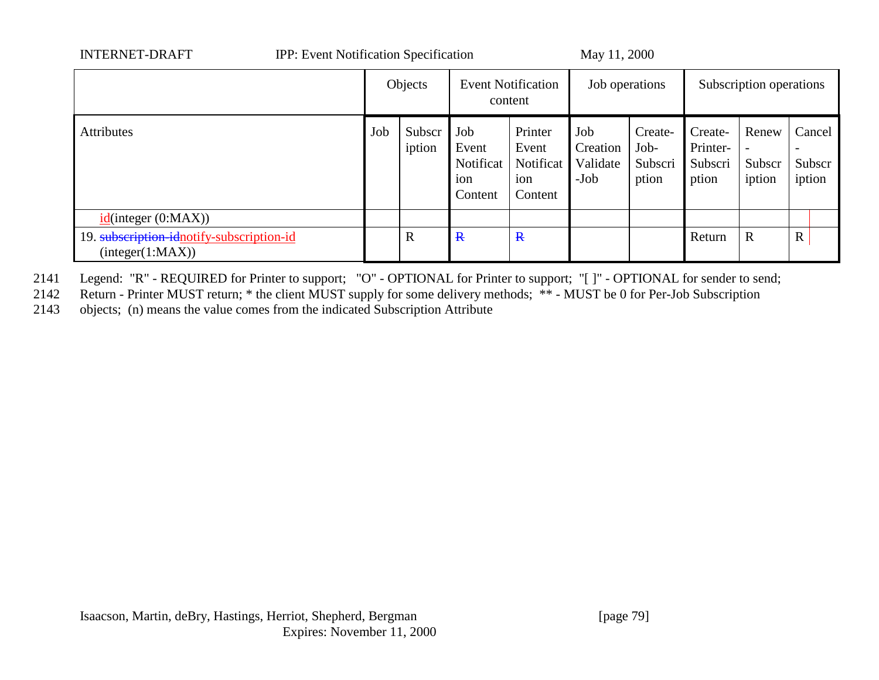| | Objects | | Event Notification content | | Job operations | | Subscription operations | | |
|---|---|---|---|---|---|---|---|---|---|
| Attributes | Job | Subscription | Job Event Notification Content | Printer Event Notification Content | Job Creation Validate-Job | Create-Job-Subscription | Create-Printer-Subscription | Renew-Subscription | Cancel-Subscription |
| ~~id~~id(integer (0:MAX)) | | | | | | | | | |
| 19. ~~subscription-id~~notify-subscription-id (integer(1:MAX)) | | R | ~~R~~ | ~~R~~ | | | Return | R | R |

Legend: "R" - REQUIRED for Printer to support; "O" - OPTIONAL for Printer to support; "[ ]" - OPTIONAL for sender to send; Return - Printer MUST return; * the client MUST supply for some delivery methods; ** - MUST be 0 for Per-Job Subscription objects; (n) means the value comes from the indicated Subscription Attribute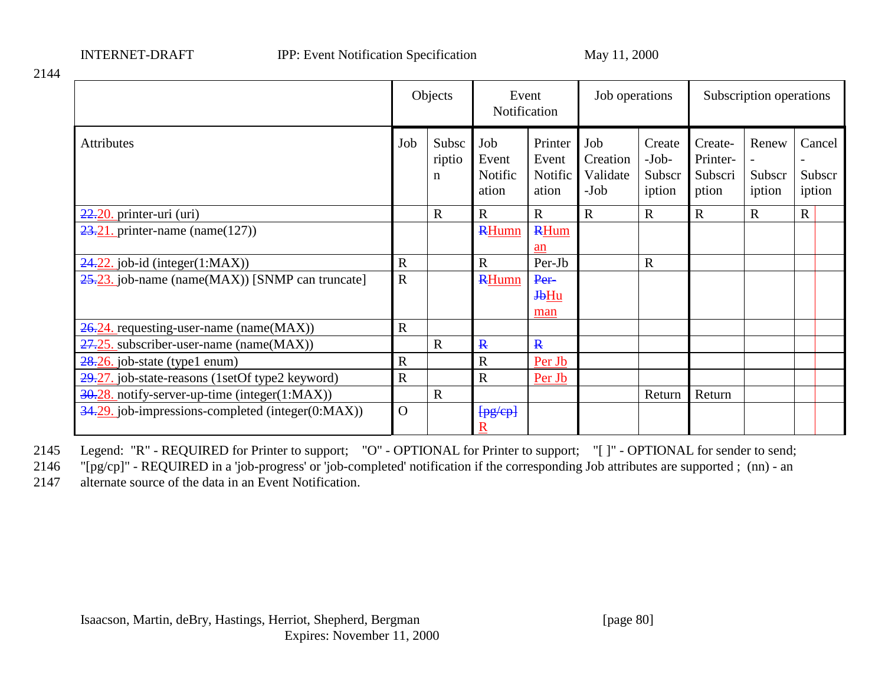2144

| | Objects | | Event Notification | | Job operations | | Subscription operations | | |
|---|---|---|---|---|---|---|---|---|---|
| Attributes | Job | Subscription | Job Event Notification | Printer Event Notification | Job Creation Validate-Job | Create-Job-Subscription | Create-Printer-Subscription | Renew-Subscription | Cancel-Subscription |
| ~~22.~~20. printer-uri (uri) | | R | R | R | R | R | R | R | R |
| ~~23.~~21. printer-name (name(127)) | | | ~~R~~Humn | ~~R~~Human | | | | | |
| ~~24.~~22. job-id (integer(1:MAX)) | R | | R | Per-Jb | | R | | | |
| ~~25.~~23. job-name (name(MAX)) [SNMP can truncate] | R | | ~~R~~Humn | ~~Per-Jb~~Human | | | | | |
| ~~26.~~24. requesting-user-name (name(MAX)) | R | | | | | | | | |
| ~~27.~~25. subscriber-user-name (name(MAX)) | | R | ~~R~~ | ~~R~~ | | | | | |
| ~~28.~~26. job-state (type1 enum) | R | | R | Per Jb | | | | | |
| ~~29.~~27. job-state-reasons (1setOf type2 keyword) | R | | R | Per Jb | | | | | |
| ~~30.~~28. notify-server-up-time (integer(1:MAX)) | | R | | | | Return | Return | | |
| ~~34.~~29. job-impressions-completed (integer(0:MAX)) | O | | ~~[pg/cp]~~ R | | | | | | |

2145 Legend: "R" - REQUIRED for Printer to support; "O" - OPTIONAL for Printer to support; "[ ]" - OPTIONAL for sender to send;
2146 "[pg/cp]" - REQUIRED in a 'job-progress' or 'job-completed' notification if the corresponding Job attributes are supported ; (nn) - an
2147 alternate source of the data in an Event Notification.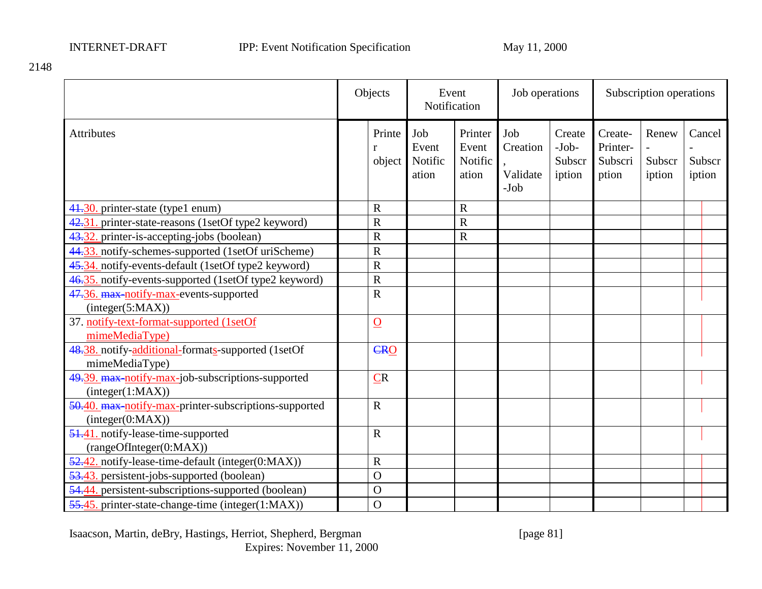2148

| | Objects | | Event Notification | | Job operations | | Subscription operations | | |
|---|---|---|---|---|---|---|---|---|---|
| Attributes | | Printer object | Job Event Notification | Printer Event Notification | Job Creation, Validate-Job | Create-Job-Subscription | Create-Printer-Subscription | Renew-Subscription | Cancel-Subscription |
| 41.30. printer-state (type1 enum) | | R | | R | | | | | |
| 42.31. printer-state-reasons (1setOf type2 keyword) | | R | | R | | | | | |
| 43.32. printer-is-accepting-jobs (boolean) | | R | | R | | | | | |
| 44.33. notify-schemes-supported (1setOf uriScheme) | | R | | | | | | | |
| 45.34. notify-events-default (1setOf type2 keyword) | | R | | | | | | | |
| 46.35. notify-events-supported (1setOf type2 keyword) | | R | | | | | | | |
| 47.36. max-notify-max-events-supported (integer(5:MAX)) | | R | | | | | | | |
| 37. notify-text-format-supported (1setOf mimeMediaType) | | O | | | | | | | |
| 48.38. notify-additional-formats-supported (1setOf mimeMediaType) | | CRO | | | | | | | |
| 49.39. max-notify-max-job-subscriptions-supported (integer(1:MAX)) | | CR | | | | | | | |
| 50.40. max-notify-max-printer-subscriptions-supported (integer(0:MAX)) | | R | | | | | | | |
| 51.41. notify-lease-time-supported (rangeOfInteger(0:MAX)) | | R | | | | | | | |
| 52.42. notify-lease-time-default (integer(0:MAX)) | | R | | | | | | | |
| 53.43. persistent-jobs-supported (boolean) | | O | | | | | | | |
| 54.44. persistent-subscriptions-supported (boolean) | | O | | | | | | | |
| 55.45. printer-state-change-time (integer(1:MAX)) | | O | | | | | | | |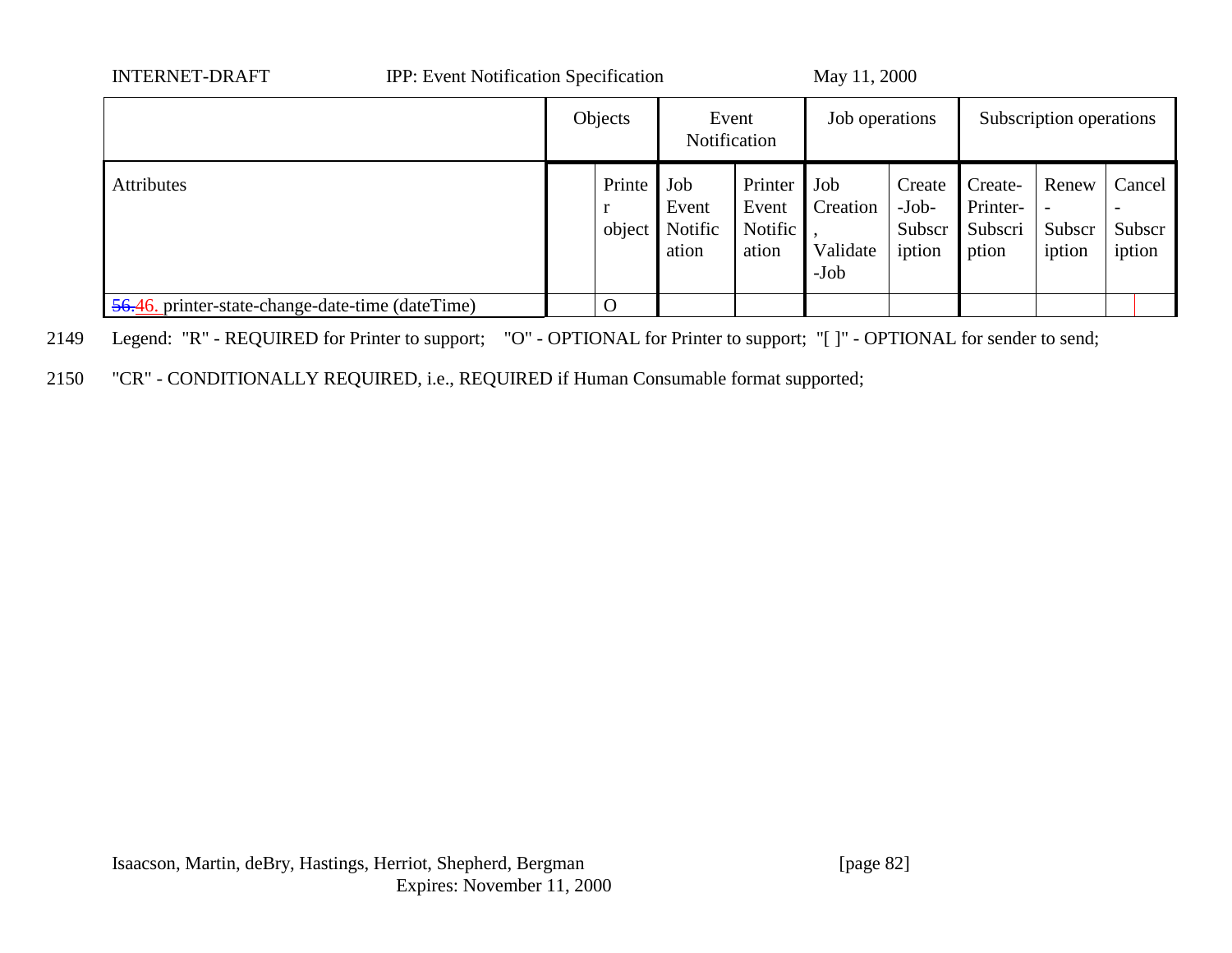| | Objects | | Event Notification | | Job operations | | Subscription operations | | | |
|---|---|---|---|---|---|---|---|---|---|---|
| Attributes | | Printer object | Job Event Notification | Printer Event Notification | Job Creation, Validate-Job | Create-Job-Subscription | Create-Printer-Subscription | Renew-Subscription | Cancel-Subscription | |
| ~~56.~~46. printer-state-change-date-time (dateTime) | | O | | | | | | | | |

2149 Legend: "R" - REQUIRED for Printer to support; "O" - OPTIONAL for Printer to support; "[ ]" - OPTIONAL for sender to send;

2150 "CR" - CONDITIONALLY REQUIRED, i.e., REQUIRED if Human Consumable format supported;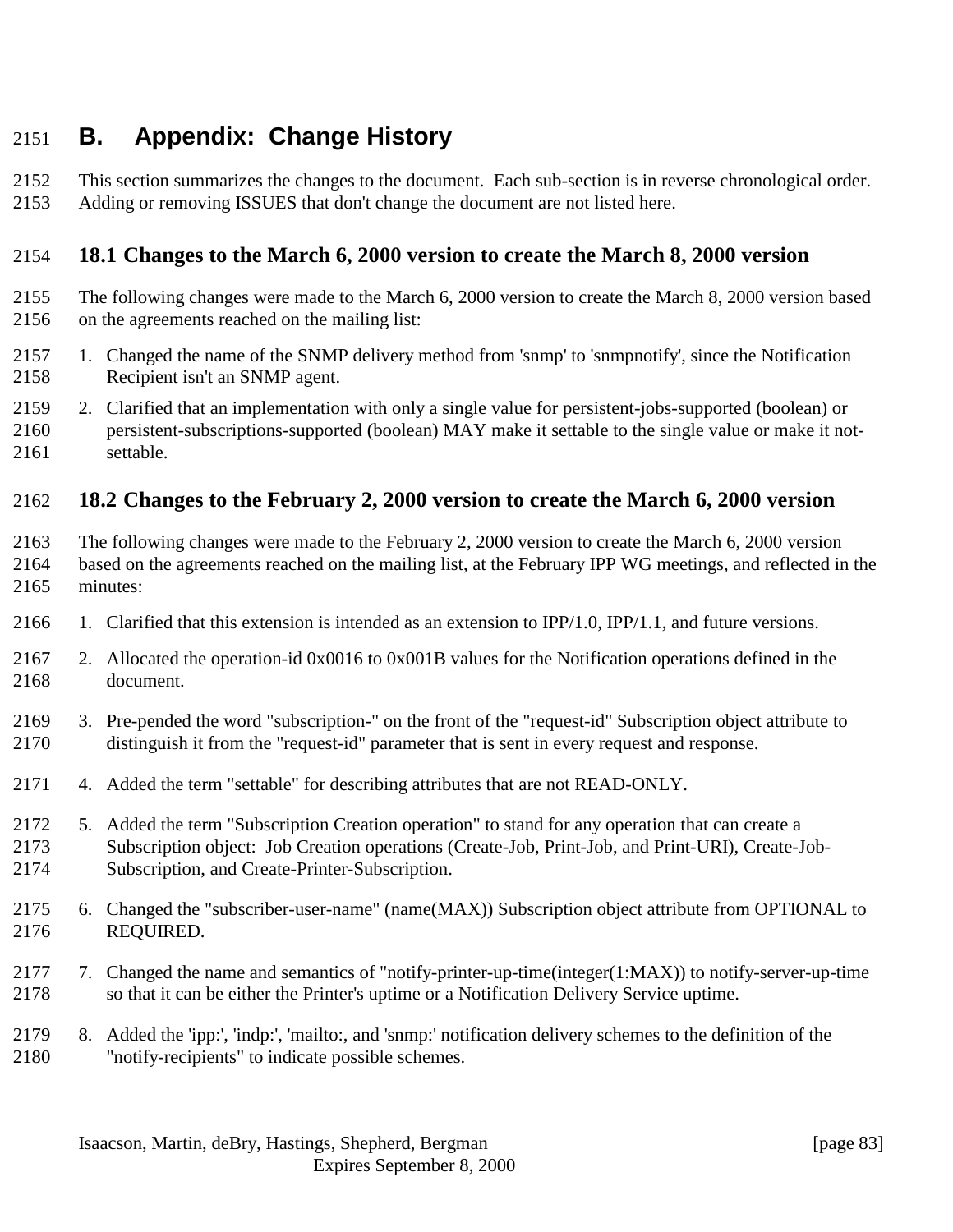# B. Appendix: Change History

This section summarizes the changes to the document. Each sub-section is in reverse chronological order. Adding or removing ISSUES that don't change the document are not listed here.

## 18.1 Changes to the March 6, 2000 version to create the March 8, 2000 version

The following changes were made to the March 6, 2000 version to create the March 8, 2000 version based on the agreements reached on the mailing list:

1. Changed the name of the SNMP delivery method from 'snmp' to 'snmpnotify', since the Notification Recipient isn't an SNMP agent.
2. Clarified that an implementation with only a single value for persistent-jobs-supported (boolean) or persistent-subscriptions-supported (boolean) MAY make it settable to the single value or make it not-settable.

## 18.2 Changes to the February 2, 2000 version to create the March 6, 2000 version

The following changes were made to the February 2, 2000 version to create the March 6, 2000 version based on the agreements reached on the mailing list, at the February IPP WG meetings, and reflected in the minutes:

1. Clarified that this extension is intended as an extension to IPP/1.0, IPP/1.1, and future versions.
2. Allocated the operation-id 0x0016 to 0x001B values for the Notification operations defined in the document.
3. Pre-pended the word "subscription-" on the front of the "request-id" Subscription object attribute to distinguish it from the "request-id" parameter that is sent in every request and response.
4. Added the term "settable" for describing attributes that are not READ-ONLY.
5. Added the term "Subscription Creation operation" to stand for any operation that can create a Subscription object: Job Creation operations (Create-Job, Print-Job, and Print-URI), Create-Job-Subscription, and Create-Printer-Subscription.
6. Changed the "subscriber-user-name" (name(MAX)) Subscription object attribute from OPTIONAL to REQUIRED.
7. Changed the name and semantics of "notify-printer-up-time(integer(1:MAX)) to notify-server-up-time so that it can be either the Printer's uptime or a Notification Delivery Service uptime.
8. Added the 'ipp:', 'indp:', 'mailto:, and 'snmp:' notification delivery schemes to the definition of the "notify-recipients" to indicate possible schemes.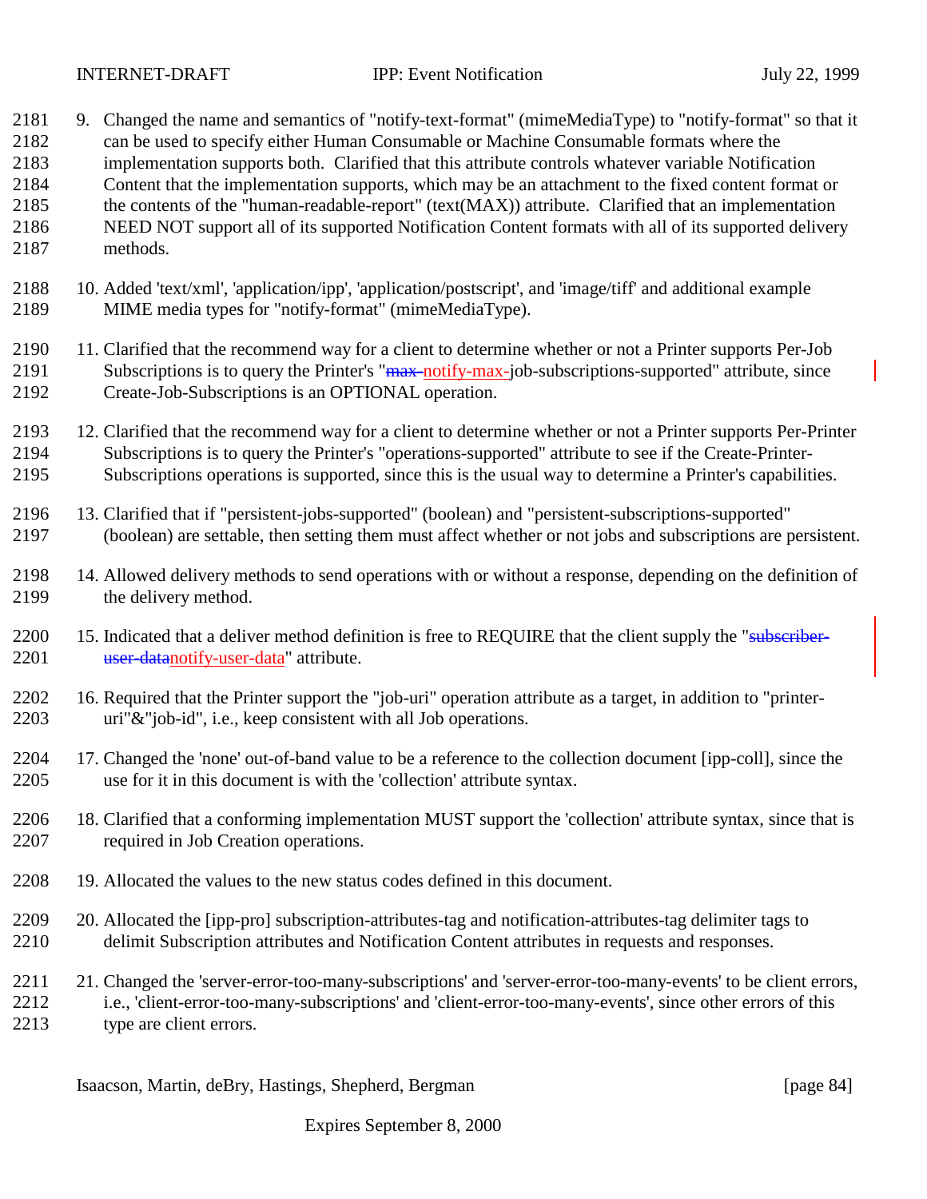9. Changed the name and semantics of "notify-text-format" (mimeMediaType) to "notify-format" so that it can be used to specify either Human Consumable or Machine Consumable formats where the implementation supports both. Clarified that this attribute controls whatever variable Notification Content that the implementation supports, which may be an attachment to the fixed content format or the contents of the "human-readable-report" (text(MAX)) attribute. Clarified that an implementation NEED NOT support all of its supported Notification Content formats with all of its supported delivery methods.

10. Added 'text/xml', 'application/ipp', 'application/postscript', and 'image/tiff' and additional example MIME media types for "notify-format" (mimeMediaType).

11. Clarified that the recommend way for a client to determine whether or not a Printer supports Per-Job Subscriptions is to query the Printer's "~~max-~~notify-max-job-subscriptions-supported" attribute, since Create-Job-Subscriptions is an OPTIONAL operation.

12. Clarified that the recommend way for a client to determine whether or not a Printer supports Per-Printer Subscriptions is to query the Printer's "operations-supported" attribute to see if the Create-Printer-Subscriptions operations is supported, since this is the usual way to determine a Printer's capabilities.

13. Clarified that if "persistent-jobs-supported" (boolean) and "persistent-subscriptions-supported" (boolean) are settable, then setting them must affect whether or not jobs and subscriptions are persistent.

14. Allowed delivery methods to send operations with or without a response, depending on the definition of the delivery method.

15. Indicated that a deliver method definition is free to REQUIRE that the client supply the "~~subscriber-user-data~~notify-user-data" attribute.

16. Required that the Printer support the "job-uri" operation attribute as a target, in addition to "printer-uri"&"job-id", i.e., keep consistent with all Job operations.

17. Changed the 'none' out-of-band value to be a reference to the collection document [ipp-coll], since the use for it in this document is with the 'collection' attribute syntax.

18. Clarified that a conforming implementation MUST support the 'collection' attribute syntax, since that is required in Job Creation operations.

19. Allocated the values to the new status codes defined in this document.

20. Allocated the [ipp-pro] subscription-attributes-tag and notification-attributes-tag delimiter tags to delimit Subscription attributes and Notification Content attributes in requests and responses.

21. Changed the 'server-error-too-many-subscriptions' and 'server-error-too-many-events' to be client errors, i.e., 'client-error-too-many-subscriptions' and 'client-error-too-many-events', since other errors of this type are client errors.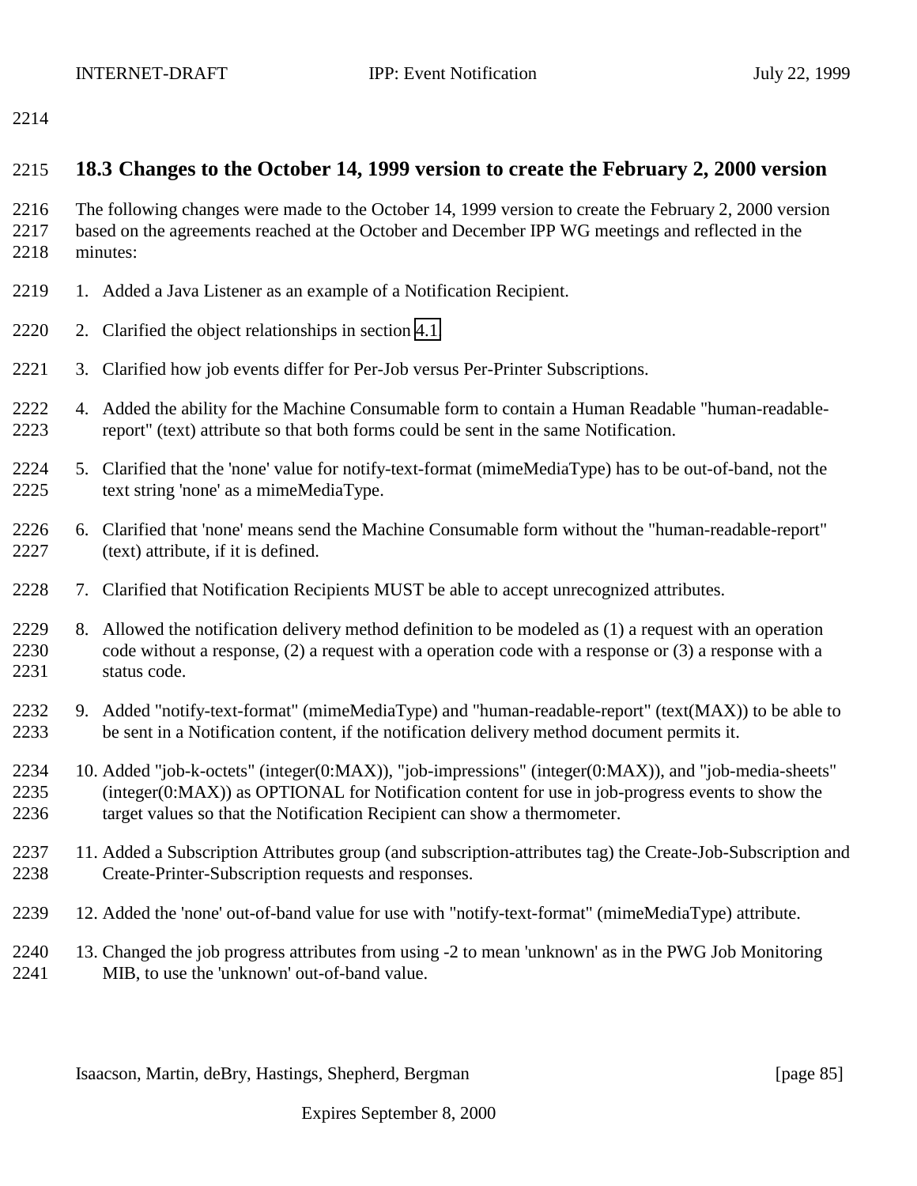### 18.3 Changes to the October 14, 1999 version to create the February 2, 2000 version

The following changes were made to the October 14, 1999 version to create the February 2, 2000 version based on the agreements reached at the October and December IPP WG meetings and reflected in the minutes:

1. Added a Java Listener as an example of a Notification Recipient.
2. Clarified the object relationships in section 4.1.
3. Clarified how job events differ for Per-Job versus Per-Printer Subscriptions.
4. Added the ability for the Machine Consumable form to contain a Human Readable "human-readable-report" (text) attribute so that both forms could be sent in the same Notification.
5. Clarified that the 'none' value for notify-text-format (mimeMediaType) has to be out-of-band, not the text string 'none' as a mimeMediaType.
6. Clarified that 'none' means send the Machine Consumable form without the "human-readable-report" (text) attribute, if it is defined.
7. Clarified that Notification Recipients MUST be able to accept unrecognized attributes.
8. Allowed the notification delivery method definition to be modeled as (1) a request with an operation code without a response, (2) a request with a operation code with a response or (3) a response with a status code.
9. Added "notify-text-format" (mimeMediaType) and "human-readable-report" (text(MAX)) to be able to be sent in a Notification content, if the notification delivery method document permits it.
10. Added "job-k-octets" (integer(0:MAX)), "job-impressions" (integer(0:MAX)), and "job-media-sheets" (integer(0:MAX)) as OPTIONAL for Notification content for use in job-progress events to show the target values so that the Notification Recipient can show a thermometer.
11. Added a Subscription Attributes group (and subscription-attributes tag) the Create-Job-Subscription and Create-Printer-Subscription requests and responses.
12. Added the 'none' out-of-band value for use with "notify-text-format" (mimeMediaType) attribute.
13. Changed the job progress attributes from using -2 to mean 'unknown' as in the PWG Job Monitoring MIB, to use the 'unknown' out-of-band value.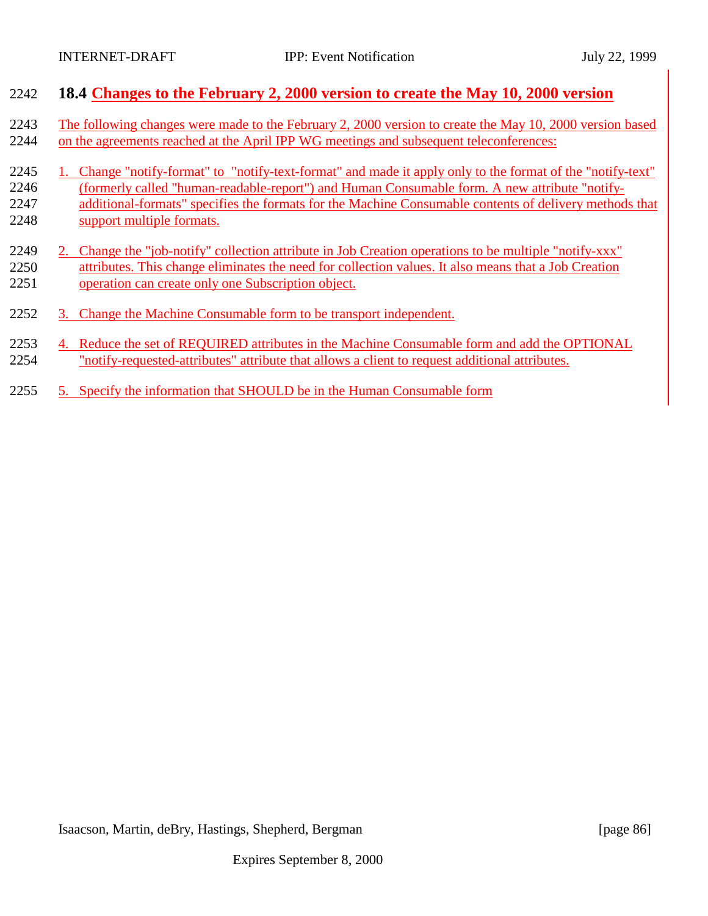### 18.4 Changes to the February 2, 2000 version to create the May 10, 2000 version

The following changes were made to the February 2, 2000 version to create the May 10, 2000 version based on the agreements reached at the April IPP WG meetings and subsequent teleconferences:

1. Change "notify-format" to "notify-text-format" and made it apply only to the format of the "notify-text" (formerly called "human-readable-report") and Human Consumable form. A new attribute "notify-additional-formats" specifies the formats for the Machine Consumable contents of delivery methods that support multiple formats.

2. Change the "job-notify" collection attribute in Job Creation operations to be multiple "notify-xxx" attributes. This change eliminates the need for collection values. It also means that a Job Creation operation can create only one Subscription object.

3. Change the Machine Consumable form to be transport independent.

4. Reduce the set of REQUIRED attributes in the Machine Consumable form and add the OPTIONAL "notify-requested-attributes" attribute that allows a client to request additional attributes.

5. Specify the information that SHOULD be in the Human Consumable form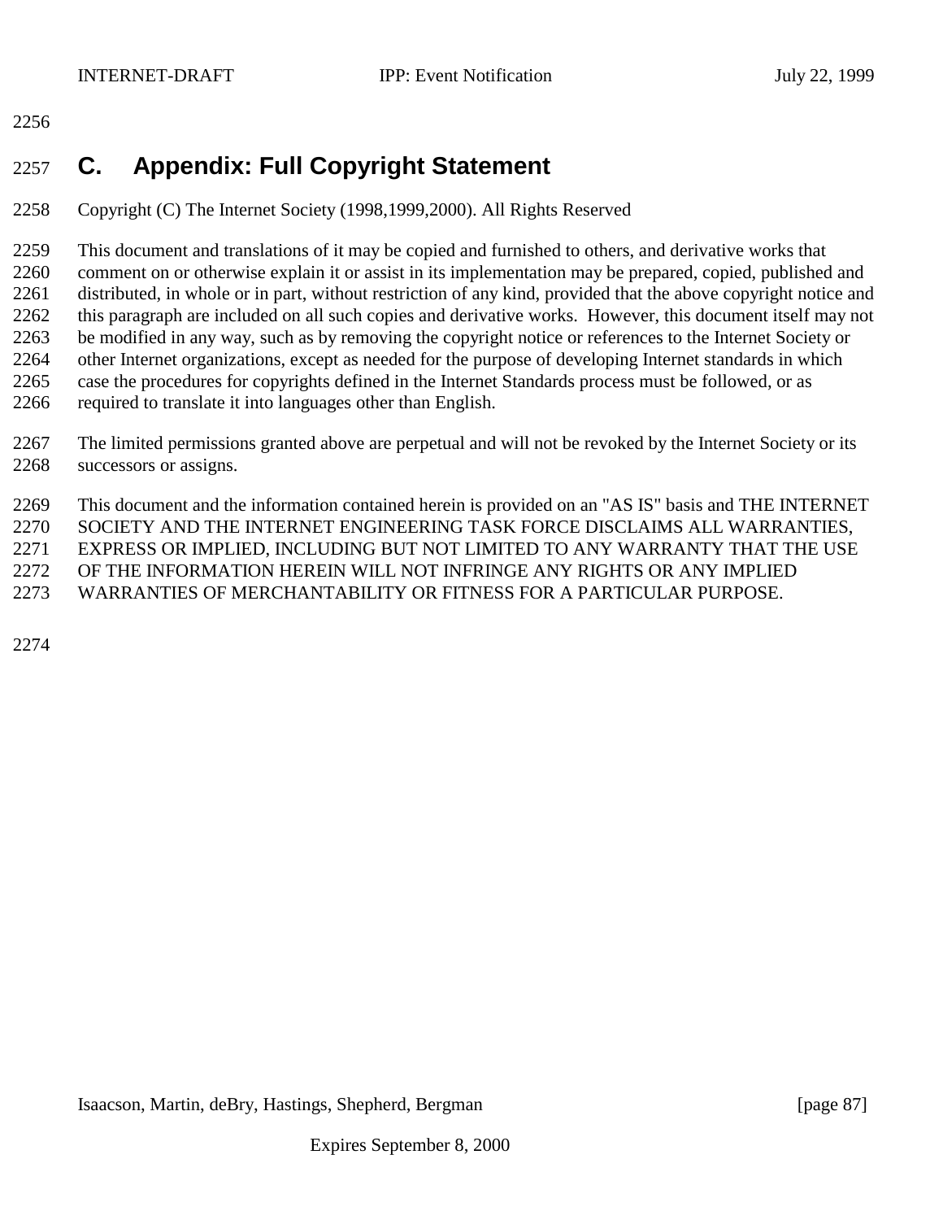# C. Appendix: Full Copyright Statement

Copyright (C) The Internet Society (1998,1999,2000). All Rights Reserved

This document and translations of it may be copied and furnished to others, and derivative works that comment on or otherwise explain it or assist in its implementation may be prepared, copied, published and distributed, in whole or in part, without restriction of any kind, provided that the above copyright notice and this paragraph are included on all such copies and derivative works. However, this document itself may not be modified in any way, such as by removing the copyright notice or references to the Internet Society or other Internet organizations, except as needed for the purpose of developing Internet standards in which case the procedures for copyrights defined in the Internet Standards process must be followed, or as required to translate it into languages other than English.

The limited permissions granted above are perpetual and will not be revoked by the Internet Society or its successors or assigns.

This document and the information contained herein is provided on an "AS IS" basis and THE INTERNET SOCIETY AND THE INTERNET ENGINEERING TASK FORCE DISCLAIMS ALL WARRANTIES, EXPRESS OR IMPLIED, INCLUDING BUT NOT LIMITED TO ANY WARRANTY THAT THE USE OF THE INFORMATION HEREIN WILL NOT INFRINGE ANY RIGHTS OR ANY IMPLIED WARRANTIES OF MERCHANTABILITY OR FITNESS FOR A PARTICULAR PURPOSE.